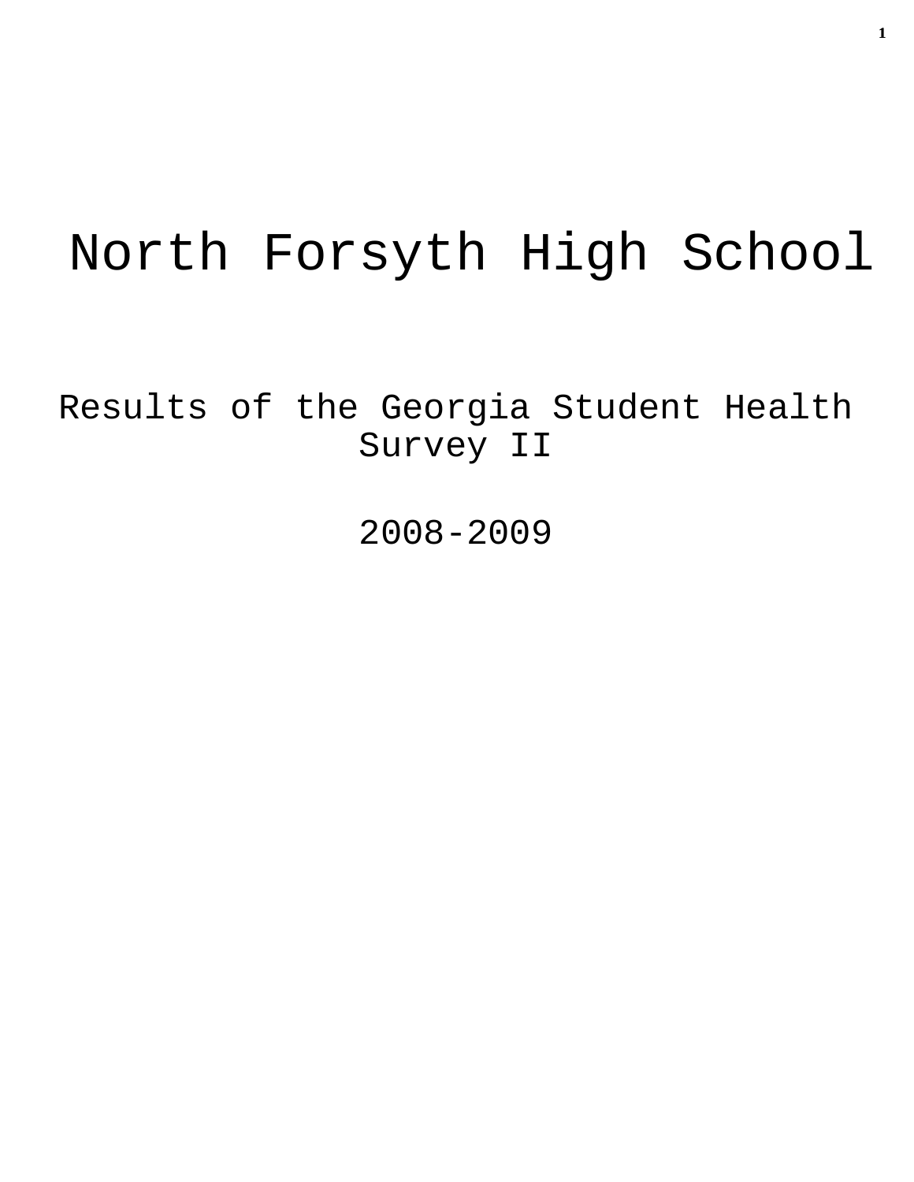# North Forsyth High School

## Results of the Georgia Student Health Survey II

## 2008-2009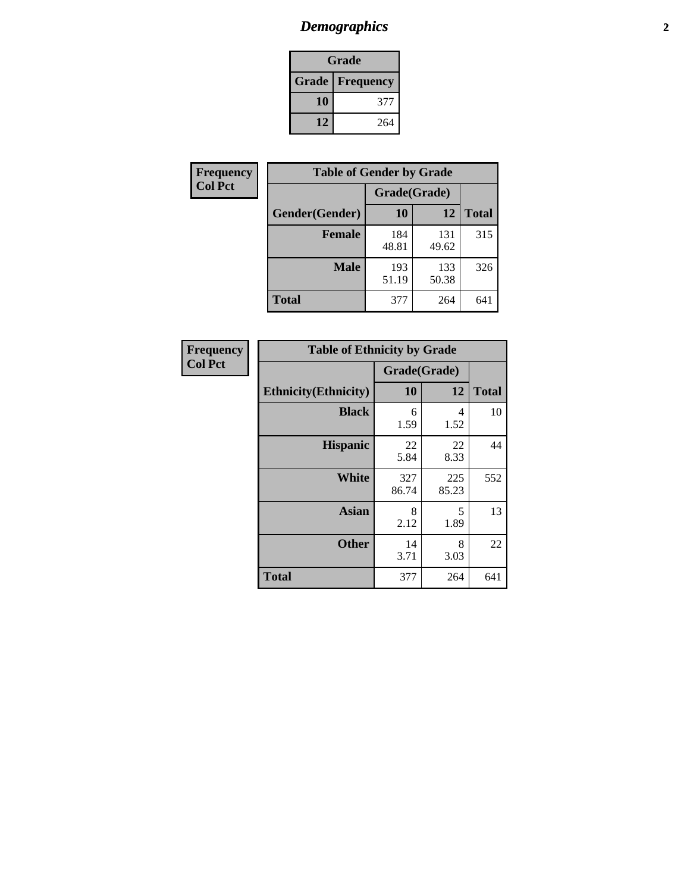# *Demographics*

| Grade | |
|---|---|
| **Grade** | **Frequency** |
| **10** | 377 |
| **12** | 264 |

**Frequency**
**Col Pct**

| Table of Gender by Grade | | | |
|---|---|---|---|
| | Grade(Grade) | | |
| **Gender(Gender)** | **10** | **12** | **Total** |
| **Female** | 184<br>48.81 | 131<br>49.62 | 315 |
| **Male** | 193<br>51.19 | 133<br>50.38 | 326 |
| **Total** | 377 | 264 | 641 |

**Frequency**
**Col Pct**

| Table of Ethnicity by Grade | | | |
|---|---|---|---|
| | Grade(Grade) | | |
| **Ethnicity(Ethnicity)** | **10** | **12** | **Total** |
| **Black** | 6<br>1.59 | 4<br>1.52 | 10 |
| **Hispanic** | 22<br>5.84 | 22<br>8.33 | 44 |
| **White** | 327<br>86.74 | 225<br>85.23 | 552 |
| **Asian** | 8<br>2.12 | 5<br>1.89 | 13 |
| **Other** | 14<br>3.71 | 8<br>3.03 | 22 |
| **Total** | 377 | 264 | 641 |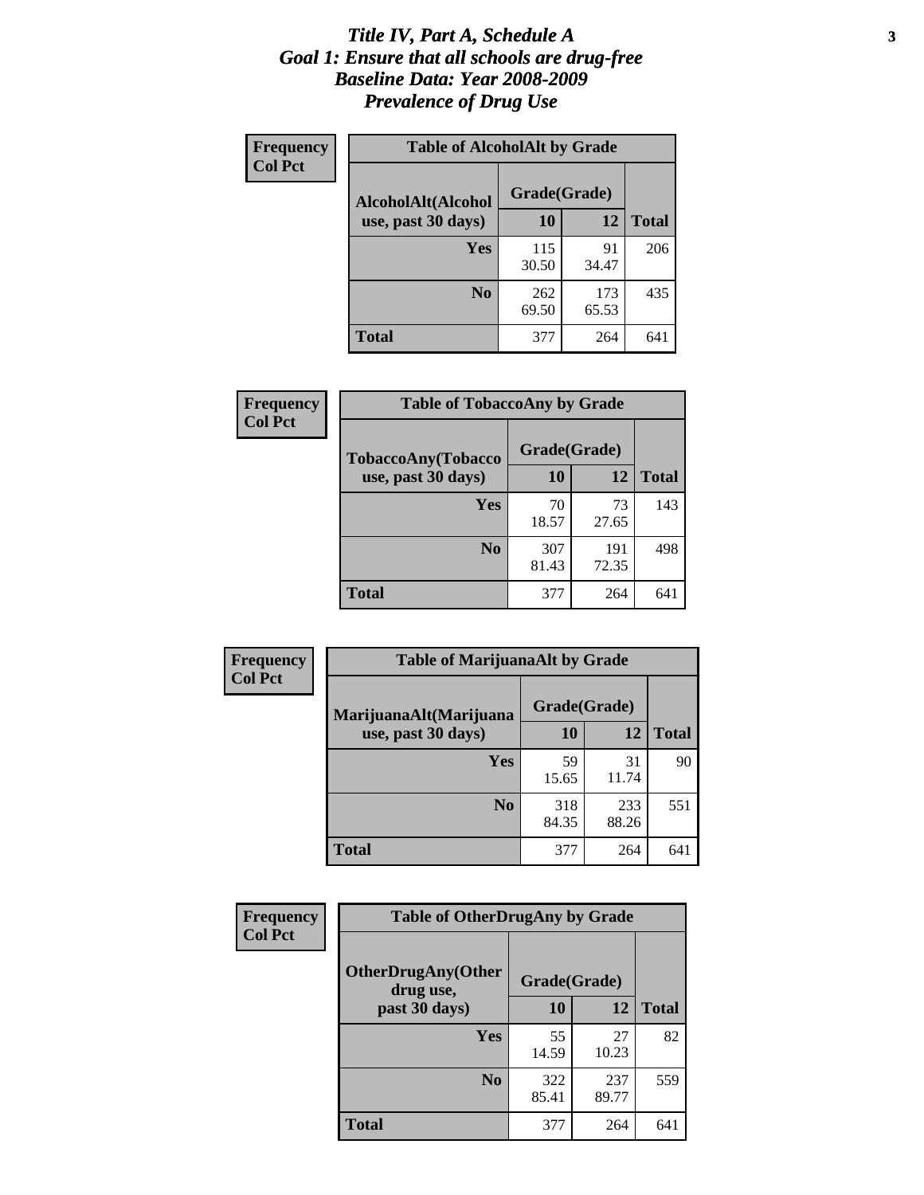# *Title IV, Part A, Schedule A*
# *Goal 1: Ensure that all schools are drug-free*
# *Baseline Data: Year 2008-2009*
# *Prevalence of Drug Use*

**Frequency**
**Col Pct**

**Table of AlcoholAlt by Grade**

| AlcoholAlt(Alcohol use, past 30 days) | Grade(Grade) 10 | 12 | Total |
|---|---|---|---|
| **Yes** | 115<br>30.50 | 91<br>34.47 | 206 |
| **No** | 262<br>69.50 | 173<br>65.53 | 435 |
| **Total** | 377 | 264 | 641 |

**Frequency**
**Col Pct**

**Table of TobaccoAny by Grade**

| TobaccoAny(Tobacco use, past 30 days) | Grade(Grade) 10 | 12 | Total |
|---|---|---|---|
| **Yes** | 70<br>18.57 | 73<br>27.65 | 143 |
| **No** | 307<br>81.43 | 191<br>72.35 | 498 |
| **Total** | 377 | 264 | 641 |

**Frequency**
**Col Pct**

**Table of MarijuanaAlt by Grade**

| MarijuanaAlt(Marijuana use, past 30 days) | Grade(Grade) 10 | 12 | Total |
|---|---|---|---|
| **Yes** | 59<br>15.65 | 31<br>11.74 | 90 |
| **No** | 318<br>84.35 | 233<br>88.26 | 551 |
| **Total** | 377 | 264 | 641 |

**Frequency**
**Col Pct**

**Table of OtherDrugAny by Grade**

| OtherDrugAny(Other drug use, past 30 days) | Grade(Grade) 10 | 12 | Total |
|---|---|---|---|
| **Yes** | 55<br>14.59 | 27<br>10.23 | 82 |
| **No** | 322<br>85.41 | 237<br>89.77 | 559 |
| **Total** | 377 | 264 | 641 |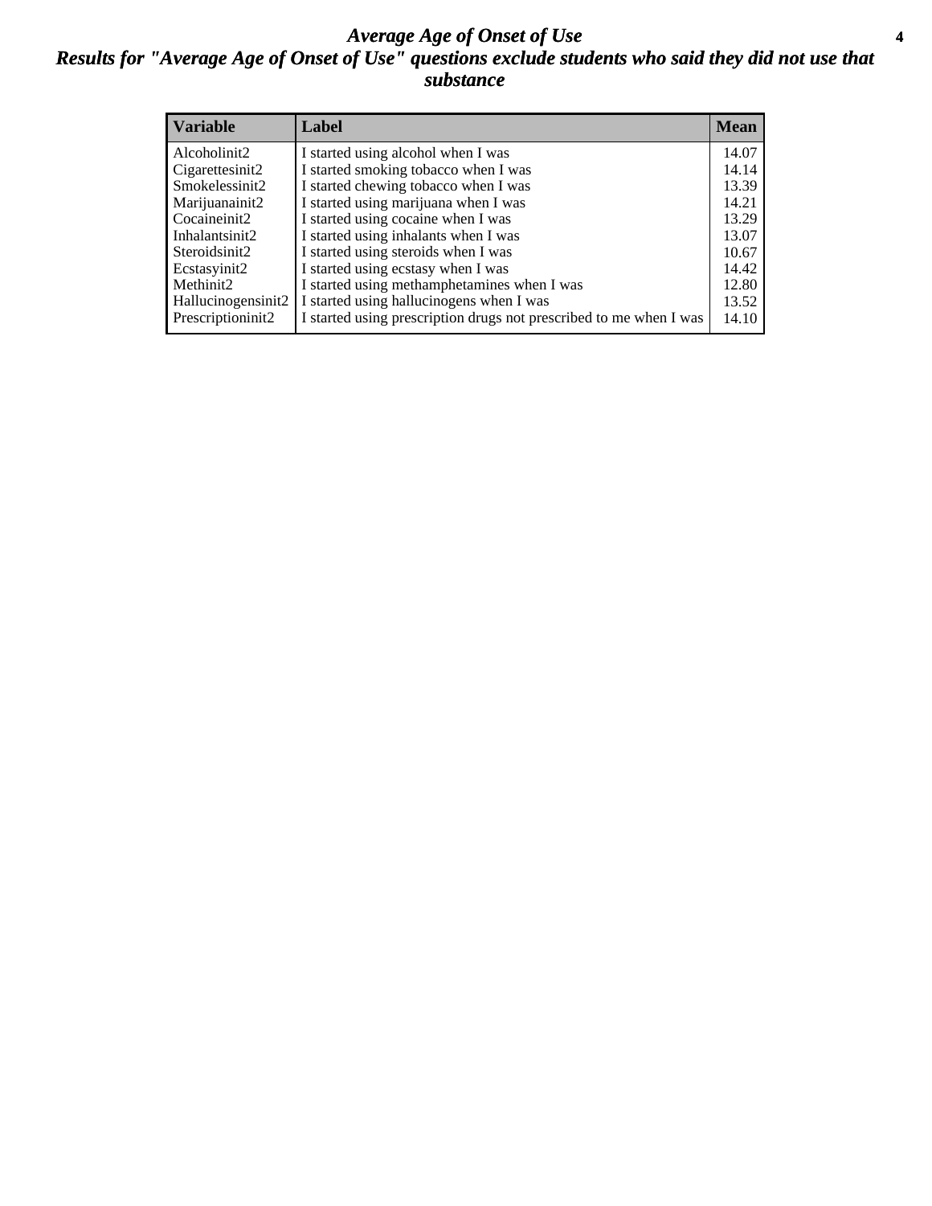# *Average Age of Onset of Use*

## *Results for "Average Age of Onset of Use" questions exclude students who said they did not use that substance*

| Variable | Label | Mean |
|---|---|---|
| Alcoholinit2 | I started using alcohol when I was | 14.07 |
| Cigarettesinit2 | I started smoking tobacco when I was | 14.14 |
| Smokelessinit2 | I started chewing tobacco when I was | 13.39 |
| Marijuanainit2 | I started using marijuana when I was | 14.21 |
| Cocaineinit2 | I started using cocaine when I was | 13.29 |
| Inhalantsinit2 | I started using inhalants when I was | 13.07 |
| Steroidsinit2 | I started using steroids when I was | 10.67 |
| Ecstasyinit2 | I started using ecstasy when I was | 14.42 |
| Methinit2 | I started using methamphetamines when I was | 12.80 |
| Hallucinogensinit2 | I started using hallucinogens when I was | 13.52 |
| Prescriptioninit2 | I started using prescription drugs not prescribed to me when I was | 14.10 |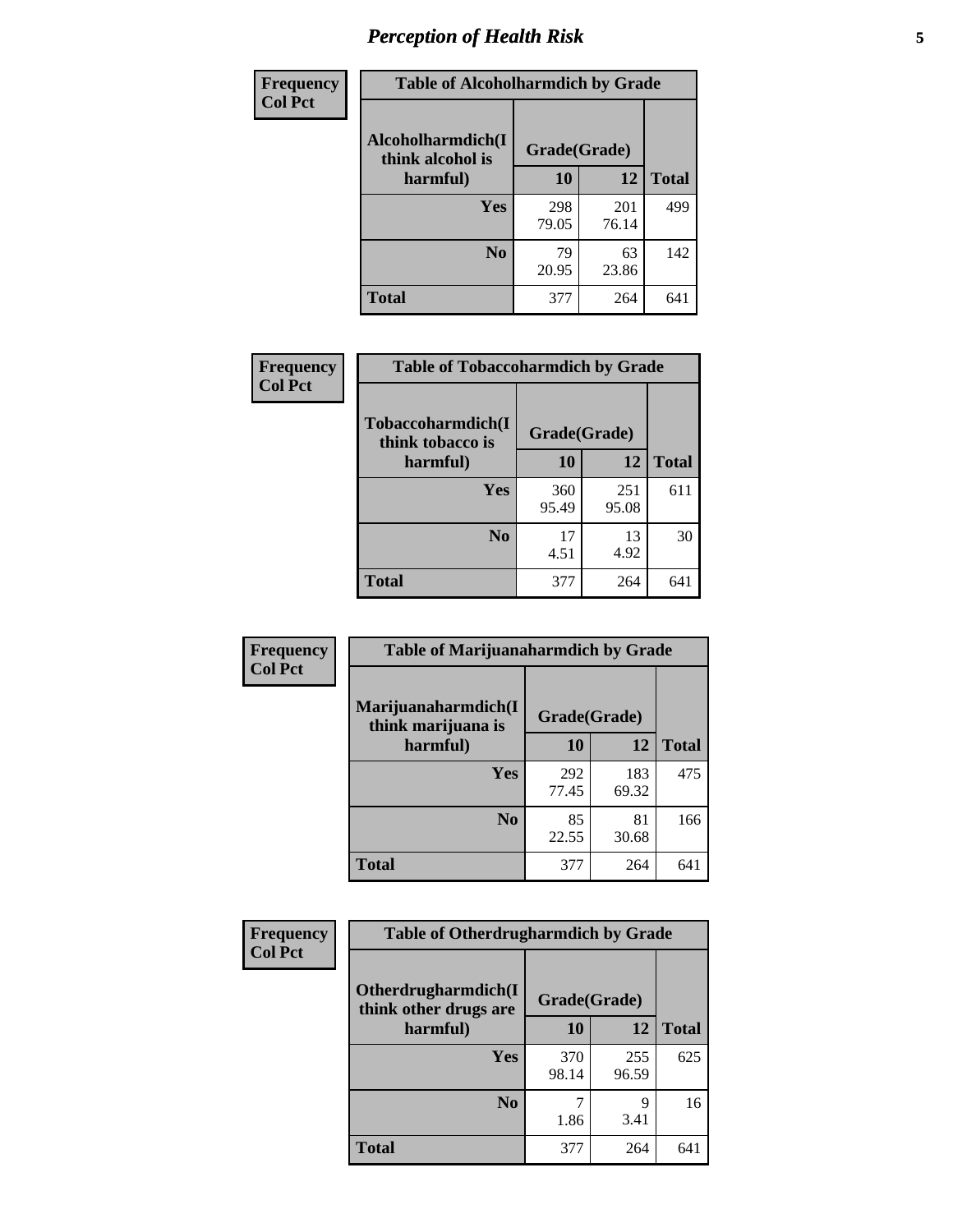## Perception of Health Risk

| Frequency<br>Col Pct | Table of Alcoholharmdich by Grade | | |
|---|---|---|---|
| Alcoholharmdich(I think alcohol is harmful) | Grade(Grade) | | |
| | 10 | 12 | Total |
| Yes | 298<br>79.05 | 201<br>76.14 | 499 |
| No | 79<br>20.95 | 63<br>23.86 | 142 |
| Total | 377 | 264 | 641 |

| Frequency<br>Col Pct | Table of Tobaccoharmdich by Grade | | |
|---|---|---|---|
| Tobaccoharmdich(I think tobacco is harmful) | Grade(Grade) | | |
| | 10 | 12 | Total |
| Yes | 360<br>95.49 | 251<br>95.08 | 611 |
| No | 17<br>4.51 | 13<br>4.92 | 30 |
| Total | 377 | 264 | 641 |

| Frequency<br>Col Pct | Table of Marijuanaharmdich by Grade | | |
|---|---|---|---|
| Marijuanaharmdich(I think marijuana is harmful) | Grade(Grade) | | |
| | 10 | 12 | Total |
| Yes | 292<br>77.45 | 183<br>69.32 | 475 |
| No | 85<br>22.55 | 81<br>30.68 | 166 |
| Total | 377 | 264 | 641 |

| Frequency<br>Col Pct | Table of Otherdrugharmdich by Grade | | |
|---|---|---|---|
| Otherdrugharmdich(I think other drugs are harmful) | Grade(Grade) | | |
| | 10 | 12 | Total |
| Yes | 370<br>98.14 | 255<br>96.59 | 625 |
| No | 7<br>1.86 | 9<br>3.41 | 16 |
| Total | 377 | 264 | 641 |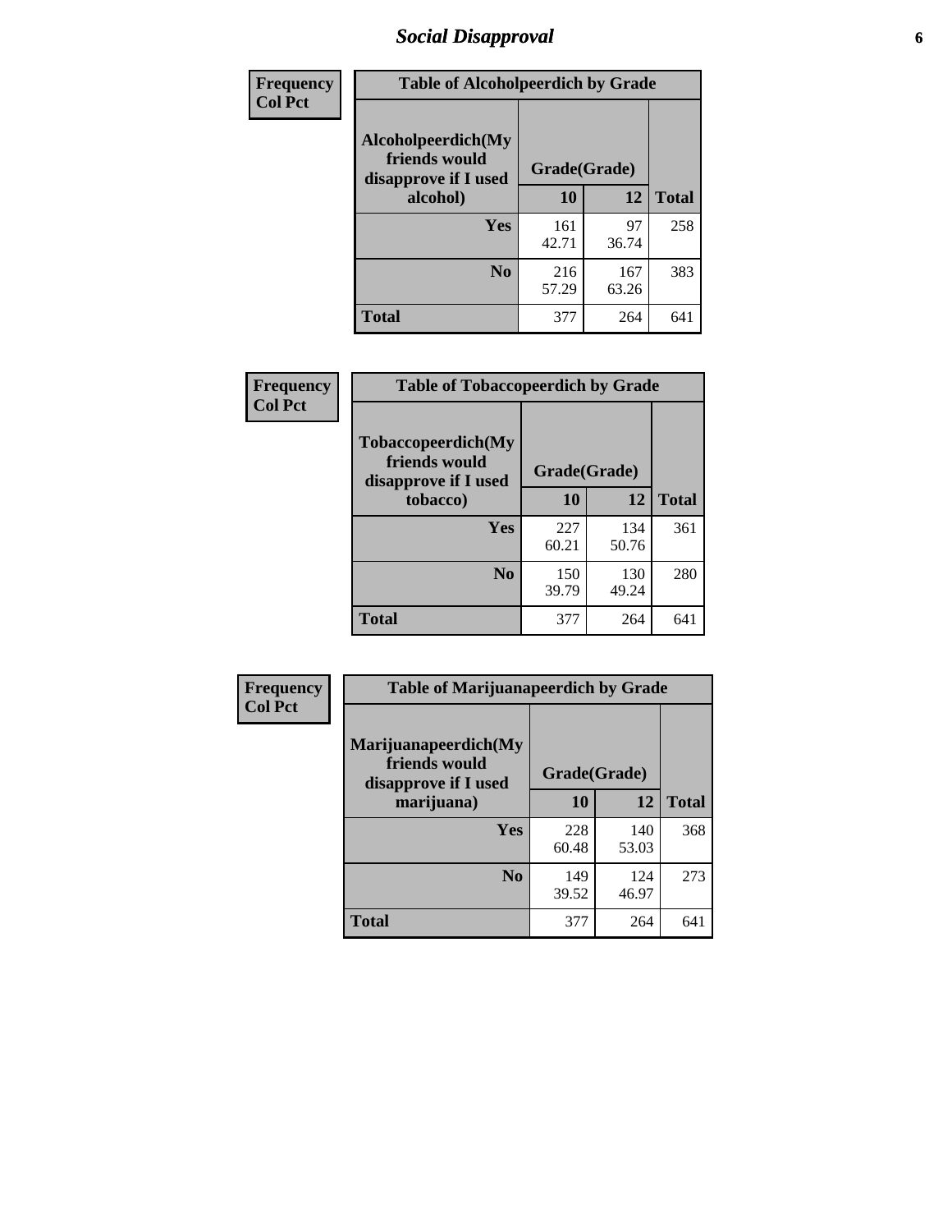# Social Disapproval

| Frequency<br>Col Pct | Table of Alcoholpeerdich by Grade | | |
|---|---|---|---|
| Alcoholpeerdich(My friends would disapprove if I used alcohol) | Grade(Grade) | | |
| | 10 | 12 | Total |
| Yes | 161<br>42.71 | 97<br>36.74 | 258 |
| No | 216<br>57.29 | 167<br>63.26 | 383 |
| Total | 377 | 264 | 641 |

| Frequency<br>Col Pct | Table of Tobaccopeerdich by Grade | | |
|---|---|---|---|
| Tobaccopeerdich(My friends would disapprove if I used tobacco) | Grade(Grade) | | |
| | 10 | 12 | Total |
| Yes | 227<br>60.21 | 134<br>50.76 | 361 |
| No | 150<br>39.79 | 130<br>49.24 | 280 |
| Total | 377 | 264 | 641 |

| Frequency<br>Col Pct | Table of Marijuanapeerdich by Grade | | |
|---|---|---|---|
| Marijuanapeerdich(My friends would disapprove if I used marijuana) | Grade(Grade) | | |
| | 10 | 12 | Total |
| Yes | 228<br>60.48 | 140<br>53.03 | 368 |
| No | 149<br>39.52 | 124<br>46.97 | 273 |
| Total | 377 | 264 | 641 |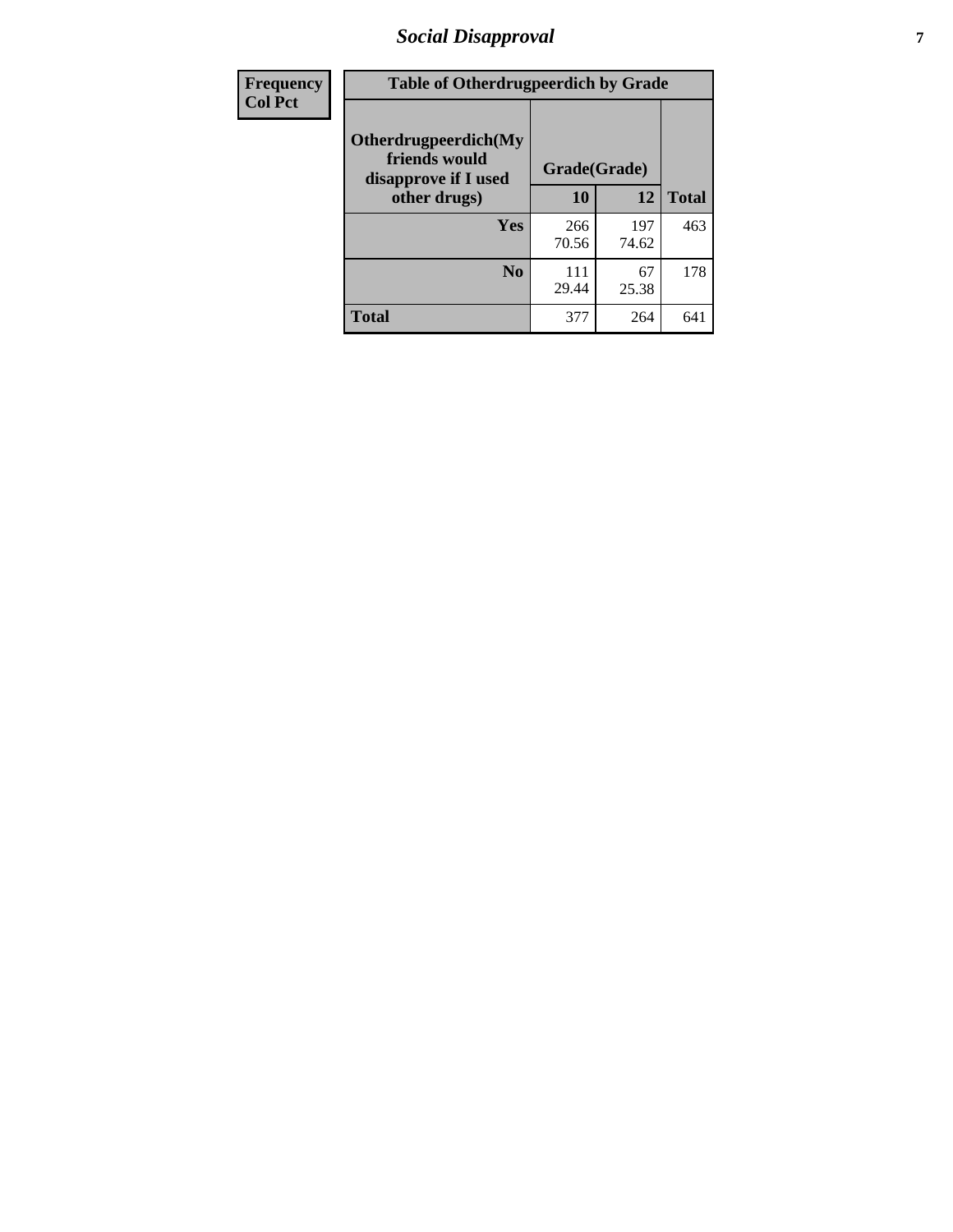| Frequency Col Pct | Table of Otherdrugpeerdich by Grade | | |
|---|---|---|---|
| **Otherdrugpeerdich(My friends would disapprove if I used other drugs)** | **Grade(Grade)** | | |
| | **10** | **12** | **Total** |
| **Yes** | 266<br>70.56 | 197<br>74.62 | 463 |
| **No** | 111<br>29.44 | 67<br>25.38 | 178 |
| **Total** | 377 | 264 | 641 |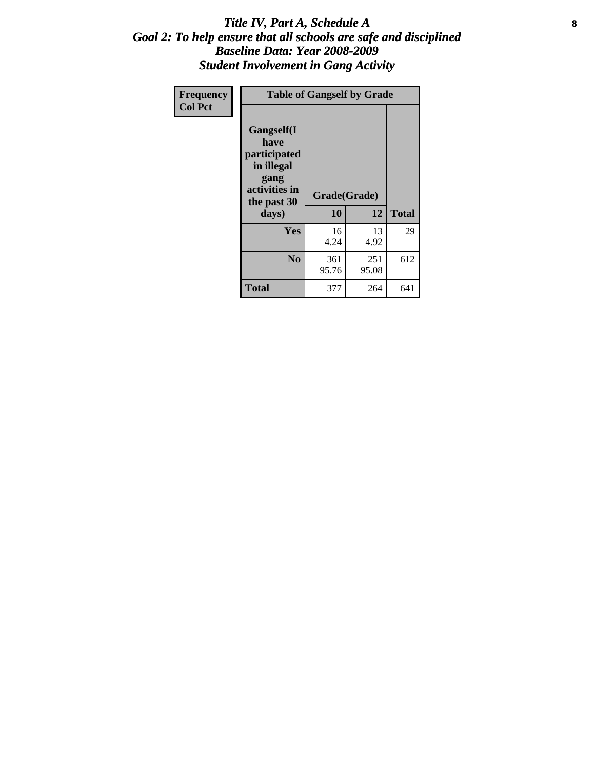# *Title IV, Part A, Schedule A*
## *Goal 2: To help ensure that all schools are safe and disciplined*
## *Baseline Data: Year 2008-2009*
## *Student Involvement in Gang Activity*

| Frequency<br>Col Pct | Table of Gangself by Grade | | | |
|---|---|---|---|---|
| | Gangself(I have participated in illegal gang activities in the past 30 days) | Grade(Grade) | | |
| | | 10 | 12 | Total |
| | Yes | 16<br>4.24 | 13<br>4.92 | 29 |
| | No | 361<br>95.76 | 251<br>95.08 | 612 |
| | Total | 377 | 264 | 641 |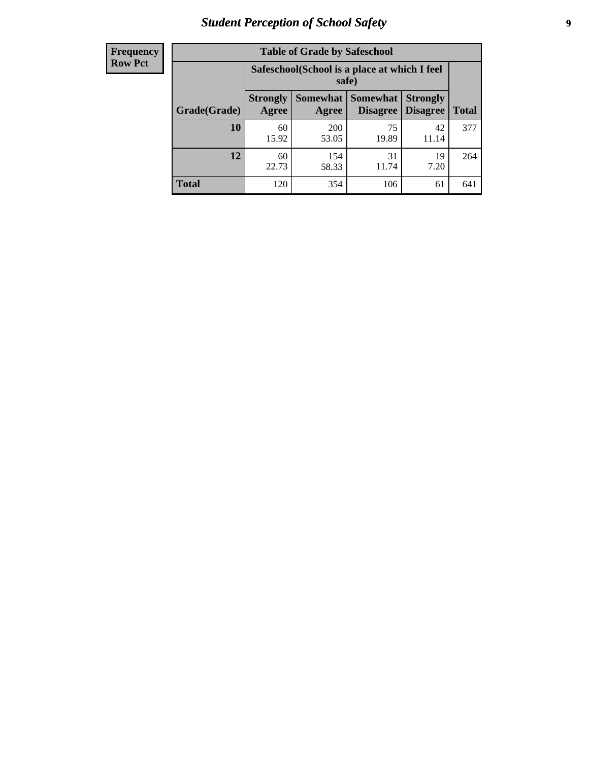| Frequency Row Pct |
|---|

| Table of Grade by Safeschool | | | | | |
|---|---|---|---|---|---|
| | Safeschool(School is a place at which I feel safe) | | | | |
| Grade(Grade) | Strongly Agree | Somewhat Agree | Somewhat Disagree | Strongly Disagree | Total |
| 10 | 60<br>15.92 | 200<br>53.05 | 75<br>19.89 | 42<br>11.14 | 377 |
| 12 | 60<br>22.73 | 154<br>58.33 | 31<br>11.74 | 19<br>7.20 | 264 |
| Total | 120 | 354 | 106 | 61 | 641 |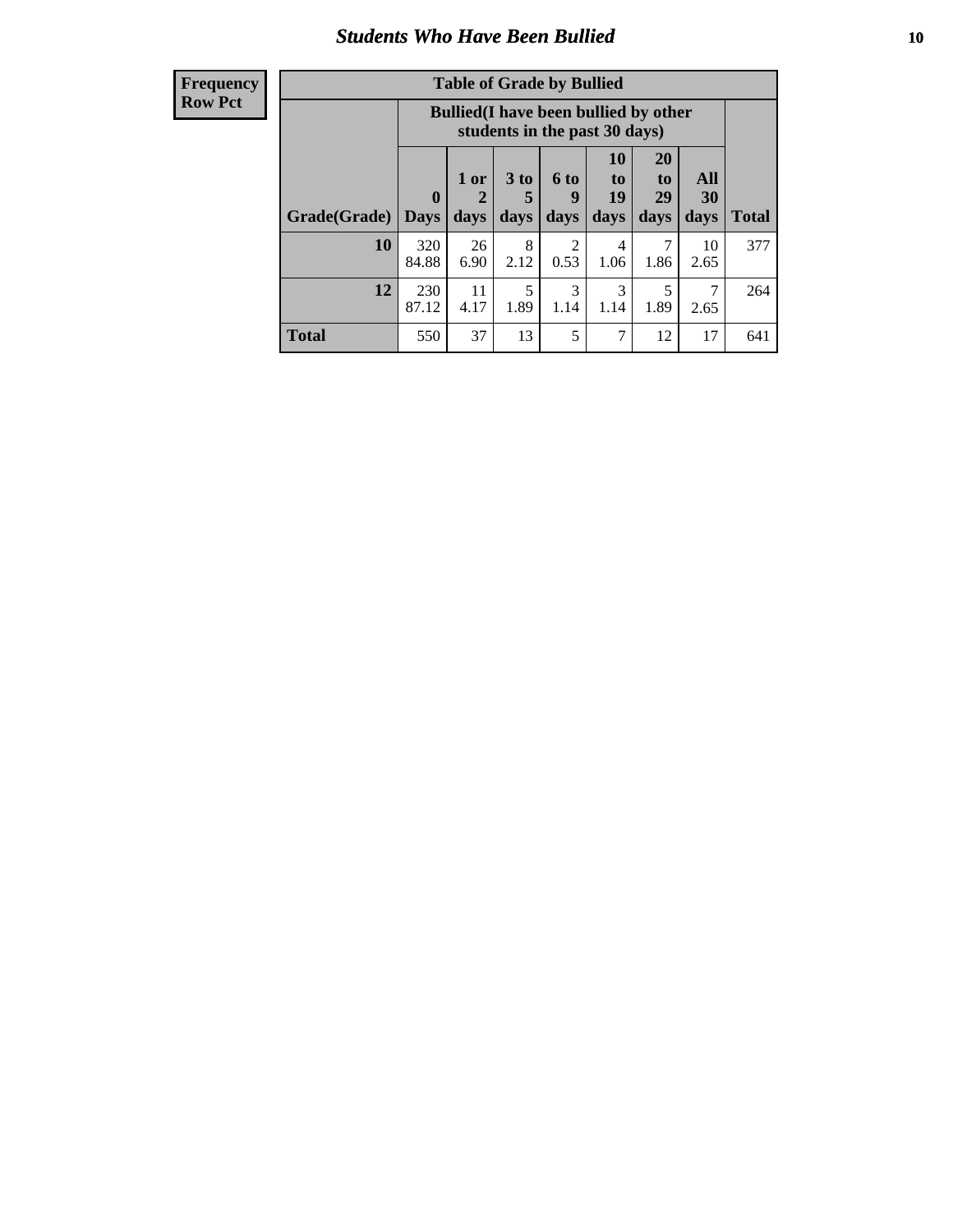## Students Who Have Been Bullied

| Frequency<br>Row Pct | | | | | | | | |
|---|---|---|---|---|---|---|---|---|

**Table of Grade by Bullied**

| Grade(Grade) | Bullied(I have been bullied by other students in the past 30 days) | | | | | | | Total |
|---|---|---|---|---|---|---|---|---|
| | 0 Days | 1 or 2 days | 3 to 5 days | 6 to 9 days | 10 to 19 days | 20 to 29 days | All 30 days | |
| **10** | 320<br>84.88 | 26<br>6.90 | 8<br>2.12 | 2<br>0.53 | 4<br>1.06 | 7<br>1.86 | 10<br>2.65 | 377 |
| **12** | 230<br>87.12 | 11<br>4.17 | 5<br>1.89 | 3<br>1.14 | 3<br>1.14 | 5<br>1.89 | 7<br>2.65 | 264 |
| **Total** | 550 | 37 | 13 | 5 | 7 | 12 | 17 | 641 |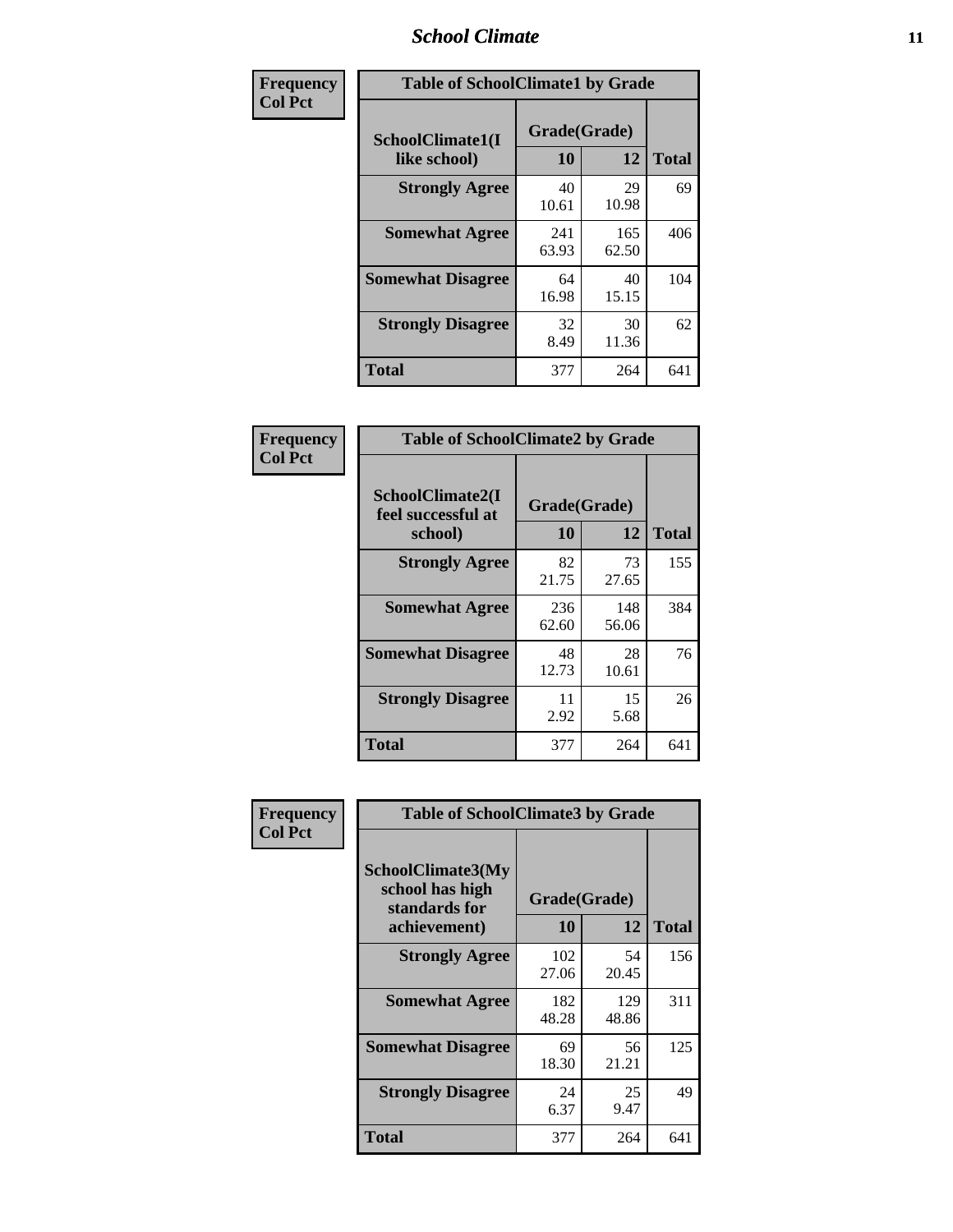| Frequency<br>Col Pct | Table of SchoolClimate1 by Grade | | |
|---|---|---|---|
| SchoolClimate1(I like school) | Grade(Grade) | | |
| | 10 | 12 | Total |
| Strongly Agree | 40<br>10.61 | 29<br>10.98 | 69 |
| Somewhat Agree | 241<br>63.93 | 165<br>62.50 | 406 |
| Somewhat Disagree | 64<br>16.98 | 40<br>15.15 | 104 |
| Strongly Disagree | 32<br>8.49 | 30<br>11.36 | 62 |
| Total | 377 | 264 | 641 |

| Frequency<br>Col Pct | Table of SchoolClimate2 by Grade | | |
|---|---|---|---|
| SchoolClimate2(I feel successful at school) | Grade(Grade) | | |
| | 10 | 12 | Total |
| Strongly Agree | 82<br>21.75 | 73<br>27.65 | 155 |
| Somewhat Agree | 236<br>62.60 | 148<br>56.06 | 384 |
| Somewhat Disagree | 48<br>12.73 | 28<br>10.61 | 76 |
| Strongly Disagree | 11<br>2.92 | 15<br>5.68 | 26 |
| Total | 377 | 264 | 641 |

| Frequency<br>Col Pct | Table of SchoolClimate3 by Grade | | |
|---|---|---|---|
| SchoolClimate3(My school has high standards for achievement) | Grade(Grade) | | |
| | 10 | 12 | Total |
| Strongly Agree | 102<br>27.06 | 54<br>20.45 | 156 |
| Somewhat Agree | 182<br>48.28 | 129<br>48.86 | 311 |
| Somewhat Disagree | 69<br>18.30 | 56<br>21.21 | 125 |
| Strongly Disagree | 24<br>6.37 | 25<br>9.47 | 49 |
| Total | 377 | 264 | 641 |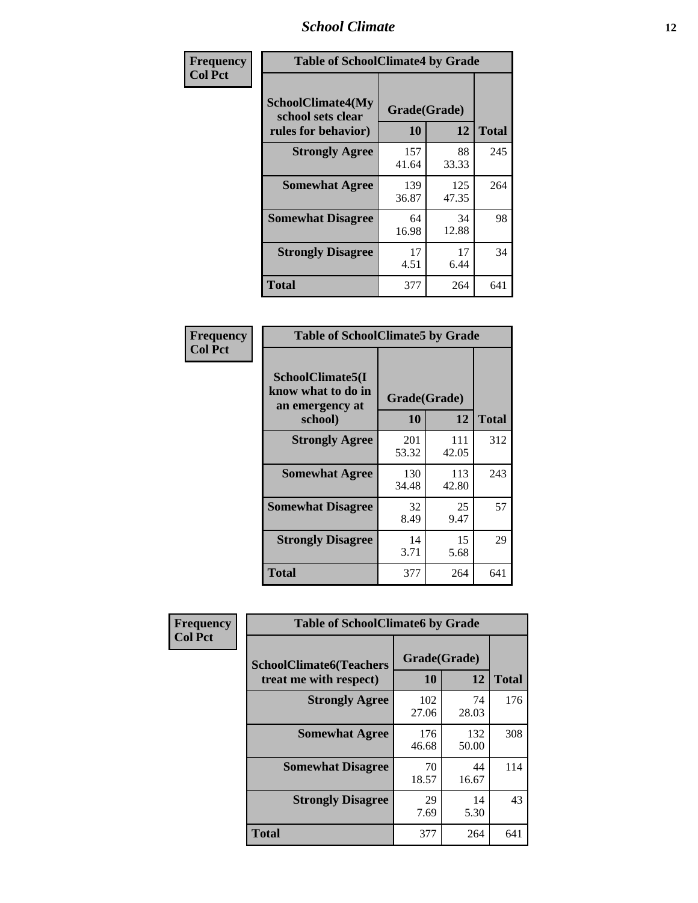| Frequency<br>Col Pct |
|---|

**Table of SchoolClimate4 by Grade**

| SchoolClimate4(My school sets clear rules for behavior) | Grade(Grade) | | Total |
|---|---|---|---|
| | 10 | 12 | |
| Strongly Agree | 157<br>41.64 | 88<br>33.33 | 245 |
| Somewhat Agree | 139<br>36.87 | 125<br>47.35 | 264 |
| Somewhat Disagree | 64<br>16.98 | 34<br>12.88 | 98 |
| Strongly Disagree | 17<br>4.51 | 17<br>6.44 | 34 |
| Total | 377 | 264 | 641 |

| Frequency<br>Col Pct |
|---|

**Table of SchoolClimate5 by Grade**

| SchoolClimate5(I know what to do in an emergency at school) | Grade(Grade) | | Total |
|---|---|---|---|
| | 10 | 12 | |
| Strongly Agree | 201<br>53.32 | 111<br>42.05 | 312 |
| Somewhat Agree | 130<br>34.48 | 113<br>42.80 | 243 |
| Somewhat Disagree | 32<br>8.49 | 25<br>9.47 | 57 |
| Strongly Disagree | 14<br>3.71 | 15<br>5.68 | 29 |
| Total | 377 | 264 | 641 |

| Frequency<br>Col Pct |
|---|

**Table of SchoolClimate6 by Grade**

| SchoolClimate6(Teachers treat me with respect) | Grade(Grade) | | Total |
|---|---|---|---|
| | 10 | 12 | |
| Strongly Agree | 102<br>27.06 | 74<br>28.03 | 176 |
| Somewhat Agree | 176<br>46.68 | 132<br>50.00 | 308 |
| Somewhat Disagree | 70<br>18.57 | 44<br>16.67 | 114 |
| Strongly Disagree | 29<br>7.69 | 14<br>5.30 | 43 |
| Total | 377 | 264 | 641 |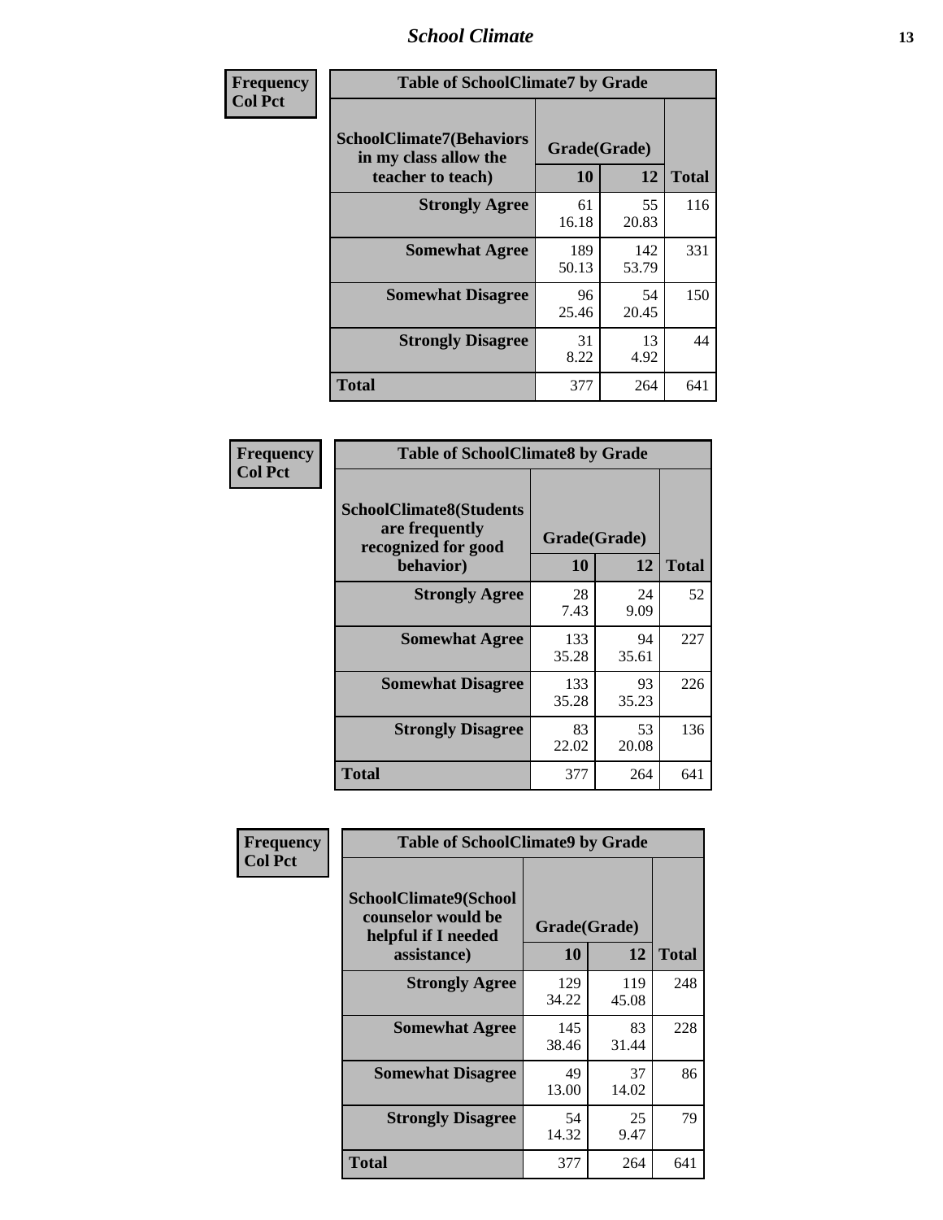**Frequency**
**Col Pct**

| SchoolClimate7(Behaviors in my class allow the teacher to teach) | Grade(Grade) 10 | 12 | Total |
|---|---|---|---|
| **Strongly Agree** | 61<br>16.18 | 55<br>20.83 | 116 |
| **Somewhat Agree** | 189<br>50.13 | 142<br>53.79 | 331 |
| **Somewhat Disagree** | 96<br>25.46 | 54<br>20.45 | 150 |
| **Strongly Disagree** | 31<br>8.22 | 13<br>4.92 | 44 |
| **Total** | 377 | 264 | 641 |

Table of SchoolClimate7 by Grade

**Frequency**
**Col Pct**

| SchoolClimate8(Students are frequently recognized for good behavior) | Grade(Grade) 10 | 12 | Total |
|---|---|---|---|
| **Strongly Agree** | 28<br>7.43 | 24<br>9.09 | 52 |
| **Somewhat Agree** | 133<br>35.28 | 94<br>35.61 | 227 |
| **Somewhat Disagree** | 133<br>35.28 | 93<br>35.23 | 226 |
| **Strongly Disagree** | 83<br>22.02 | 53<br>20.08 | 136 |
| **Total** | 377 | 264 | 641 |

Table of SchoolClimate8 by Grade

**Frequency**
**Col Pct**

| SchoolClimate9(School counselor would be helpful if I needed assistance) | Grade(Grade) 10 | 12 | Total |
|---|---|---|---|
| **Strongly Agree** | 129<br>34.22 | 119<br>45.08 | 248 |
| **Somewhat Agree** | 145<br>38.46 | 83<br>31.44 | 228 |
| **Somewhat Disagree** | 49<br>13.00 | 37<br>14.02 | 86 |
| **Strongly Disagree** | 54<br>14.32 | 25<br>9.47 | 79 |
| **Total** | 377 | 264 | 641 |

Table of SchoolClimate9 by Grade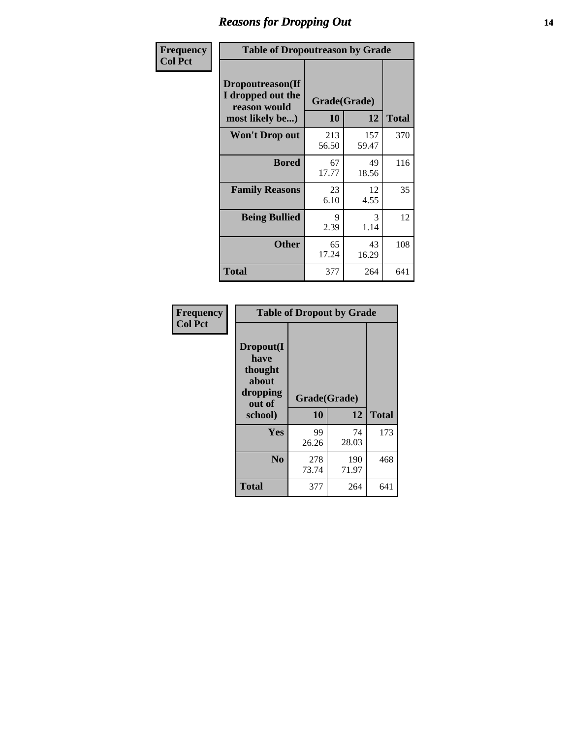# Reasons for Dropping Out

Frequency
Col Pct

| Table of Dropoutreason by Grade | | | |
|---|---|---|---|
| Dropoutreason(If I dropped out the reason would most likely be...) | Grade(Grade) | | |
| | 10 | 12 | Total |
| Won't Drop out | 213<br>56.50 | 157<br>59.47 | 370 |
| Bored | 67<br>17.77 | 49<br>18.56 | 116 |
| Family Reasons | 23<br>6.10 | 12<br>4.55 | 35 |
| Being Bullied | 9<br>2.39 | 3<br>1.14 | 12 |
| Other | 65<br>17.24 | 43<br>16.29 | 108 |
| Total | 377 | 264 | 641 |

Frequency
Col Pct

| Table of Dropout by Grade | | | |
|---|---|---|---|
| Dropout(I have thought about dropping out of school) | Grade(Grade) | | |
| | 10 | 12 | Total |
| Yes | 99<br>26.26 | 74<br>28.03 | 173 |
| No | 278<br>73.74 | 190<br>71.97 | 468 |
| Total | 377 | 264 | 641 |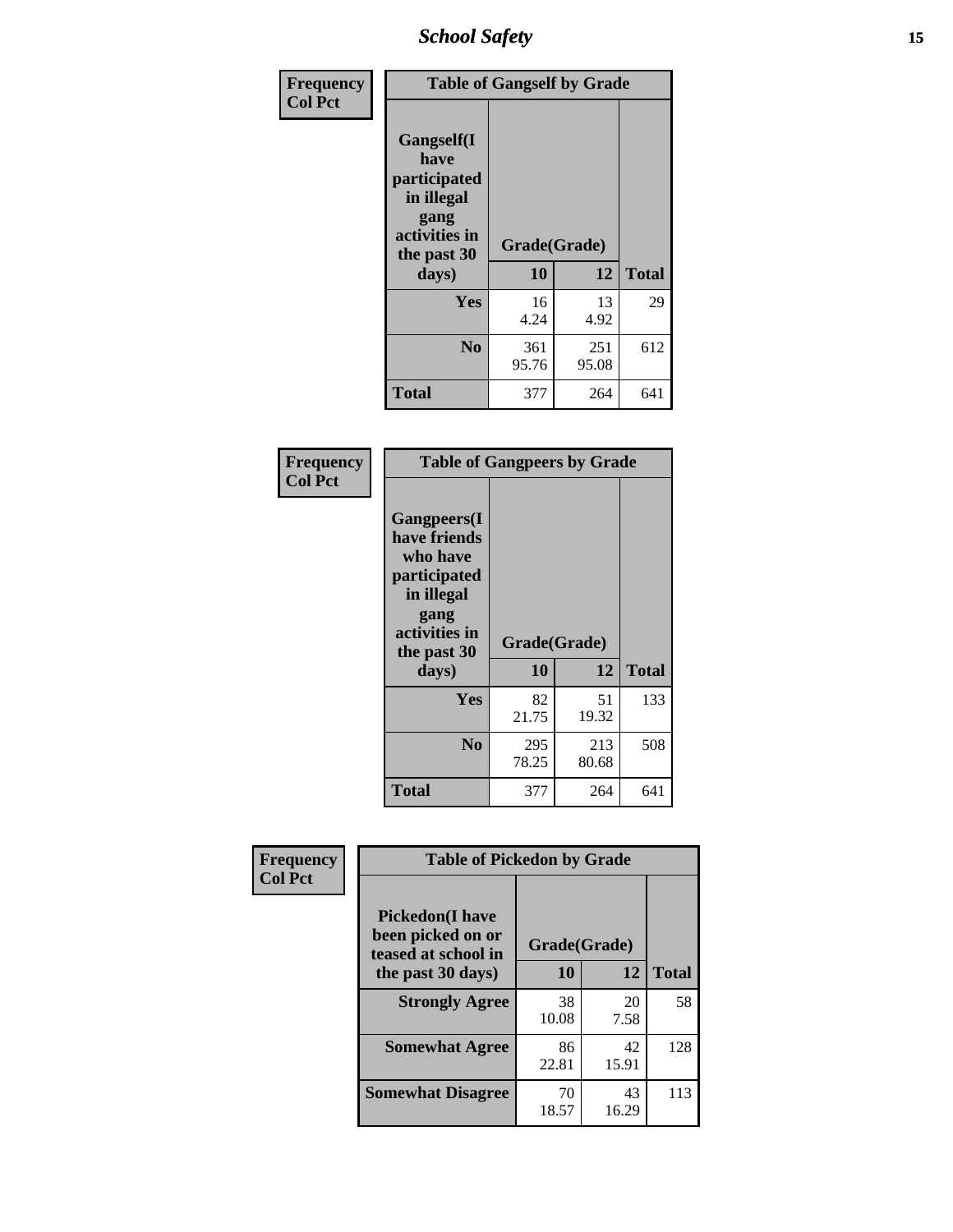| Frequency<br>Col Pct | Table of Gangself by Grade | | |
|---|---|---|---|
| Gangself(I have participated in illegal gang activities in the past 30 days) | Grade(Grade) | | |
| | 10 | 12 | Total |
| Yes | 16<br>4.24 | 13<br>4.92 | 29 |
| No | 361<br>95.76 | 251<br>95.08 | 612 |
| Total | 377 | 264 | 641 |

| Frequency<br>Col Pct | Table of Gangpeers by Grade | | |
|---|---|---|---|
| Gangpeers(I have friends who have participated in illegal gang activities in the past 30 days) | Grade(Grade) | | |
| | 10 | 12 | Total |
| Yes | 82<br>21.75 | 51<br>19.32 | 133 |
| No | 295<br>78.25 | 213<br>80.68 | 508 |
| Total | 377 | 264 | 641 |

| Frequency<br>Col Pct | Table of Pickedon by Grade | | |
|---|---|---|---|
| Pickedon(I have been picked on or teased at school in the past 30 days) | Grade(Grade) | | |
| | 10 | 12 | Total |
| Strongly Agree | 38<br>10.08 | 20<br>7.58 | 58 |
| Somewhat Agree | 86<br>22.81 | 42<br>15.91 | 128 |
| Somewhat Disagree | 70<br>18.57 | 43<br>16.29 | 113 |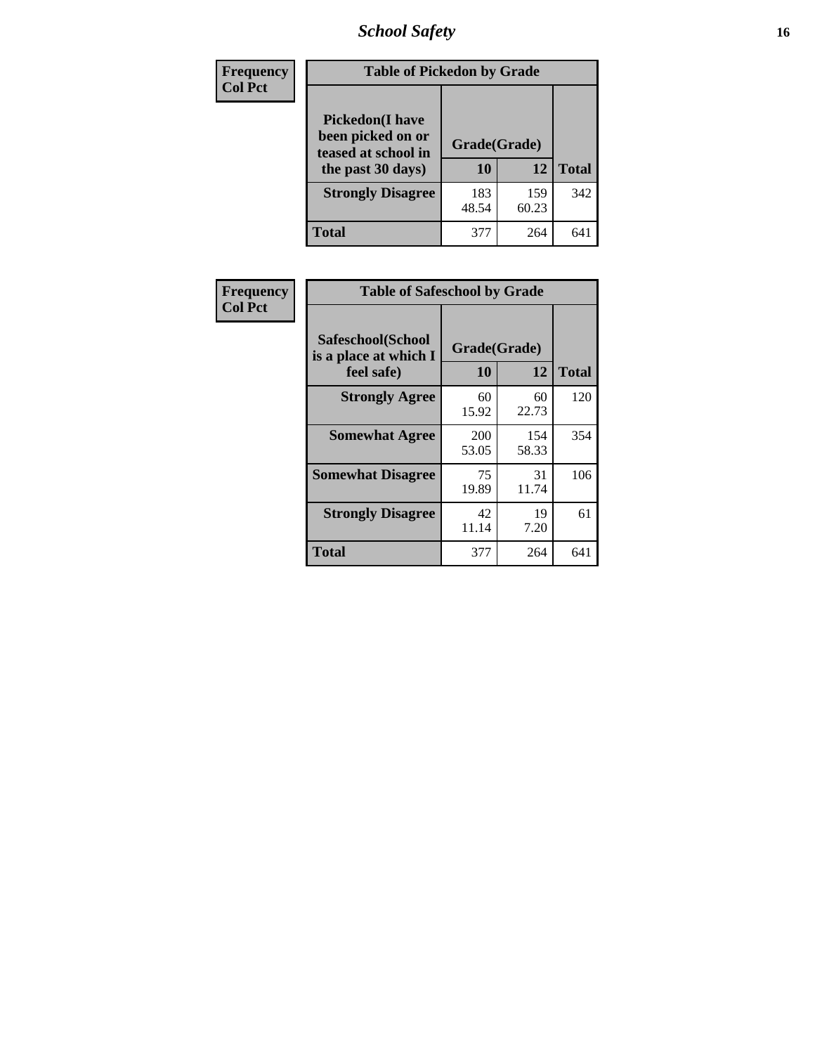| Frequency Col Pct | Table of Pickedon by Grade | | |
|---|---|---|---|
| Pickedon(I have been picked on or teased at school in the past 30 days) | Grade(Grade) | | |
| | 10 | 12 | Total |
| Strongly Disagree | 183<br>48.54 | 159<br>60.23 | 342 |
| Total | 377 | 264 | 641 |

| Frequency Col Pct | Table of Safeschool by Grade | | |
|---|---|---|---|
| Safeschool(School is a place at which I feel safe) | Grade(Grade) | | |
| | 10 | 12 | Total |
| Strongly Agree | 60<br>15.92 | 60<br>22.73 | 120 |
| Somewhat Agree | 200<br>53.05 | 154<br>58.33 | 354 |
| Somewhat Disagree | 75<br>19.89 | 31<br>11.74 | 106 |
| Strongly Disagree | 42<br>11.14 | 19<br>7.20 | 61 |
| Total | 377 | 264 | 641 |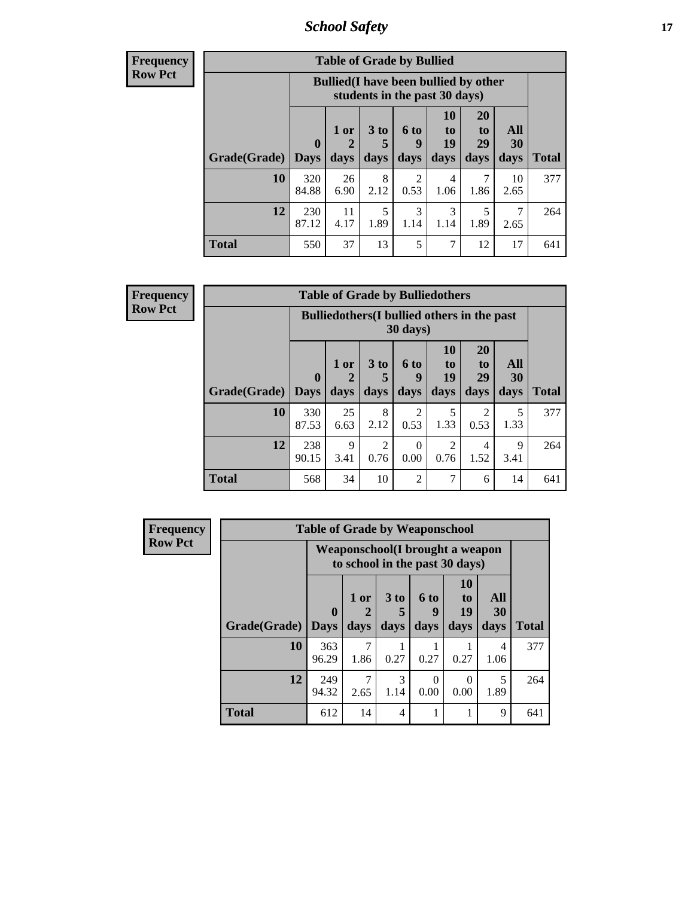| Frequency |
|---|
| Row Pct |

| Table of Grade by Bullied | | | | | | | | |
|---|---|---|---|---|---|---|---|---|
| | Bullied(I have been bullied by other students in the past 30 days) | | | | | | | |
| Grade(Grade) | 0 Days | 1 or 2 days | 3 to 5 days | 6 to 9 days | 10 to 19 days | 20 to 29 days | All 30 days | Total |
| 10 | 320<br>84.88 | 26<br>6.90 | 8<br>2.12 | 2<br>0.53 | 4<br>1.06 | 7<br>1.86 | 10<br>2.65 | 377 |
| 12 | 230<br>87.12 | 11<br>4.17 | 5<br>1.89 | 3<br>1.14 | 3<br>1.14 | 5<br>1.89 | 7<br>2.65 | 264 |
| Total | 550 | 37 | 13 | 5 | 7 | 12 | 17 | 641 |

| Frequency |
|---|
| Row Pct |

| Table of Grade by Bulliedothers | | | | | | | | |
|---|---|---|---|---|---|---|---|---|
| | Bulliedothers(I bullied others in the past 30 days) | | | | | | | |
| Grade(Grade) | 0 Days | 1 or 2 days | 3 to 5 days | 6 to 9 days | 10 to 19 days | 20 to 29 days | All 30 days | Total |
| 10 | 330<br>87.53 | 25<br>6.63 | 8<br>2.12 | 2<br>0.53 | 5<br>1.33 | 2<br>0.53 | 5<br>1.33 | 377 |
| 12 | 238<br>90.15 | 9<br>3.41 | 2<br>0.76 | 0<br>0.00 | 2<br>0.76 | 4<br>1.52 | 9<br>3.41 | 264 |
| Total | 568 | 34 | 10 | 2 | 7 | 6 | 14 | 641 |

| Frequency |
|---|
| Row Pct |

| Table of Grade by Weaponschool | | | | | | | |
|---|---|---|---|---|---|---|---|
| | Weaponschool(I brought a weapon to school in the past 30 days) | | | | | | |
| Grade(Grade) | 0 Days | 1 or 2 days | 3 to 5 days | 6 to 9 days | 10 to 19 days | All 30 days | Total |
| 10 | 363<br>96.29 | 7<br>1.86 | 1<br>0.27 | 1<br>0.27 | 1<br>0.27 | 4<br>1.06 | 377 |
| 12 | 249<br>94.32 | 7<br>2.65 | 3<br>1.14 | 0<br>0.00 | 0<br>0.00 | 5<br>1.89 | 264 |
| Total | 612 | 14 | 4 | 1 | 1 | 9 | 641 |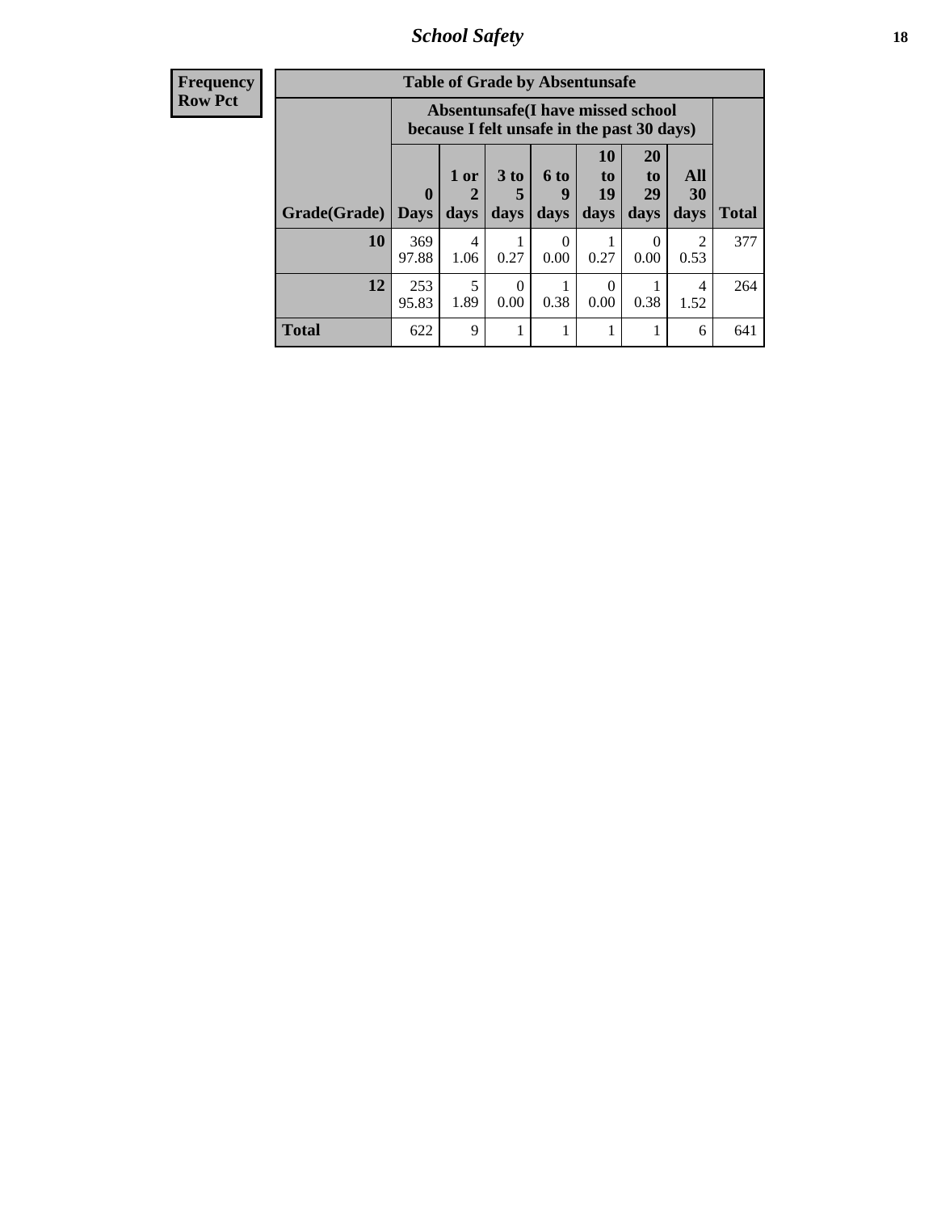# School Safety

**Frequency**
**Row Pct**

**Table of Grade by Absentunsafe**

| Grade(Grade) | Absentunsafe(I have missed school because I felt unsafe in the past 30 days) | | | | | | | Total |
|---|---|---|---|---|---|---|---|---|
| | 0 Days | 1 or 2 days | 3 to 5 days | 6 to 9 days | 10 to 19 days | 20 to 29 days | All 30 days | |
| **10** | 369<br>97.88 | 4<br>1.06 | 1<br>0.27 | 0<br>0.00 | 1<br>0.27 | 0<br>0.00 | 2<br>0.53 | 377 |
| **12** | 253<br>95.83 | 5<br>1.89 | 0<br>0.00 | 1<br>0.38 | 0<br>0.00 | 1<br>0.38 | 4<br>1.52 | 264 |
| **Total** | 622 | 9 | 1 | 1 | 1 | 1 | 6 | 641 |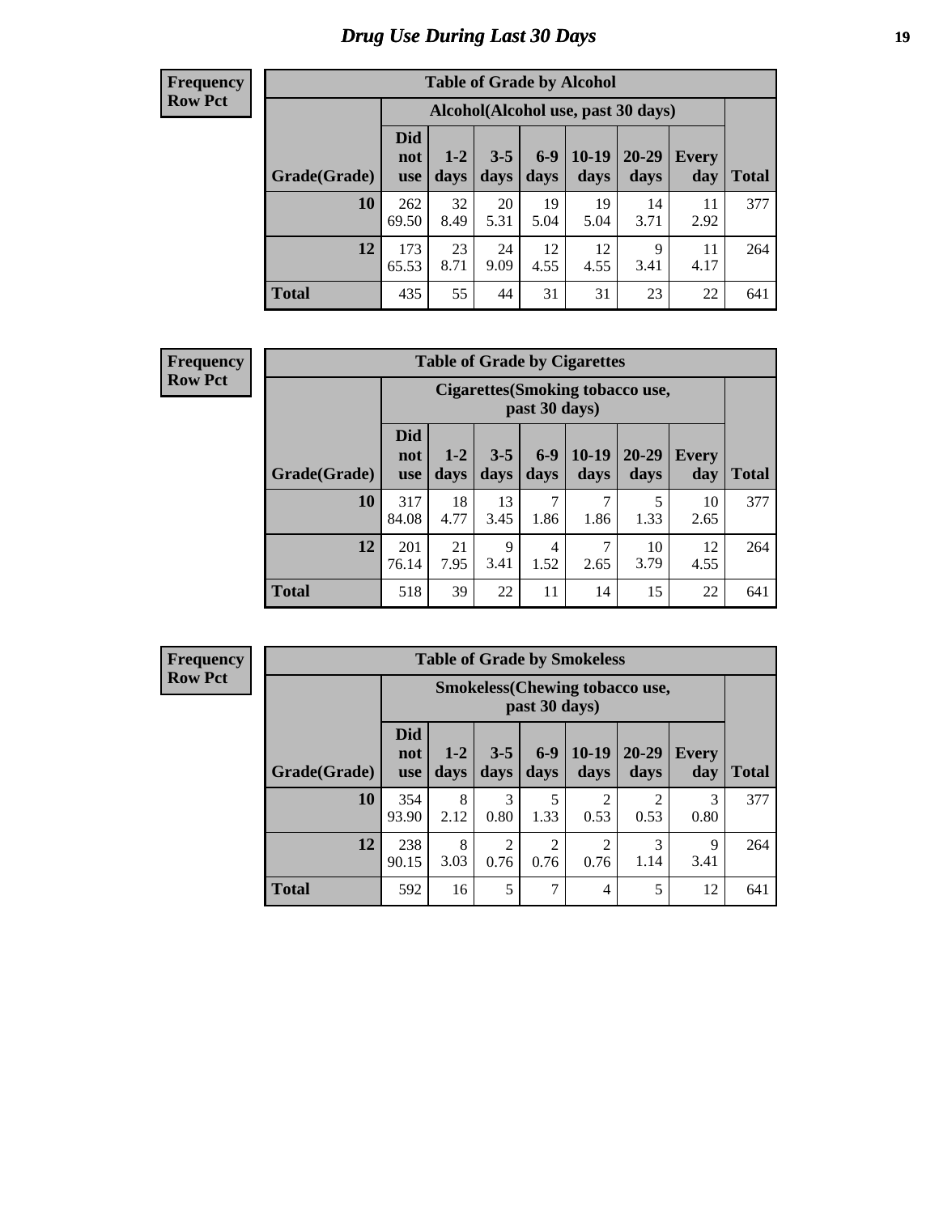# Drug Use During Last 30 Days

**Frequency**
**Row Pct**

| Table of Grade by Alcohol | | | | | | | | |
|---|---|---|---|---|---|---|---|---|
| | Alcohol(Alcohol use, past 30 days) | | | | | | | |
| Grade(Grade) | Did not use | 1-2 days | 3-5 days | 6-9 days | 10-19 days | 20-29 days | Every day | Total |
| **10** | 262<br>69.50 | 32<br>8.49 | 20<br>5.31 | 19<br>5.04 | 19<br>5.04 | 14<br>3.71 | 11<br>2.92 | 377 |
| **12** | 173<br>65.53 | 23<br>8.71 | 24<br>9.09 | 12<br>4.55 | 12<br>4.55 | 9<br>3.41 | 11<br>4.17 | 264 |
| **Total** | 435 | 55 | 44 | 31 | 31 | 23 | 22 | 641 |

**Frequency**
**Row Pct**

| Table of Grade by Cigarettes | | | | | | | | |
|---|---|---|---|---|---|---|---|---|
| | Cigarettes(Smoking tobacco use, past 30 days) | | | | | | | |
| Grade(Grade) | Did not use | 1-2 days | 3-5 days | 6-9 days | 10-19 days | 20-29 days | Every day | Total |
| **10** | 317<br>84.08 | 18<br>4.77 | 13<br>3.45 | 7<br>1.86 | 7<br>1.86 | 5<br>1.33 | 10<br>2.65 | 377 |
| **12** | 201<br>76.14 | 21<br>7.95 | 9<br>3.41 | 4<br>1.52 | 7<br>2.65 | 10<br>3.79 | 12<br>4.55 | 264 |
| **Total** | 518 | 39 | 22 | 11 | 14 | 15 | 22 | 641 |

**Frequency**
**Row Pct**

| Table of Grade by Smokeless | | | | | | | | |
|---|---|---|---|---|---|---|---|---|
| | Smokeless(Chewing tobacco use, past 30 days) | | | | | | | |
| Grade(Grade) | Did not use | 1-2 days | 3-5 days | 6-9 days | 10-19 days | 20-29 days | Every day | Total |
| **10** | 354<br>93.90 | 8<br>2.12 | 3<br>0.80 | 5<br>1.33 | 2<br>0.53 | 2<br>0.53 | 3<br>0.80 | 377 |
| **12** | 238<br>90.15 | 8<br>3.03 | 2<br>0.76 | 2<br>0.76 | 2<br>0.76 | 3<br>1.14 | 9<br>3.41 | 264 |
| **Total** | 592 | 16 | 5 | 7 | 4 | 5 | 12 | 641 |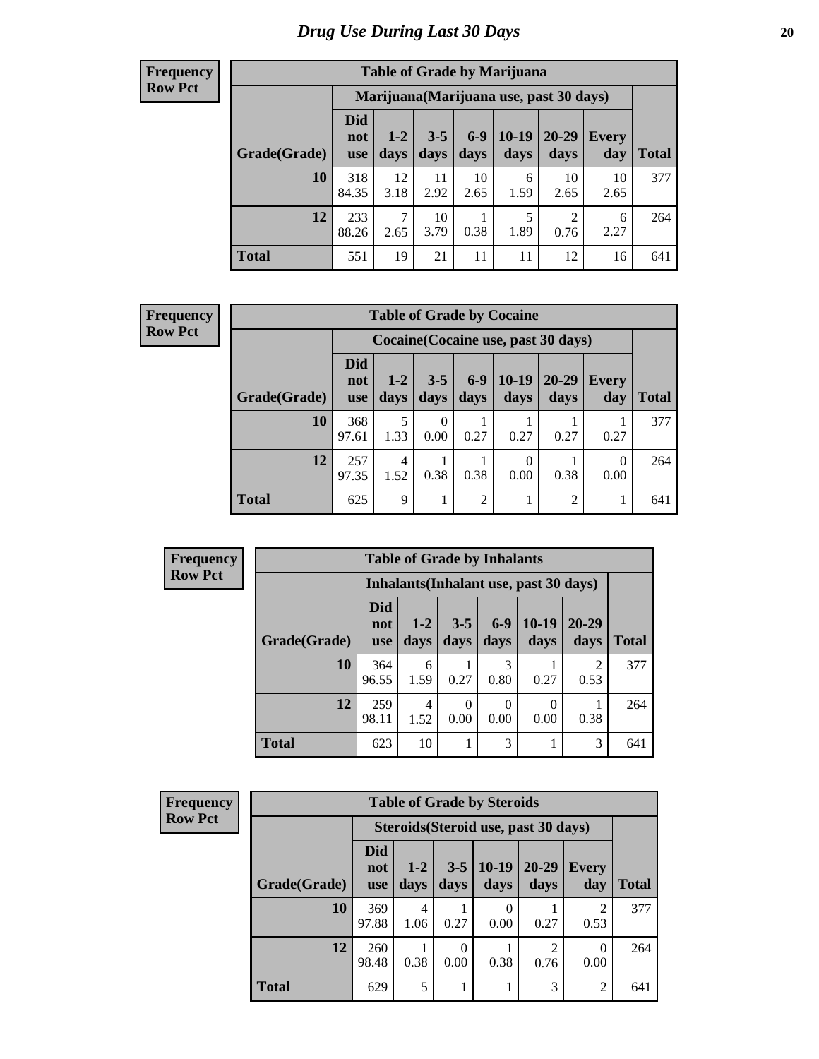# Drug Use During Last 30 Days

**Frequency**
**Row Pct**

| Table of Grade by Marijuana | | | | | | | | |
|---|---|---|---|---|---|---|---|---|
| | Marijuana(Marijuana use, past 30 days) | | | | | | | |
| Grade(Grade) | Did not use | 1-2 days | 3-5 days | 6-9 days | 10-19 days | 20-29 days | Every day | Total |
| 10 | 318<br>84.35 | 12<br>3.18 | 11<br>2.92 | 10<br>2.65 | 6<br>1.59 | 10<br>2.65 | 10<br>2.65 | 377 |
| 12 | 233<br>88.26 | 7<br>2.65 | 10<br>3.79 | 1<br>0.38 | 5<br>1.89 | 2<br>0.76 | 6<br>2.27 | 264 |
| Total | 551 | 19 | 21 | 11 | 11 | 12 | 16 | 641 |

**Frequency**
**Row Pct**

| Table of Grade by Cocaine | | | | | | | | |
|---|---|---|---|---|---|---|---|---|
| | Cocaine(Cocaine use, past 30 days) | | | | | | | |
| Grade(Grade) | Did not use | 1-2 days | 3-5 days | 6-9 days | 10-19 days | 20-29 days | Every day | Total |
| 10 | 368<br>97.61 | 5<br>1.33 | 0<br>0.00 | 1<br>0.27 | 1<br>0.27 | 1<br>0.27 | 1<br>0.27 | 377 |
| 12 | 257<br>97.35 | 4<br>1.52 | 1<br>0.38 | 1<br>0.38 | 0<br>0.00 | 1<br>0.38 | 0<br>0.00 | 264 |
| Total | 625 | 9 | 1 | 2 | 1 | 2 | 1 | 641 |

**Frequency**
**Row Pct**

| Table of Grade by Inhalants | | | | | | | |
|---|---|---|---|---|---|---|---|
| | Inhalants(Inhalant use, past 30 days) | | | | | | |
| Grade(Grade) | Did not use | 1-2 days | 3-5 days | 6-9 days | 10-19 days | 20-29 days | Total |
| 10 | 364<br>96.55 | 6<br>1.59 | 1<br>0.27 | 3<br>0.80 | 1<br>0.27 | 2<br>0.53 | 377 |
| 12 | 259<br>98.11 | 4<br>1.52 | 0<br>0.00 | 0<br>0.00 | 0<br>0.00 | 1<br>0.38 | 264 |
| Total | 623 | 10 | 1 | 3 | 1 | 3 | 641 |

**Frequency**
**Row Pct**

| Table of Grade by Steroids | | | | | | | |
|---|---|---|---|---|---|---|---|
| | Steroids(Steroid use, past 30 days) | | | | | | |
| Grade(Grade) | Did not use | 1-2 days | 3-5 days | 10-19 days | 20-29 days | Every day | Total |
| 10 | 369<br>97.88 | 4<br>1.06 | 1<br>0.27 | 0<br>0.00 | 1<br>0.27 | 2<br>0.53 | 377 |
| 12 | 260<br>98.48 | 1<br>0.38 | 0<br>0.00 | 1<br>0.38 | 2<br>0.76 | 0<br>0.00 | 264 |
| Total | 629 | 5 | 1 | 1 | 3 | 2 | 641 |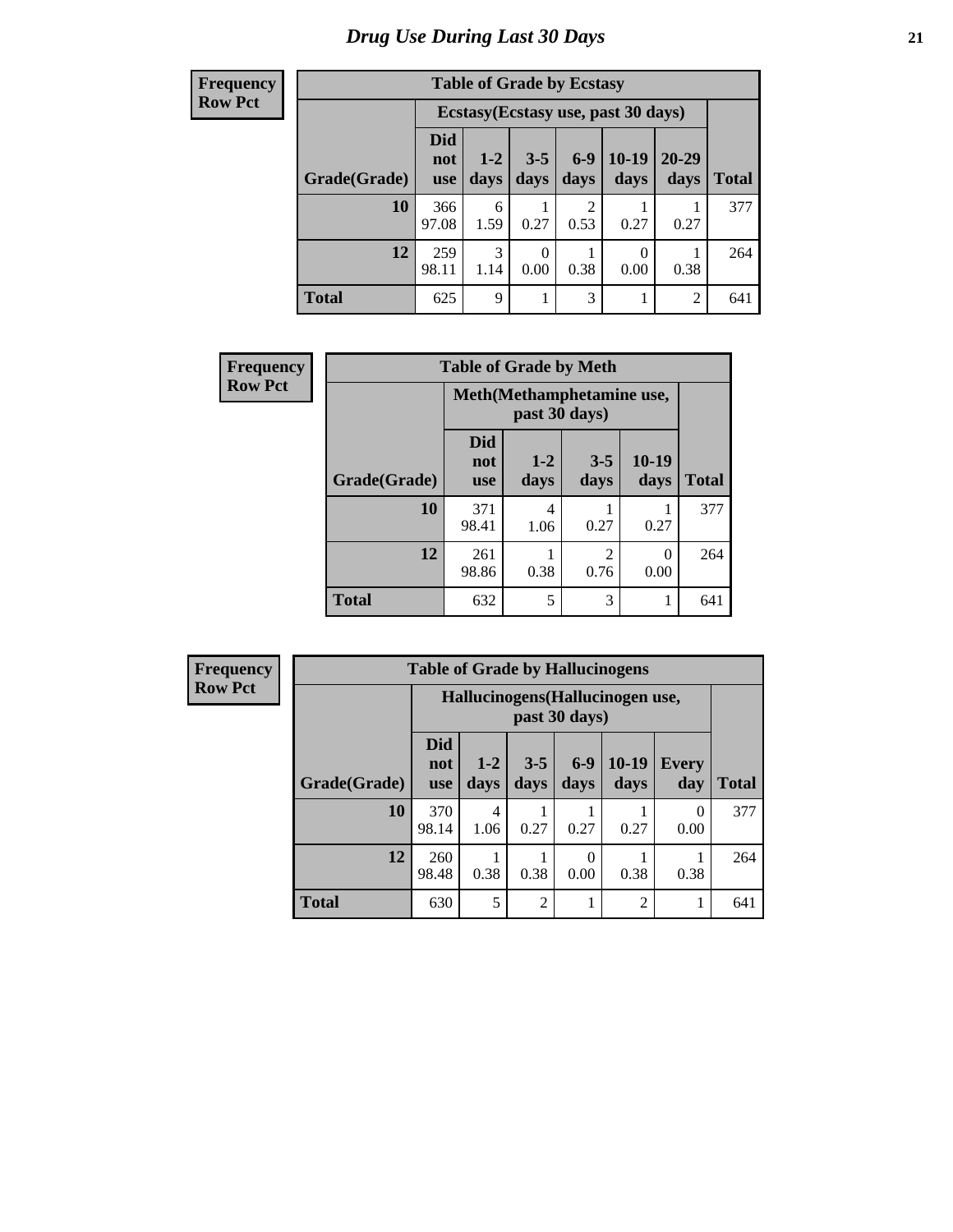# Drug Use During Last 30 Days

| Frequency Row Pct |
|---|

**Table of Grade by Ecstasy**

| | Ecstasy(Ecstasy use, past 30 days) | | | | | | |
|---|---|---|---|---|---|---|---|
| Grade(Grade) | Did not use | 1-2 days | 3-5 days | 6-9 days | 10-19 days | 20-29 days | Total |
| **10** | 366<br>97.08 | 6<br>1.59 | 1<br>0.27 | 2<br>0.53 | 1<br>0.27 | 1<br>0.27 | 377 |
| **12** | 259<br>98.11 | 3<br>1.14 | 0<br>0.00 | 1<br>0.38 | 0<br>0.00 | 1<br>0.38 | 264 |
| **Total** | 625 | 9 | 1 | 3 | 1 | 2 | 641 |

| Frequency Row Pct |
|---|

**Table of Grade by Meth**

| | Meth(Methamphetamine use, past 30 days) | | | | |
|---|---|---|---|---|---|
| Grade(Grade) | Did not use | 1-2 days | 3-5 days | 10-19 days | Total |
| **10** | 371<br>98.41 | 4<br>1.06 | 1<br>0.27 | 1<br>0.27 | 377 |
| **12** | 261<br>98.86 | 1<br>0.38 | 2<br>0.76 | 0<br>0.00 | 264 |
| **Total** | 632 | 5 | 3 | 1 | 641 |

| Frequency Row Pct |
|---|

**Table of Grade by Hallucinogens**

| | Hallucinogens(Hallucinogen use, past 30 days) | | | | | | |
|---|---|---|---|---|---|---|---|
| Grade(Grade) | Did not use | 1-2 days | 3-5 days | 6-9 days | 10-19 days | Every day | Total |
| **10** | 370<br>98.14 | 4<br>1.06 | 1<br>0.27 | 1<br>0.27 | 1<br>0.27 | 0<br>0.00 | 377 |
| **12** | 260<br>98.48 | 1<br>0.38 | 1<br>0.38 | 0<br>0.00 | 1<br>0.38 | 1<br>0.38 | 264 |
| **Total** | 630 | 5 | 2 | 1 | 2 | 1 | 641 |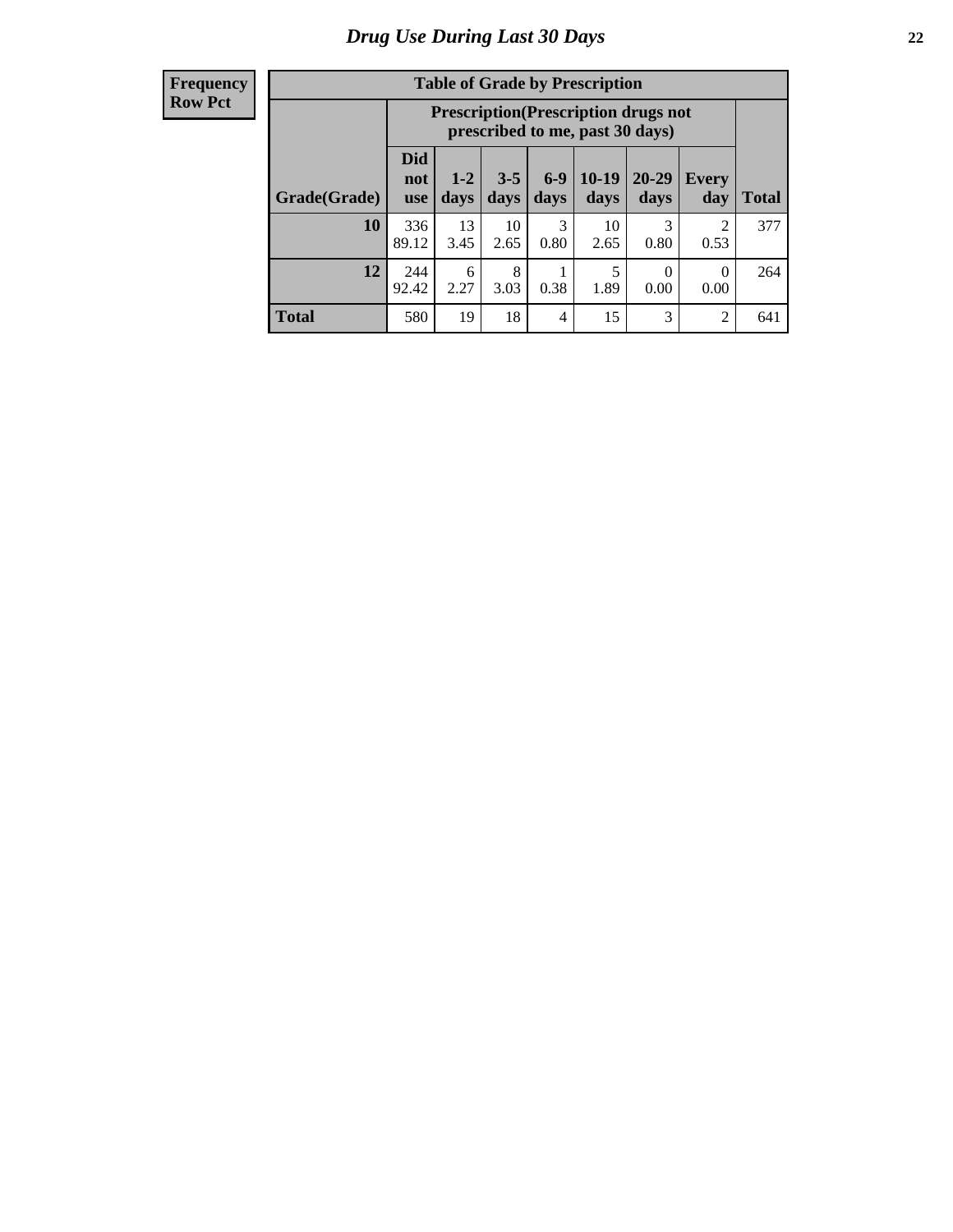# Drug Use During Last 30 Days

| Frequency<br>Row Pct |
|---|

**Table of Grade by Prescription**

| Grade(Grade) | Prescription(Prescription drugs not prescribed to me, past 30 days) | | | | | | | Total |
|---|---|---|---|---|---|---|---|---|
| | Did not use | 1-2 days | 3-5 days | 6-9 days | 10-19 days | 20-29 days | Every day | |
| **10** | 336<br>89.12 | 13<br>3.45 | 10<br>2.65 | 3<br>0.80 | 10<br>2.65 | 3<br>0.80 | 2<br>0.53 | 377 |
| **12** | 244<br>92.42 | 6<br>2.27 | 8<br>3.03 | 1<br>0.38 | 5<br>1.89 | 0<br>0.00 | 0<br>0.00 | 264 |
| **Total** | 580 | 19 | 18 | 4 | 15 | 3 | 2 | 641 |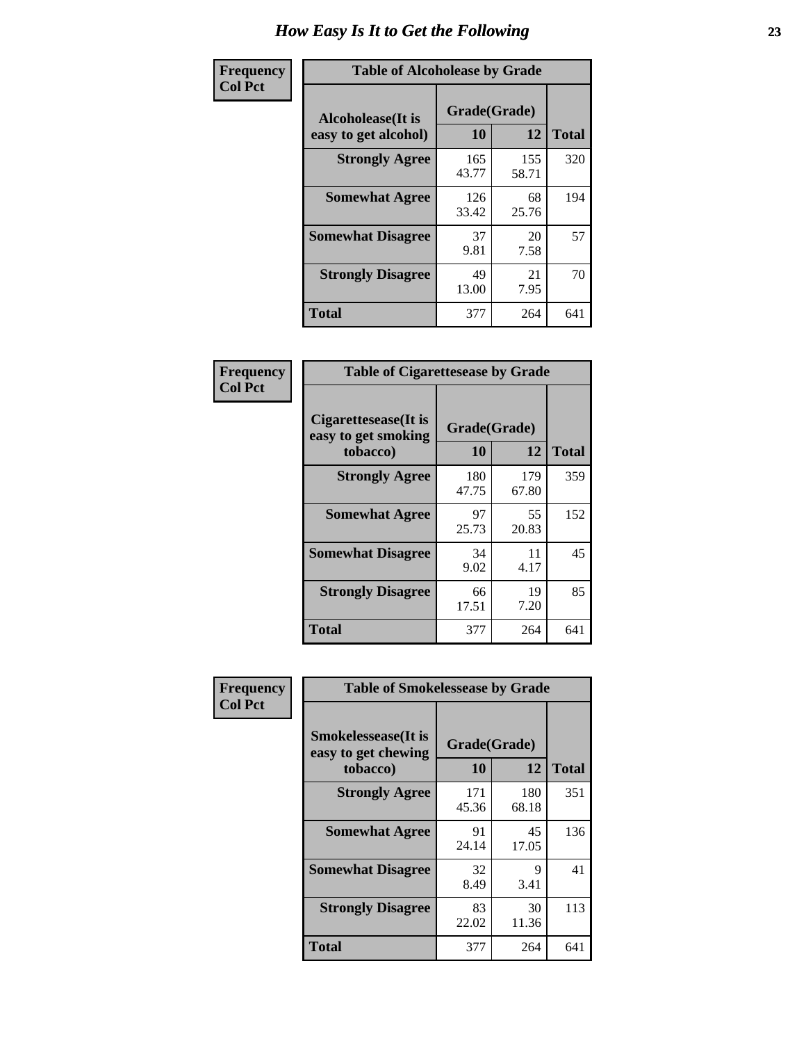# How Easy Is It to Get the Following

**Frequency**
**Col Pct**

| Table of Alcoholease by Grade | | | |
|---|---|---|---|
| Alcoholease(It is easy to get alcohol) | Grade(Grade) | | Total |
| | 10 | 12 | |
| Strongly Agree | 165<br>43.77 | 155<br>58.71 | 320 |
| Somewhat Agree | 126<br>33.42 | 68<br>25.76 | 194 |
| Somewhat Disagree | 37<br>9.81 | 20<br>7.58 | 57 |
| Strongly Disagree | 49<br>13.00 | 21<br>7.95 | 70 |
| Total | 377 | 264 | 641 |

**Frequency**
**Col Pct**

| Table of Cigarettesease by Grade | | | |
|---|---|---|---|
| Cigarettesease(It is easy to get smoking tobacco) | Grade(Grade) | | Total |
| | 10 | 12 | |
| Strongly Agree | 180<br>47.75 | 179<br>67.80 | 359 |
| Somewhat Agree | 97<br>25.73 | 55<br>20.83 | 152 |
| Somewhat Disagree | 34<br>9.02 | 11<br>4.17 | 45 |
| Strongly Disagree | 66<br>17.51 | 19<br>7.20 | 85 |
| Total | 377 | 264 | 641 |

**Frequency**
**Col Pct**

| Table of Smokelessease by Grade | | | |
|---|---|---|---|
| Smokelessease(It is easy to get chewing tobacco) | Grade(Grade) | | Total |
| | 10 | 12 | |
| Strongly Agree | 171<br>45.36 | 180<br>68.18 | 351 |
| Somewhat Agree | 91<br>24.14 | 45<br>17.05 | 136 |
| Somewhat Disagree | 32<br>8.49 | 9<br>3.41 | 41 |
| Strongly Disagree | 83<br>22.02 | 30<br>11.36 | 113 |
| Total | 377 | 264 | 641 |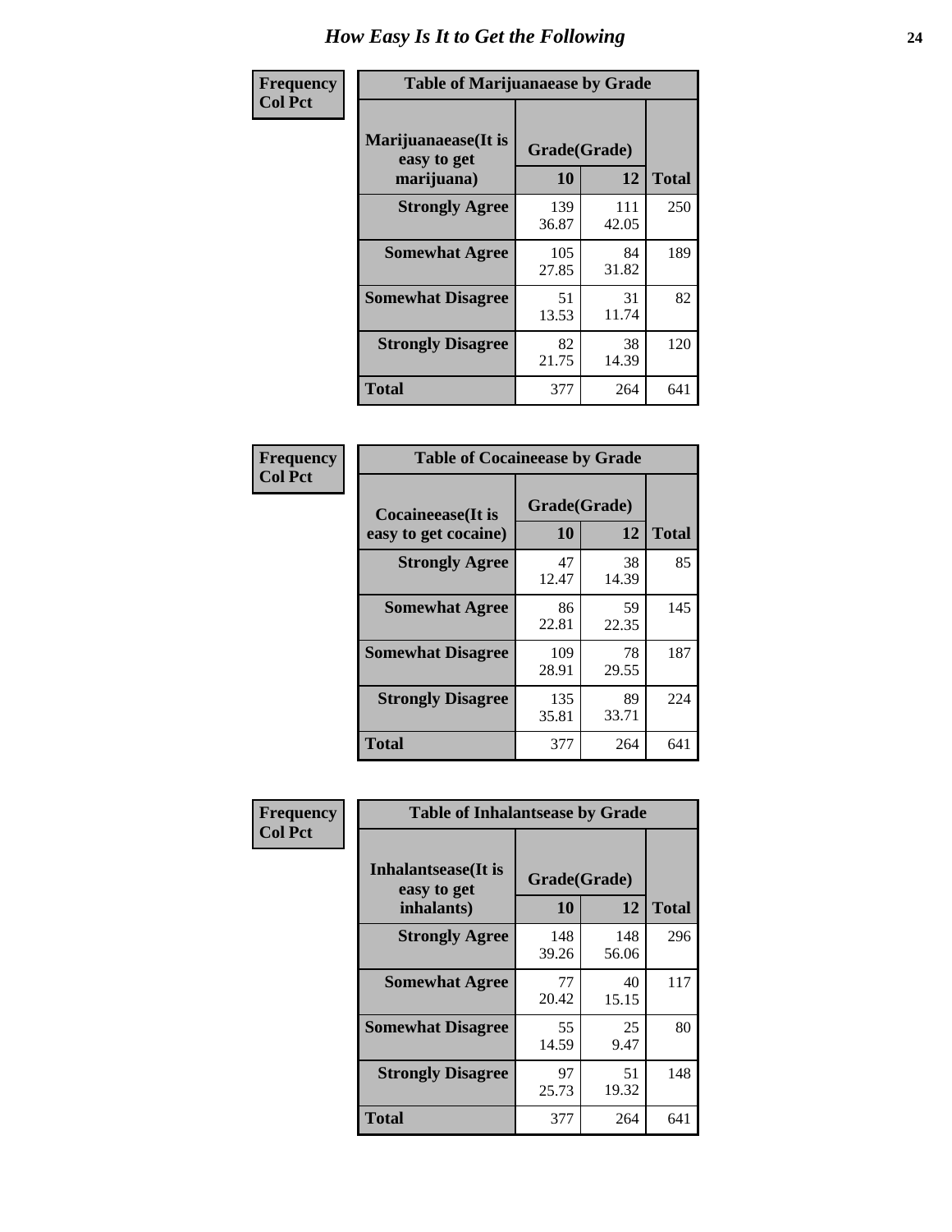# How Easy Is It to Get the Following

Frequency
Col Pct

| Table of Marijuanaease by Grade | | | |
|---|---|---|---|
| Marijuanaease(It is easy to get marijuana) | Grade(Grade) | | Total |
| | 10 | 12 | |
| **Strongly Agree** | 139<br>36.87 | 111<br>42.05 | 250 |
| **Somewhat Agree** | 105<br>27.85 | 84<br>31.82 | 189 |
| **Somewhat Disagree** | 51<br>13.53 | 31<br>11.74 | 82 |
| **Strongly Disagree** | 82<br>21.75 | 38<br>14.39 | 120 |
| **Total** | 377 | 264 | 641 |

Frequency
Col Pct

| Table of Cocaineease by Grade | | | |
|---|---|---|---|
| Cocaineease(It is easy to get cocaine) | Grade(Grade) | | Total |
| | 10 | 12 | |
| **Strongly Agree** | 47<br>12.47 | 38<br>14.39 | 85 |
| **Somewhat Agree** | 86<br>22.81 | 59<br>22.35 | 145 |
| **Somewhat Disagree** | 109<br>28.91 | 78<br>29.55 | 187 |
| **Strongly Disagree** | 135<br>35.81 | 89<br>33.71 | 224 |
| **Total** | 377 | 264 | 641 |

Frequency
Col Pct

| Table of Inhalantsease by Grade | | | |
|---|---|---|---|
| Inhalantsease(It is easy to get inhalants) | Grade(Grade) | | Total |
| | 10 | 12 | |
| **Strongly Agree** | 148<br>39.26 | 148<br>56.06 | 296 |
| **Somewhat Agree** | 77<br>20.42 | 40<br>15.15 | 117 |
| **Somewhat Disagree** | 55<br>14.59 | 25<br>9.47 | 80 |
| **Strongly Disagree** | 97<br>25.73 | 51<br>19.32 | 148 |
| **Total** | 377 | 264 | 641 |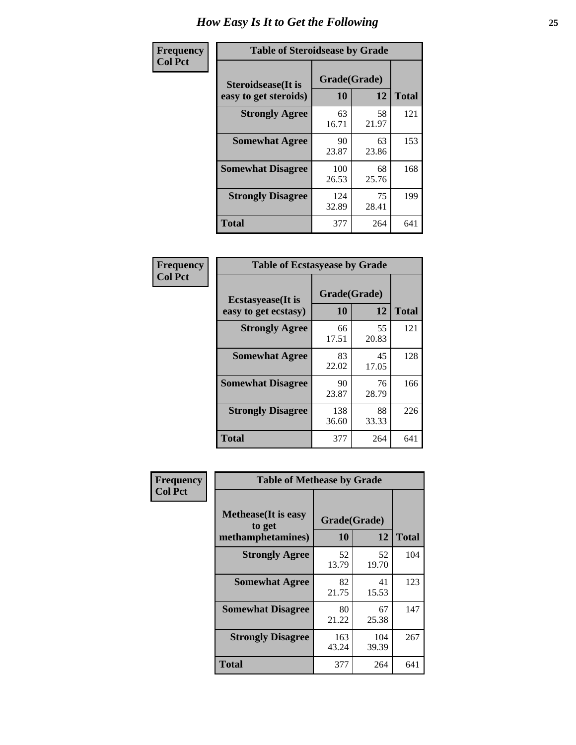# How Easy Is It to Get the Following

**Frequency / Col Pct**

**Table of Steroidsease by Grade**

| Steroidsease(It is easy to get steroids) | Grade(Grade) 10 | 12 | Total |
|---|---|---|---|
| **Strongly Agree** | 63<br>16.71 | 58<br>21.97 | 121 |
| **Somewhat Agree** | 90<br>23.87 | 63<br>23.86 | 153 |
| **Somewhat Disagree** | 100<br>26.53 | 68<br>25.76 | 168 |
| **Strongly Disagree** | 124<br>32.89 | 75<br>28.41 | 199 |
| **Total** | 377 | 264 | 641 |

**Frequency / Col Pct**

**Table of Ecstasyease by Grade**

| Ecstasyease(It is easy to get ecstasy) | Grade(Grade) 10 | 12 | Total |
|---|---|---|---|
| **Strongly Agree** | 66<br>17.51 | 55<br>20.83 | 121 |
| **Somewhat Agree** | 83<br>22.02 | 45<br>17.05 | 128 |
| **Somewhat Disagree** | 90<br>23.87 | 76<br>28.79 | 166 |
| **Strongly Disagree** | 138<br>36.60 | 88<br>33.33 | 226 |
| **Total** | 377 | 264 | 641 |

**Frequency / Col Pct**

**Table of Methease by Grade**

| Methease(It is easy to get methamphetamines) | Grade(Grade) 10 | 12 | Total |
|---|---|---|---|
| **Strongly Agree** | 52<br>13.79 | 52<br>19.70 | 104 |
| **Somewhat Agree** | 82<br>21.75 | 41<br>15.53 | 123 |
| **Somewhat Disagree** | 80<br>21.22 | 67<br>25.38 | 147 |
| **Strongly Disagree** | 163<br>43.24 | 104<br>39.39 | 267 |
| **Total** | 377 | 264 | 641 |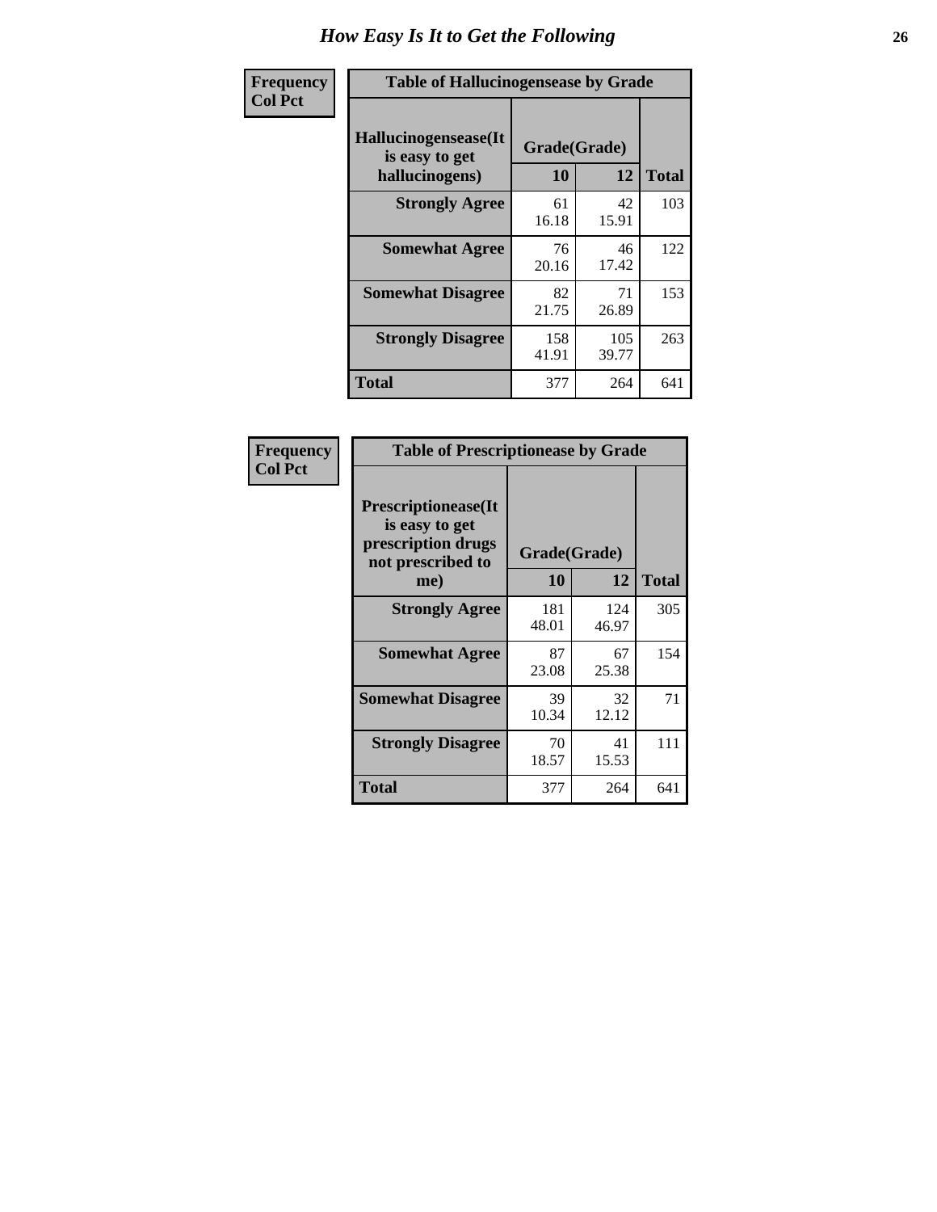# How Easy Is It to Get the Following

| Frequency<br>Col Pct | Table of Hallucinogensease by Grade | | |
|---|---|---|---|
| Hallucinogensease(It is easy to get hallucinogens) | Grade(Grade) | | |
| | 10 | 12 | Total |
| Strongly Agree | 61<br>16.18 | 42<br>15.91 | 103 |
| Somewhat Agree | 76<br>20.16 | 46<br>17.42 | 122 |
| Somewhat Disagree | 82<br>21.75 | 71<br>26.89 | 153 |
| Strongly Disagree | 158<br>41.91 | 105<br>39.77 | 263 |
| Total | 377 | 264 | 641 |

| Frequency<br>Col Pct | Table of Prescriptionease by Grade | | |
|---|---|---|---|
| Prescriptionease(It is easy to get prescription drugs not prescribed to me) | Grade(Grade) | | |
| | 10 | 12 | Total |
| Strongly Agree | 181<br>48.01 | 124<br>46.97 | 305 |
| Somewhat Agree | 87<br>23.08 | 67<br>25.38 | 154 |
| Somewhat Disagree | 39<br>10.34 | 32<br>12.12 | 71 |
| Strongly Disagree | 70<br>18.57 | 41<br>15.53 | 111 |
| Total | 377 | 264 | 641 |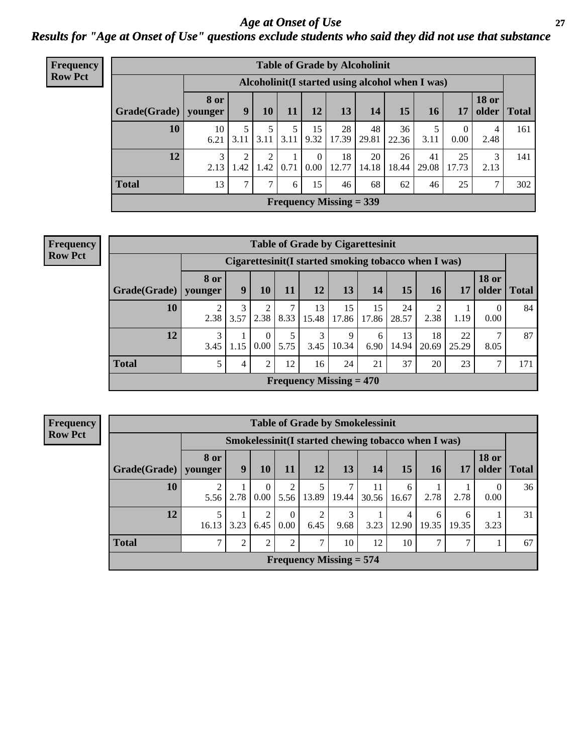# Age at Onset of Use

## *Results for "Age at Onset of Use" questions exclude students who said they did not use that substance*

**Frequency**
**Row Pct**

| Table of Grade by Alcoholinit | | | | | | | | | | | | |
|---|---|---|---|---|---|---|---|---|---|---|---|---|
| | Alcoholinit(I started using alcohol when I was) | | | | | | | | | | | |
| Grade(Grade) | 8 or younger | 9 | 10 | 11 | 12 | 13 | 14 | 15 | 16 | 17 | 18 or older | Total |
| 10 | 10<br>6.21 | 5<br>3.11 | 5<br>3.11 | 5<br>3.11 | 15<br>9.32 | 28<br>17.39 | 48<br>29.81 | 36<br>22.36 | 5<br>3.11 | 0<br>0.00 | 4<br>2.48 | 161 |
| 12 | 3<br>2.13 | 2<br>1.42 | 2<br>1.42 | 1<br>0.71 | 0<br>0.00 | 18<br>12.77 | 20<br>14.18 | 26<br>18.44 | 41<br>29.08 | 25<br>17.73 | 3<br>2.13 | 141 |
| Total | 13 | 7 | 7 | 6 | 15 | 46 | 68 | 62 | 46 | 25 | 7 | 302 |
| Frequency Missing = 339 | | | | | | | | | | | | |

**Frequency**
**Row Pct**

| Table of Grade by Cigarettesinit | | | | | | | | | | | | |
|---|---|---|---|---|---|---|---|---|---|---|---|---|
| | Cigarettesinit(I started smoking tobacco when I was) | | | | | | | | | | | |
| Grade(Grade) | 8 or younger | 9 | 10 | 11 | 12 | 13 | 14 | 15 | 16 | 17 | 18 or older | Total |
| 10 | 2<br>2.38 | 3<br>3.57 | 2<br>2.38 | 7<br>8.33 | 13<br>15.48 | 15<br>17.86 | 15<br>17.86 | 24<br>28.57 | 2<br>2.38 | 1<br>1.19 | 0<br>0.00 | 84 |
| 12 | 3<br>3.45 | 1<br>1.15 | 0<br>0.00 | 5<br>5.75 | 3<br>3.45 | 9<br>10.34 | 6<br>6.90 | 13<br>14.94 | 18<br>20.69 | 22<br>25.29 | 7<br>8.05 | 87 |
| Total | 5 | 4 | 2 | 12 | 16 | 24 | 21 | 37 | 20 | 23 | 7 | 171 |
| Frequency Missing = 470 | | | | | | | | | | | | |

**Frequency**
**Row Pct**

| Table of Grade by Smokelessinit | | | | | | | | | | | | |
|---|---|---|---|---|---|---|---|---|---|---|---|---|
| | Smokelessinit(I started chewing tobacco when I was) | | | | | | | | | | | |
| Grade(Grade) | 8 or younger | 9 | 10 | 11 | 12 | 13 | 14 | 15 | 16 | 17 | 18 or older | Total |
| 10 | 2<br>5.56 | 1<br>2.78 | 0<br>0.00 | 2<br>5.56 | 5<br>13.89 | 7<br>19.44 | 11<br>30.56 | 6<br>16.67 | 1<br>2.78 | 1<br>2.78 | 0<br>0.00 | 36 |
| 12 | 5<br>16.13 | 1<br>3.23 | 2<br>6.45 | 0<br>0.00 | 2<br>6.45 | 3<br>9.68 | 1<br>3.23 | 4<br>12.90 | 6<br>19.35 | 6<br>19.35 | 1<br>3.23 | 31 |
| Total | 7 | 2 | 2 | 2 | 7 | 10 | 12 | 10 | 7 | 7 | 1 | 67 |
| Frequency Missing = 574 | | | | | | | | | | | | |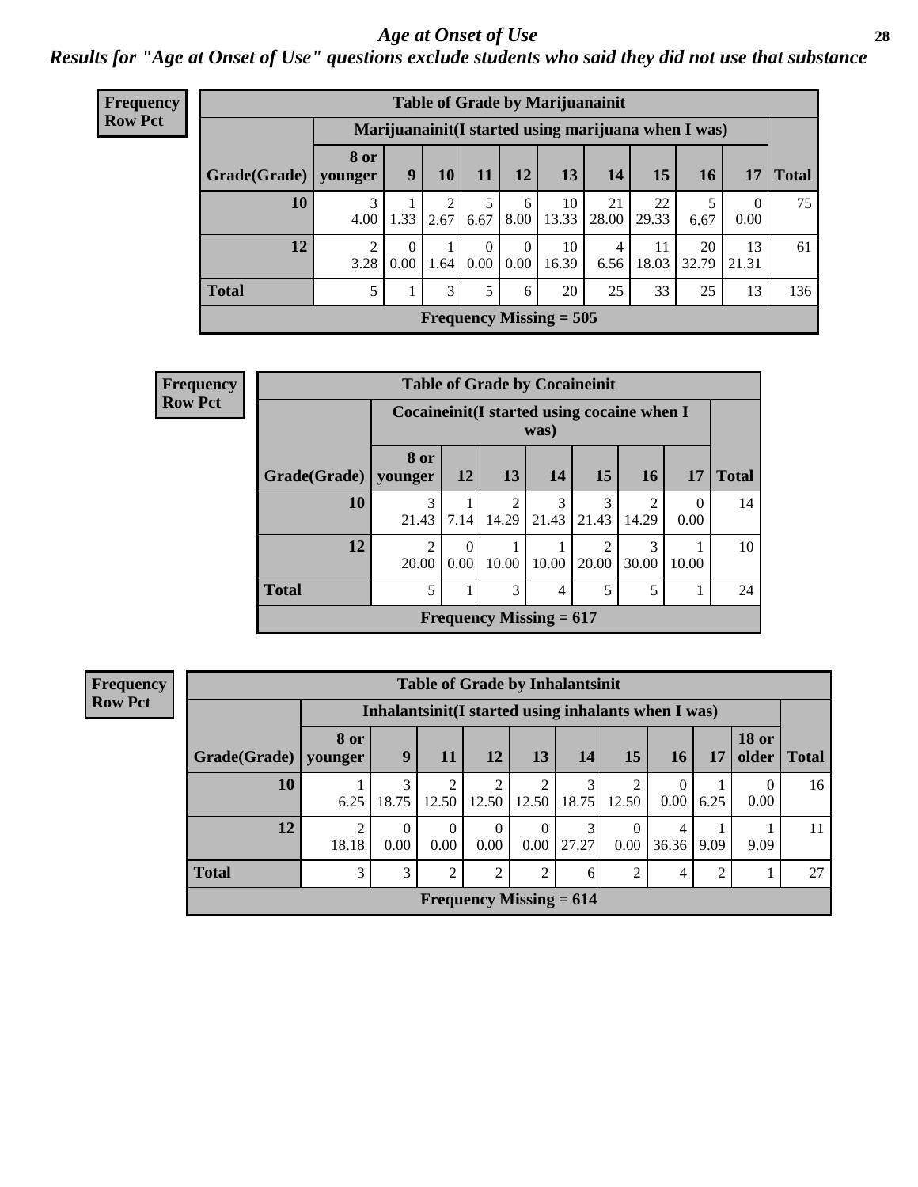# Age at Onset of Use

*Results for "Age at Onset of Use" questions exclude students who said they did not use that substance*

**Frequency**
**Row Pct**

| Table of Grade by Marijuanainit | | | | | | | | | | | |
|---|---|---|---|---|---|---|---|---|---|---|---|
| | Marijuanainit(I started using marijuana when I was) | | | | | | | | | | |
| Grade(Grade) | 8 or younger | 9 | 10 | 11 | 12 | 13 | 14 | 15 | 16 | 17 | Total |
| 10 | 3<br>4.00 | 1<br>1.33 | 2<br>2.67 | 5<br>6.67 | 6<br>8.00 | 10<br>13.33 | 21<br>28.00 | 22<br>29.33 | 5<br>6.67 | 0<br>0.00 | 75 |
| 12 | 2<br>3.28 | 0<br>0.00 | 1<br>1.64 | 0<br>0.00 | 0<br>0.00 | 10<br>16.39 | 4<br>6.56 | 11<br>18.03 | 20<br>32.79 | 13<br>21.31 | 61 |
| Total | 5 | 1 | 3 | 5 | 6 | 20 | 25 | 33 | 25 | 13 | 136 |
| Frequency Missing = 505 | | | | | | | | | | | |

**Frequency**
**Row Pct**

| Table of Grade by Cocaineinit | | | | | | | | |
|---|---|---|---|---|---|---|---|---|
| | Cocaineinit(I started using cocaine when I was) | | | | | | | |
| Grade(Grade) | 8 or younger | 12 | 13 | 14 | 15 | 16 | 17 | Total |
| 10 | 3<br>21.43 | 1<br>7.14 | 2<br>14.29 | 3<br>21.43 | 3<br>21.43 | 2<br>14.29 | 0<br>0.00 | 14 |
| 12 | 2<br>20.00 | 0<br>0.00 | 1<br>10.00 | 1<br>10.00 | 2<br>20.00 | 3<br>30.00 | 1<br>10.00 | 10 |
| Total | 5 | 1 | 3 | 4 | 5 | 5 | 1 | 24 |
| Frequency Missing = 617 | | | | | | | | |

**Frequency**
**Row Pct**

| Table of Grade by Inhalantsinit | | | | | | | | | | | |
|---|---|---|---|---|---|---|---|---|---|---|---|
| | Inhalantsinit(I started using inhalants when I was) | | | | | | | | | | |
| Grade(Grade) | 8 or younger | 9 | 11 | 12 | 13 | 14 | 15 | 16 | 17 | 18 or older | Total |
| 10 | 1<br>6.25 | 3<br>18.75 | 2<br>12.50 | 2<br>12.50 | 2<br>12.50 | 3<br>18.75 | 2<br>12.50 | 0<br>0.00 | 1<br>6.25 | 0<br>0.00 | 16 |
| 12 | 2<br>18.18 | 0<br>0.00 | 0<br>0.00 | 0<br>0.00 | 0<br>0.00 | 3<br>27.27 | 0<br>0.00 | 4<br>36.36 | 1<br>9.09 | 1<br>9.09 | 11 |
| Total | 3 | 3 | 2 | 2 | 2 | 6 | 2 | 4 | 2 | 1 | 27 |
| Frequency Missing = 614 | | | | | | | | | | | |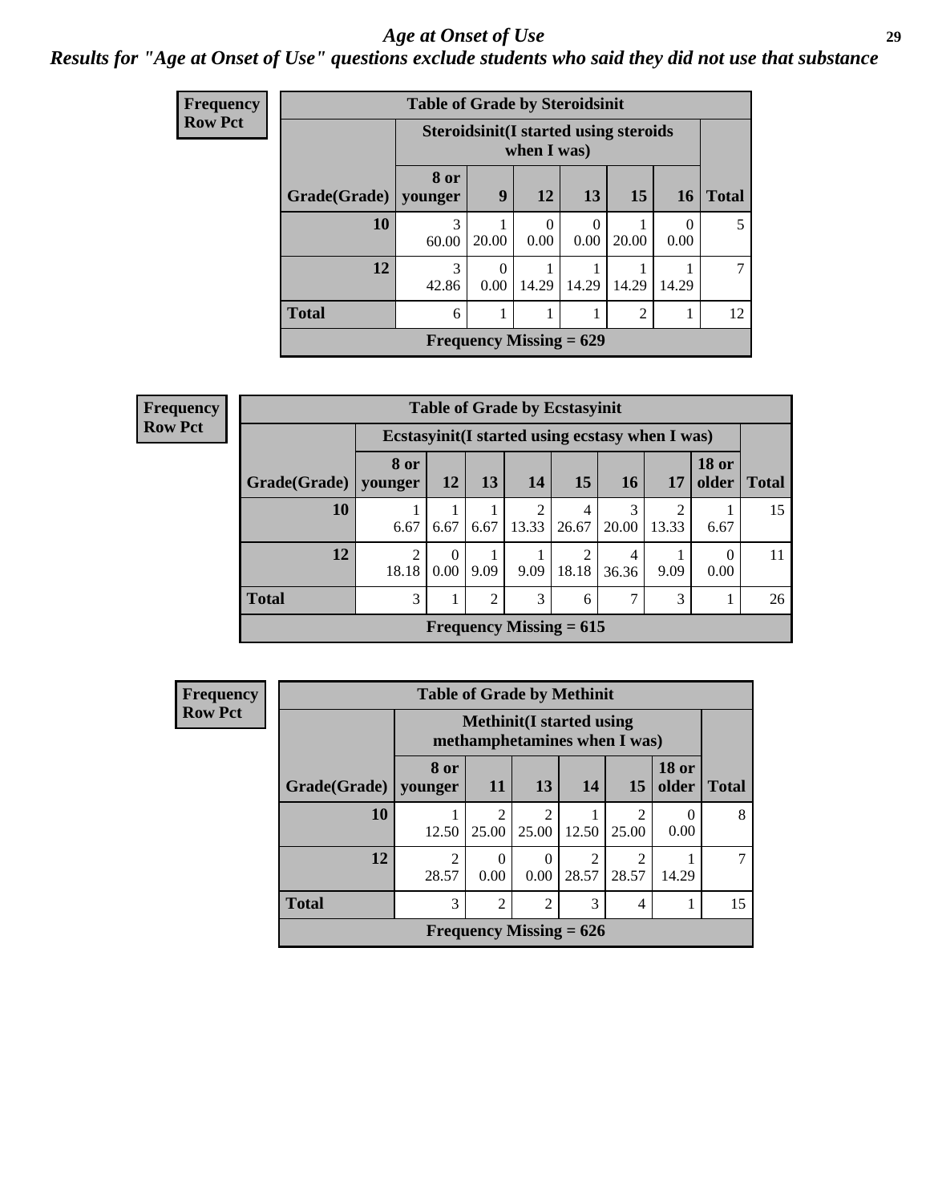# Age at Onset of Use

## *Results for "Age at Onset of Use" questions exclude students who said they did not use that substance*

**Frequency**
**Row Pct**

| Table of Grade by Steroidsinit | | | | | | | |
|---|---|---|---|---|---|---|---|
| | Steroidsinit(I started using steroids when I was) | | | | | | |
| Grade(Grade) | 8 or younger | 9 | 12 | 13 | 15 | 16 | Total |
| 10 | 3<br>60.00 | 1<br>20.00 | 0<br>0.00 | 0<br>0.00 | 1<br>20.00 | 0<br>0.00 | 5 |
| 12 | 3<br>42.86 | 0<br>0.00 | 1<br>14.29 | 1<br>14.29 | 1<br>14.29 | 1<br>14.29 | 7 |
| Total | 6 | 1 | 1 | 1 | 2 | 1 | 12 |
| Frequency Missing = 629 | | | | | | | |

**Frequency**
**Row Pct**

| Table of Grade by Ecstasyinit | | | | | | | | | |
|---|---|---|---|---|---|---|---|---|---|
| | Ecstasyinit(I started using ecstasy when I was) | | | | | | | | |
| Grade(Grade) | 8 or younger | 12 | 13 | 14 | 15 | 16 | 17 | 18 or older | Total |
| 10 | 1<br>6.67 | 1<br>6.67 | 1<br>6.67 | 2<br>13.33 | 4<br>26.67 | 3<br>20.00 | 2<br>13.33 | 1<br>6.67 | 15 |
| 12 | 2<br>18.18 | 0<br>0.00 | 1<br>9.09 | 1<br>9.09 | 2<br>18.18 | 4<br>36.36 | 1<br>9.09 | 0<br>0.00 | 11 |
| Total | 3 | 1 | 2 | 3 | 6 | 7 | 3 | 1 | 26 |
| Frequency Missing = 615 | | | | | | | | | |

**Frequency**
**Row Pct**

| Table of Grade by Methinit | | | | | | | |
|---|---|---|---|---|---|---|---|
| | Methinit(I started using methamphetamines when I was) | | | | | | |
| Grade(Grade) | 8 or younger | 11 | 13 | 14 | 15 | 18 or older | Total |
| 10 | 1<br>12.50 | 2<br>25.00 | 2<br>25.00 | 1<br>12.50 | 2<br>25.00 | 0<br>0.00 | 8 |
| 12 | 2<br>28.57 | 0<br>0.00 | 0<br>0.00 | 2<br>28.57 | 2<br>28.57 | 1<br>14.29 | 7 |
| Total | 3 | 2 | 2 | 3 | 4 | 1 | 15 |
| Frequency Missing = 626 | | | | | | | |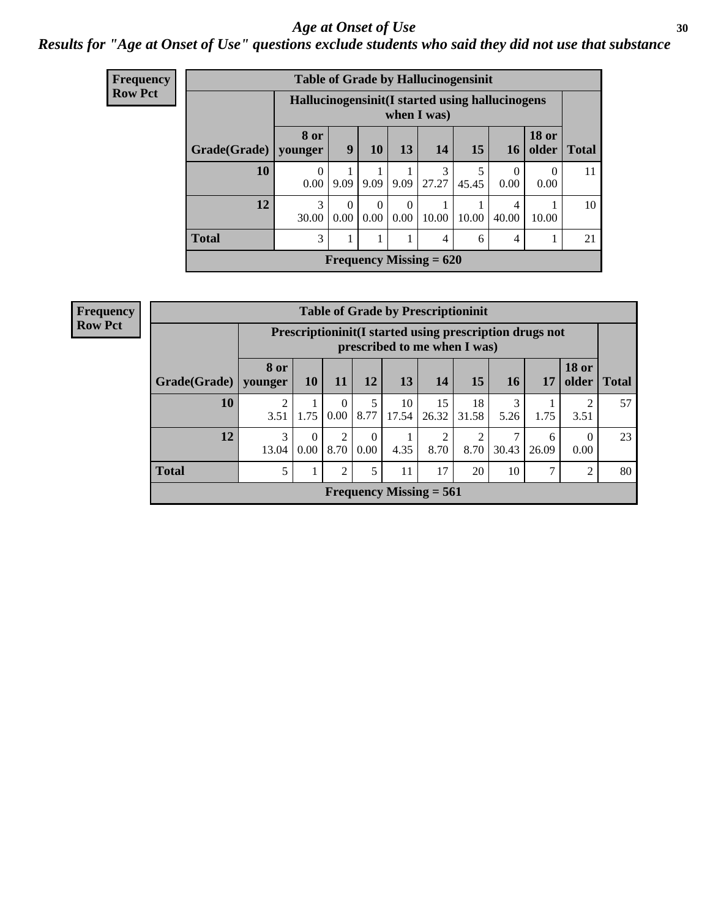# Age at Onset of Use

## Results for "Age at Onset of Use" questions exclude students who said they did not use that substance

**Frequency**
**Row Pct**

**Table of Grade by Hallucinogensinit**

| Grade(Grade) | Hallucinogensinit(I started using hallucinogens when I was) | | | | | | | | Total |
|---|---|---|---|---|---|---|---|---|---|
| | 8 or younger | 9 | 10 | 13 | 14 | 15 | 16 | 18 or older | |
| 10 | 0<br>0.00 | 1<br>9.09 | 1<br>9.09 | 1<br>9.09 | 3<br>27.27 | 5<br>45.45 | 0<br>0.00 | 0<br>0.00 | 11 |
| 12 | 3<br>30.00 | 0<br>0.00 | 0<br>0.00 | 0<br>0.00 | 1<br>10.00 | 1<br>10.00 | 4<br>40.00 | 1<br>10.00 | 10 |
| Total | 3 | 1 | 1 | 1 | 4 | 6 | 4 | 1 | 21 |

**Frequency Missing = 620**

**Frequency**
**Row Pct**

**Table of Grade by Prescriptioninit**

| Grade(Grade) | Prescriptioninit(I started using prescription drugs not prescribed to me when I was) | | | | | | | | | | Total |
|---|---|---|---|---|---|---|---|---|---|---|---|
| | 8 or younger | 10 | 11 | 12 | 13 | 14 | 15 | 16 | 17 | 18 or older | |
| 10 | 2<br>3.51 | 1<br>1.75 | 0<br>0.00 | 5<br>8.77 | 10<br>17.54 | 15<br>26.32 | 18<br>31.58 | 3<br>5.26 | 1<br>1.75 | 2<br>3.51 | 57 |
| 12 | 3<br>13.04 | 0<br>0.00 | 2<br>8.70 | 0<br>0.00 | 1<br>4.35 | 2<br>8.70 | 2<br>8.70 | 7<br>30.43 | 6<br>26.09 | 0<br>0.00 | 23 |
| Total | 5 | 1 | 2 | 5 | 11 | 17 | 20 | 10 | 7 | 2 | 80 |

**Frequency Missing = 561**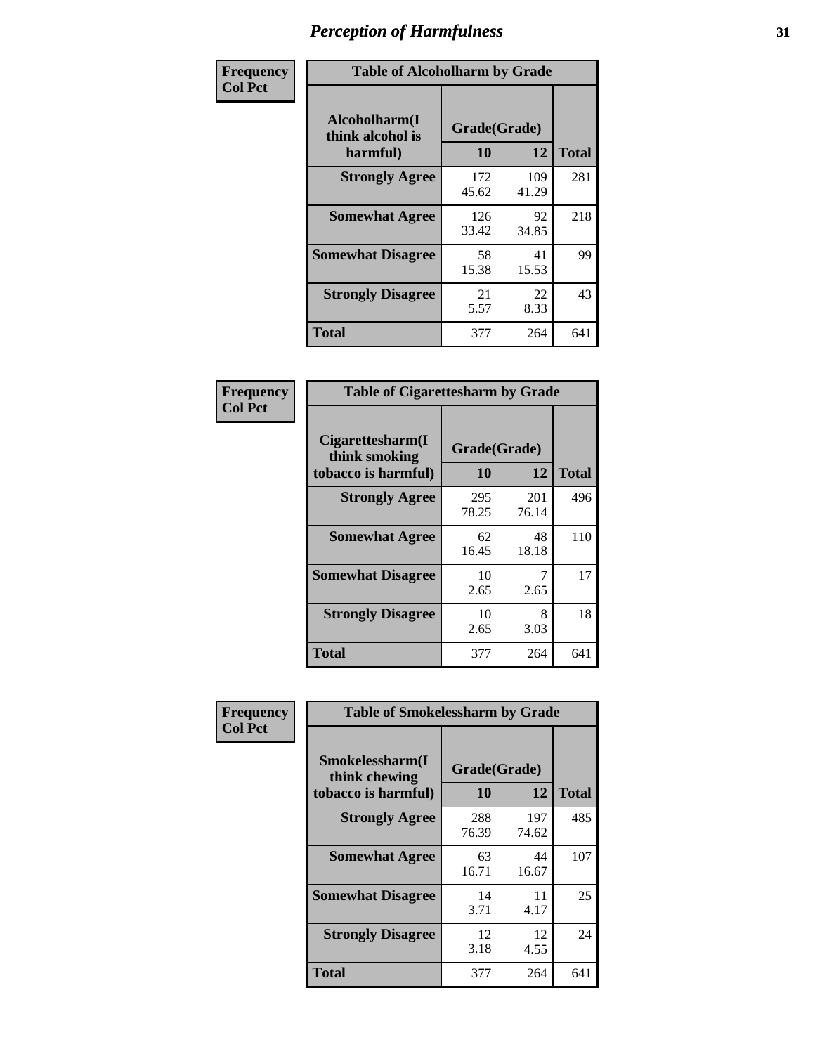# Perception of Harmfulness

| Frequency<br>Col Pct | Table of Alcoholharm by Grade | | |
|---|---|---|---|
| **Alcoholharm(I think alcohol is harmful)** | **Grade(Grade)** | | **Total** |
| | **10** | **12** | |
| **Strongly Agree** | 172<br>45.62 | 109<br>41.29 | 281 |
| **Somewhat Agree** | 126<br>33.42 | 92<br>34.85 | 218 |
| **Somewhat Disagree** | 58<br>15.38 | 41<br>15.53 | 99 |
| **Strongly Disagree** | 21<br>5.57 | 22<br>8.33 | 43 |
| **Total** | 377 | 264 | 641 |

| Frequency<br>Col Pct | Table of Cigarettesharm by Grade | | |
|---|---|---|---|
| **Cigarettesharm(I think smoking tobacco is harmful)** | **Grade(Grade)** | | **Total** |
| | **10** | **12** | |
| **Strongly Agree** | 295<br>78.25 | 201<br>76.14 | 496 |
| **Somewhat Agree** | 62<br>16.45 | 48<br>18.18 | 110 |
| **Somewhat Disagree** | 10<br>2.65 | 7<br>2.65 | 17 |
| **Strongly Disagree** | 10<br>2.65 | 8<br>3.03 | 18 |
| **Total** | 377 | 264 | 641 |

| Frequency<br>Col Pct | Table of Smokelessharm by Grade | | |
|---|---|---|---|
| **Smokelessharm(I think chewing tobacco is harmful)** | **Grade(Grade)** | | **Total** |
| | **10** | **12** | |
| **Strongly Agree** | 288<br>76.39 | 197<br>74.62 | 485 |
| **Somewhat Agree** | 63<br>16.71 | 44<br>16.67 | 107 |
| **Somewhat Disagree** | 14<br>3.71 | 11<br>4.17 | 25 |
| **Strongly Disagree** | 12<br>3.18 | 12<br>4.55 | 24 |
| **Total** | 377 | 264 | 641 |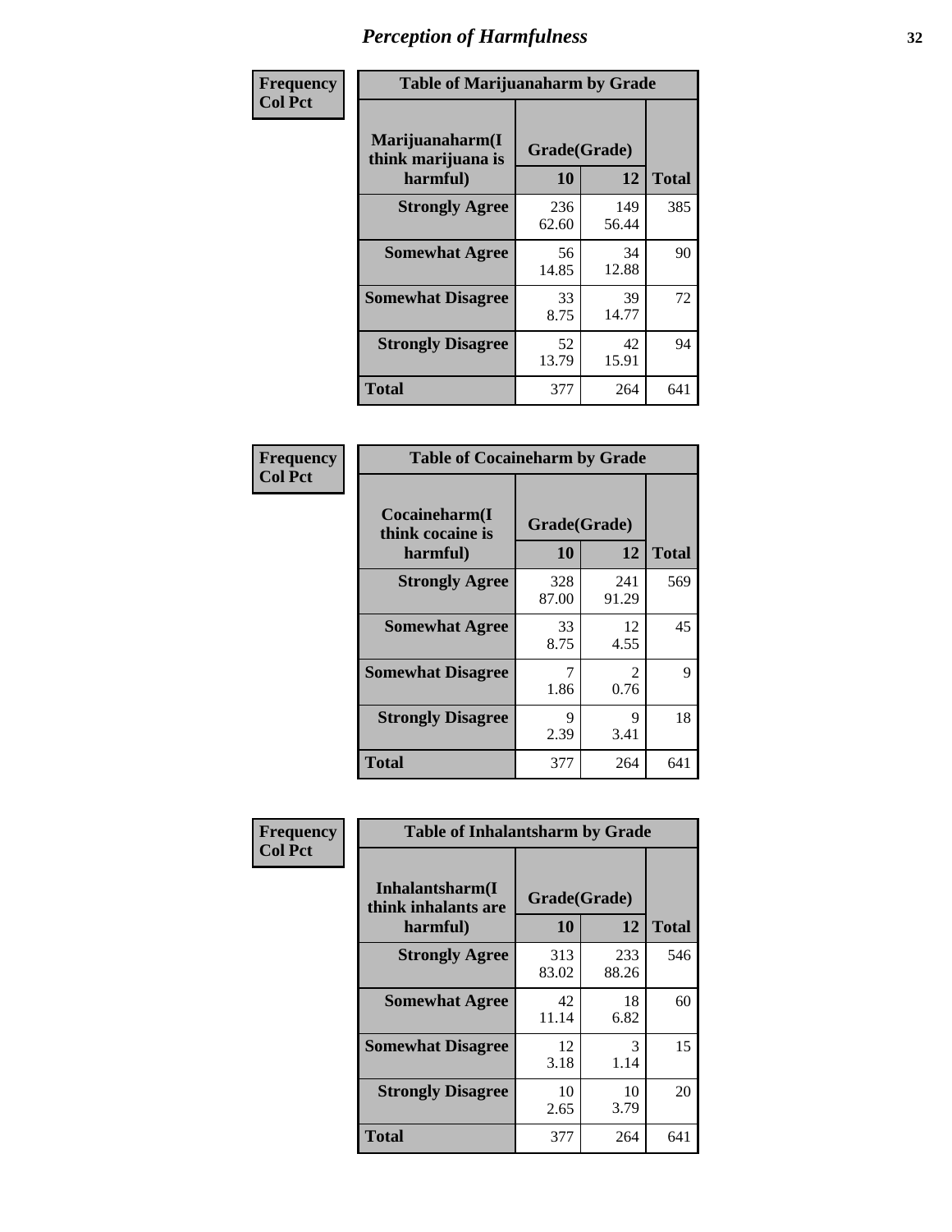# Perception of Harmfulness

**Frequency**
**Col Pct**

| Marijuanaharm(I think marijuana is harmful) | Grade(Grade) 10 | 12 | Total |
|---|---|---|---|
| **Strongly Agree** | 236<br>62.60 | 149<br>56.44 | 385 |
| **Somewhat Agree** | 56<br>14.85 | 34<br>12.88 | 90 |
| **Somewhat Disagree** | 33<br>8.75 | 39<br>14.77 | 72 |
| **Strongly Disagree** | 52<br>13.79 | 42<br>15.91 | 94 |
| **Total** | 377 | 264 | 641 |

Table of Marijuanaharm by Grade

**Frequency**
**Col Pct**

| Cocaineharm(I think cocaine is harmful) | Grade(Grade) 10 | 12 | Total |
|---|---|---|---|
| **Strongly Agree** | 328<br>87.00 | 241<br>91.29 | 569 |
| **Somewhat Agree** | 33<br>8.75 | 12<br>4.55 | 45 |
| **Somewhat Disagree** | 7<br>1.86 | 2<br>0.76 | 9 |
| **Strongly Disagree** | 9<br>2.39 | 9<br>3.41 | 18 |
| **Total** | 377 | 264 | 641 |

Table of Cocaineharm by Grade

**Frequency**
**Col Pct**

| Inhalantsharm(I think inhalants are harmful) | Grade(Grade) 10 | 12 | Total |
|---|---|---|---|
| **Strongly Agree** | 313<br>83.02 | 233<br>88.26 | 546 |
| **Somewhat Agree** | 42<br>11.14 | 18<br>6.82 | 60 |
| **Somewhat Disagree** | 12<br>3.18 | 3<br>1.14 | 15 |
| **Strongly Disagree** | 10<br>2.65 | 10<br>3.79 | 20 |
| **Total** | 377 | 264 | 641 |

Table of Inhalantsharm by Grade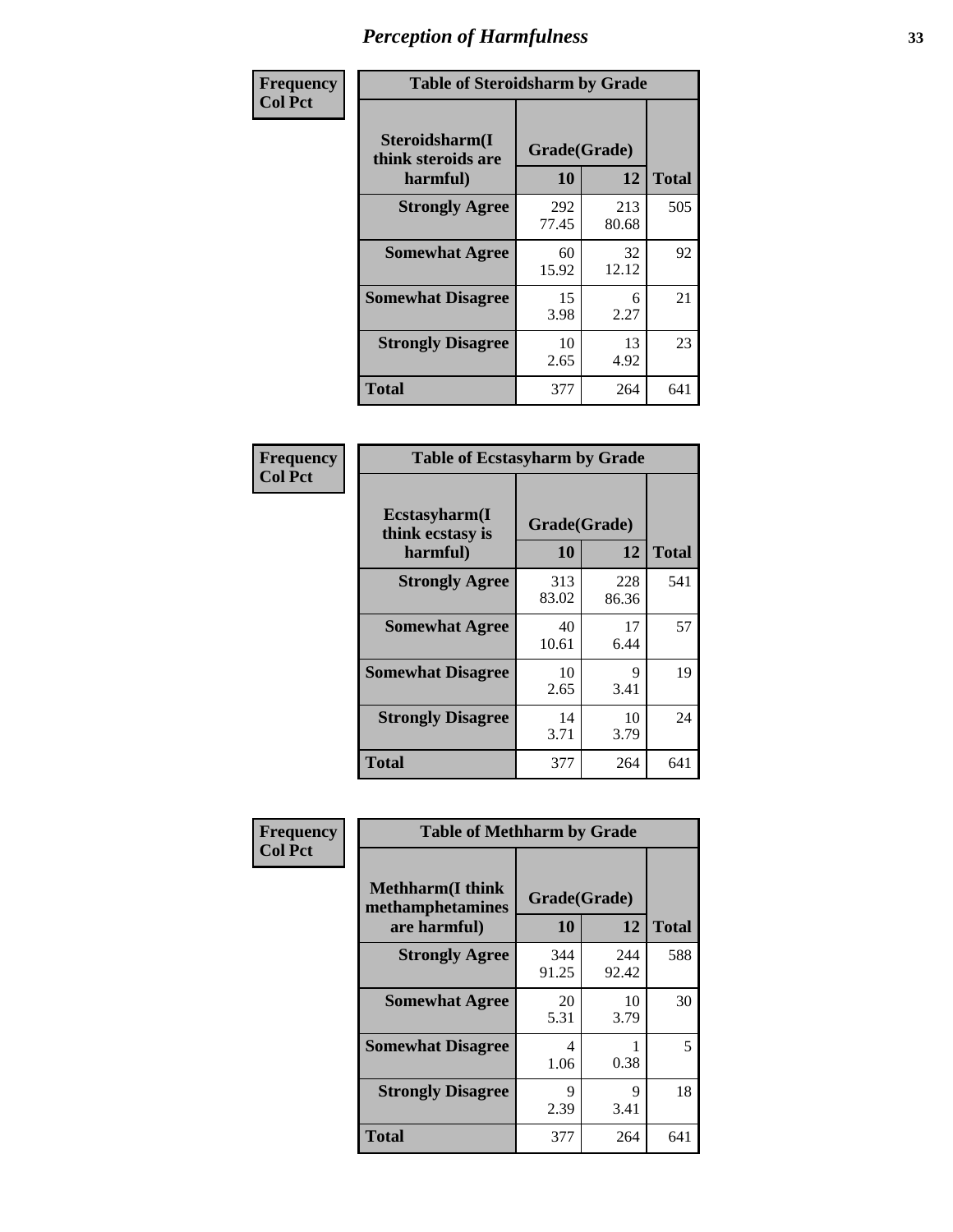# Perception of Harmfulness

**Frequency Col Pct**

| Table of Steroidsharm by Grade | | | |
|---|---|---|---|
| Steroidsharm(I think steroids are harmful) | Grade(Grade) | | Total |
| | 10 | 12 | |
| **Strongly Agree** | 292<br>77.45 | 213<br>80.68 | 505 |
| **Somewhat Agree** | 60<br>15.92 | 32<br>12.12 | 92 |
| **Somewhat Disagree** | 15<br>3.98 | 6<br>2.27 | 21 |
| **Strongly Disagree** | 10<br>2.65 | 13<br>4.92 | 23 |
| **Total** | 377 | 264 | 641 |

**Frequency Col Pct**

| Table of Ecstasyharm by Grade | | | |
|---|---|---|---|
| Ecstasyharm(I think ecstasy is harmful) | Grade(Grade) | | Total |
| | 10 | 12 | |
| **Strongly Agree** | 313<br>83.02 | 228<br>86.36 | 541 |
| **Somewhat Agree** | 40<br>10.61 | 17<br>6.44 | 57 |
| **Somewhat Disagree** | 10<br>2.65 | 9<br>3.41 | 19 |
| **Strongly Disagree** | 14<br>3.71 | 10<br>3.79 | 24 |
| **Total** | 377 | 264 | 641 |

**Frequency Col Pct**

| Table of Methharm by Grade | | | |
|---|---|---|---|
| Methharm(I think methamphetamines are harmful) | Grade(Grade) | | Total |
| | 10 | 12 | |
| **Strongly Agree** | 344<br>91.25 | 244<br>92.42 | 588 |
| **Somewhat Agree** | 20<br>5.31 | 10<br>3.79 | 30 |
| **Somewhat Disagree** | 4<br>1.06 | 1<br>0.38 | 5 |
| **Strongly Disagree** | 9<br>2.39 | 9<br>3.41 | 18 |
| **Total** | 377 | 264 | 641 |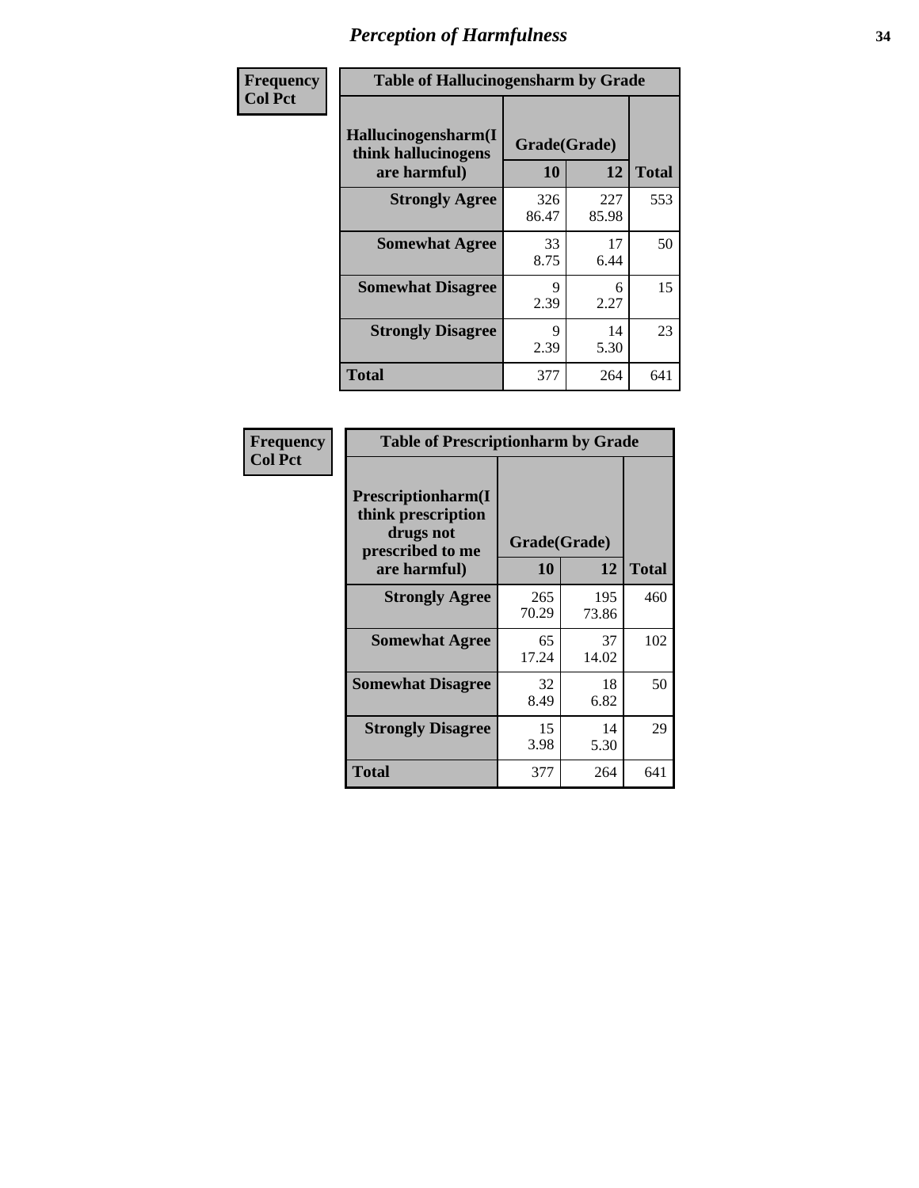# Perception of Harmfulness

| Frequency Col Pct | Table of Hallucinogensharm by Grade | | |
|---|---|---|---|
| Hallucinogensharm(I think hallucinogens are harmful) | Grade(Grade) | | |
| | 10 | 12 | Total |
| Strongly Agree | 326<br>86.47 | 227<br>85.98 | 553 |
| Somewhat Agree | 33<br>8.75 | 17<br>6.44 | 50 |
| Somewhat Disagree | 9<br>2.39 | 6<br>2.27 | 15 |
| Strongly Disagree | 9<br>2.39 | 14<br>5.30 | 23 |
| Total | 377 | 264 | 641 |

| Frequency Col Pct | Table of Prescriptionharm by Grade | | |
|---|---|---|---|
| Prescriptionharm(I think prescription drugs not prescribed to me are harmful) | Grade(Grade) | | |
| | 10 | 12 | Total |
| Strongly Agree | 265<br>70.29 | 195<br>73.86 | 460 |
| Somewhat Agree | 65<br>17.24 | 37<br>14.02 | 102 |
| Somewhat Disagree | 32<br>8.49 | 18<br>6.82 | 50 |
| Strongly Disagree | 15<br>3.98 | 14<br>5.30 | 29 |
| Total | 377 | 264 | 641 |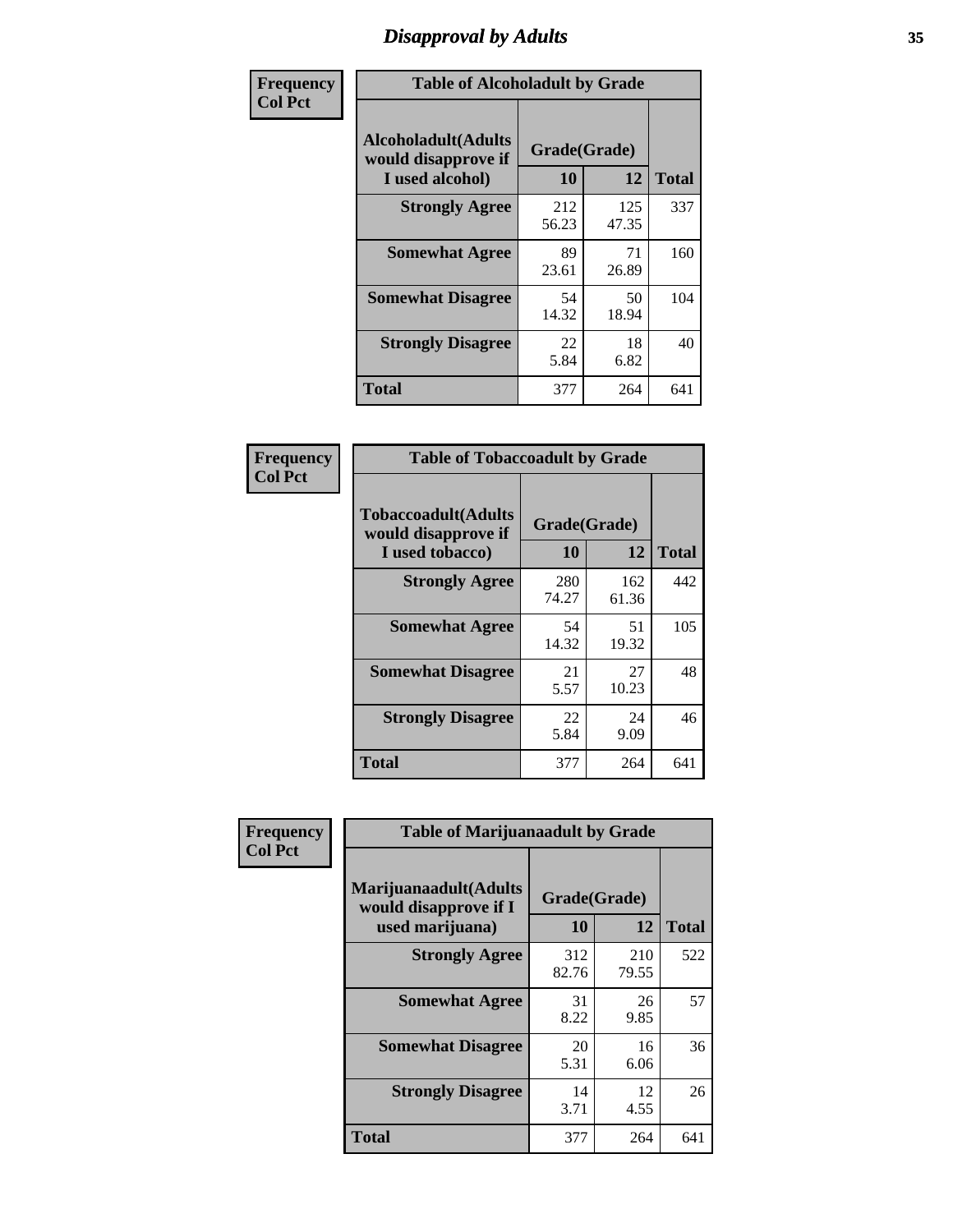# Disapproval by Adults

Frequency
Col Pct

| Table of Alcoholadult by Grade | | | |
|---|---|---|---|
| Alcoholadult(Adults would disapprove if I used alcohol) | Grade(Grade) | | Total |
| | 10 | 12 | |
| Strongly Agree | 212<br>56.23 | 125<br>47.35 | 337 |
| Somewhat Agree | 89<br>23.61 | 71<br>26.89 | 160 |
| Somewhat Disagree | 54<br>14.32 | 50<br>18.94 | 104 |
| Strongly Disagree | 22<br>5.84 | 18<br>6.82 | 40 |
| Total | 377 | 264 | 641 |

Frequency
Col Pct

| Table of Tobaccoadult by Grade | | | |
|---|---|---|---|
| Tobaccoadult(Adults would disapprove if I used tobacco) | Grade(Grade) | | Total |
| | 10 | 12 | |
| Strongly Agree | 280<br>74.27 | 162<br>61.36 | 442 |
| Somewhat Agree | 54<br>14.32 | 51<br>19.32 | 105 |
| Somewhat Disagree | 21<br>5.57 | 27<br>10.23 | 48 |
| Strongly Disagree | 22<br>5.84 | 24<br>9.09 | 46 |
| Total | 377 | 264 | 641 |

Frequency
Col Pct

| Table of Marijuanaadult by Grade | | | |
|---|---|---|---|
| Marijuanaadult(Adults would disapprove if I used marijuana) | Grade(Grade) | | Total |
| | 10 | 12 | |
| Strongly Agree | 312<br>82.76 | 210<br>79.55 | 522 |
| Somewhat Agree | 31<br>8.22 | 26<br>9.85 | 57 |
| Somewhat Disagree | 20<br>5.31 | 16<br>6.06 | 36 |
| Strongly Disagree | 14<br>3.71 | 12<br>4.55 | 26 |
| Total | 377 | 264 | 641 |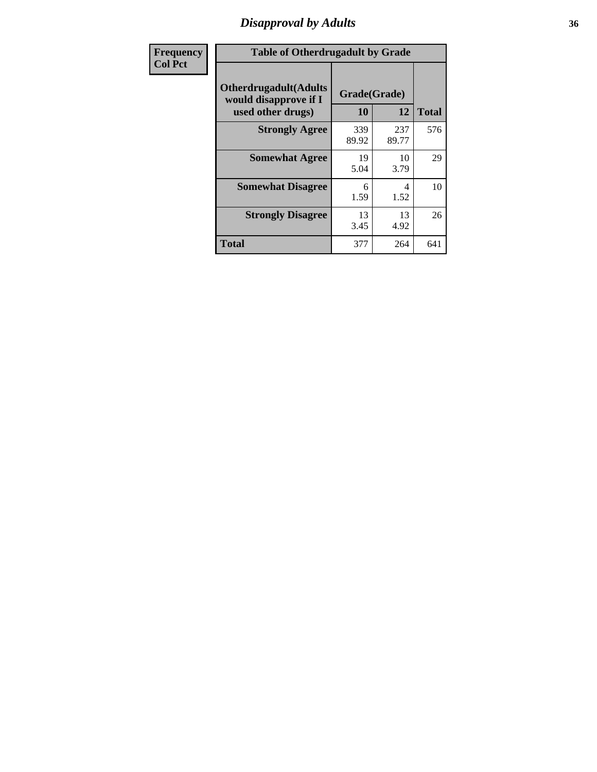## Disapproval by Adults

| Frequency<br>Col Pct |
|---|

**Table of Otherdrugadult by Grade**

| Otherdrugadult(Adults would disapprove if I used other drugs) | Grade(Grade) | | Total |
|---|---|---|---|
| | 10 | 12 | |
| **Strongly Agree** | 339<br>89.92 | 237<br>89.77 | 576 |
| **Somewhat Agree** | 19<br>5.04 | 10<br>3.79 | 29 |
| **Somewhat Disagree** | 6<br>1.59 | 4<br>1.52 | 10 |
| **Strongly Disagree** | 13<br>3.45 | 13<br>4.92 | 26 |
| **Total** | 377 | 264 | 641 |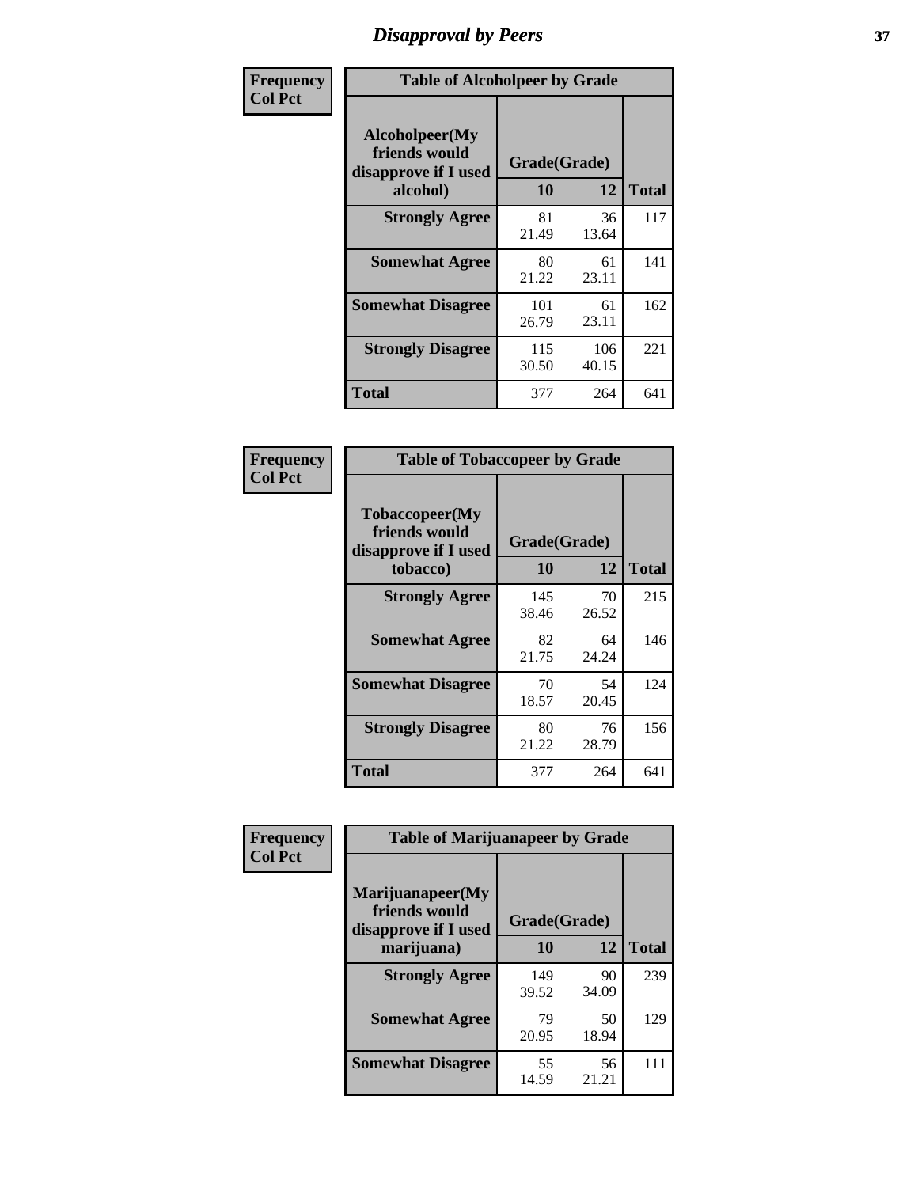# Disapproval by Peers

**Frequency / Col Pct**

**Table of Alcoholpeer by Grade**

| Alcoholpeer(My friends would disapprove if I used alcohol) | Grade(Grade) 10 | 12 | Total |
|---|---|---|---|
| **Strongly Agree** | 81<br>21.49 | 36<br>13.64 | 117 |
| **Somewhat Agree** | 80<br>21.22 | 61<br>23.11 | 141 |
| **Somewhat Disagree** | 101<br>26.79 | 61<br>23.11 | 162 |
| **Strongly Disagree** | 115<br>30.50 | 106<br>40.15 | 221 |
| **Total** | 377 | 264 | 641 |

**Frequency / Col Pct**

**Table of Tobaccopeer by Grade**

| Tobaccopeer(My friends would disapprove if I used tobacco) | Grade(Grade) 10 | 12 | Total |
|---|---|---|---|
| **Strongly Agree** | 145<br>38.46 | 70<br>26.52 | 215 |
| **Somewhat Agree** | 82<br>21.75 | 64<br>24.24 | 146 |
| **Somewhat Disagree** | 70<br>18.57 | 54<br>20.45 | 124 |
| **Strongly Disagree** | 80<br>21.22 | 76<br>28.79 | 156 |
| **Total** | 377 | 264 | 641 |

**Frequency / Col Pct**

**Table of Marijuanapeer by Grade**

| Marijuanapeer(My friends would disapprove if I used marijuana) | Grade(Grade) 10 | 12 | Total |
|---|---|---|---|
| **Strongly Agree** | 149<br>39.52 | 90<br>34.09 | 239 |
| **Somewhat Agree** | 79<br>20.95 | 50<br>18.94 | 129 |
| **Somewhat Disagree** | 55<br>14.59 | 56<br>21.21 | 111 |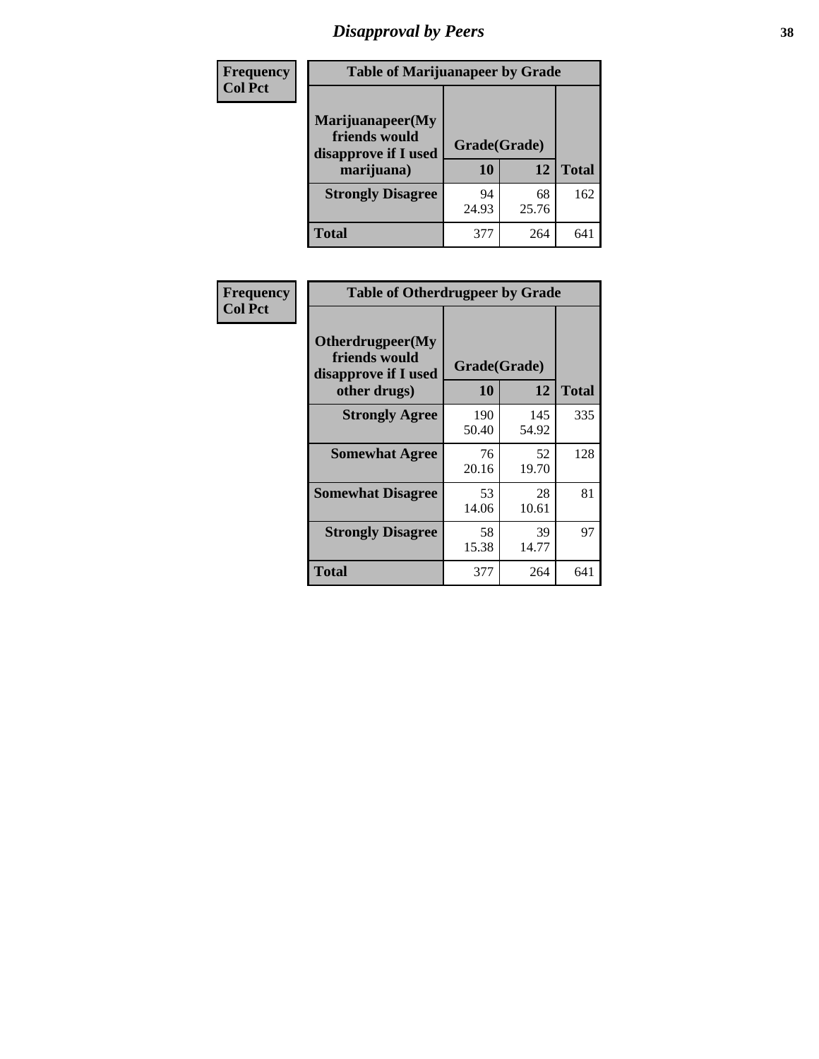# Disapproval by Peers

| Frequency<br>Col Pct | | | |
|---|---|---|---|

**Table of Marijuanapeer by Grade**

| Marijuanapeer(My friends would disapprove if I used marijuana) | Grade(Grade) 10 | 12 | Total |
|---|---|---|---|
| Strongly Disagree | 94<br>24.93 | 68<br>25.76 | 162 |
| Total | 377 | 264 | 641 |

| Frequency<br>Col Pct | | | |
|---|---|---|---|

**Table of Otherdrugpeer by Grade**

| Otherdrugpeer(My friends would disapprove if I used other drugs) | Grade(Grade) 10 | 12 | Total |
|---|---|---|---|
| Strongly Agree | 190<br>50.40 | 145<br>54.92 | 335 |
| Somewhat Agree | 76<br>20.16 | 52<br>19.70 | 128 |
| Somewhat Disagree | 53<br>14.06 | 28<br>10.61 | 81 |
| Strongly Disagree | 58<br>15.38 | 39<br>14.77 | 97 |
| Total | 377 | 264 | 641 |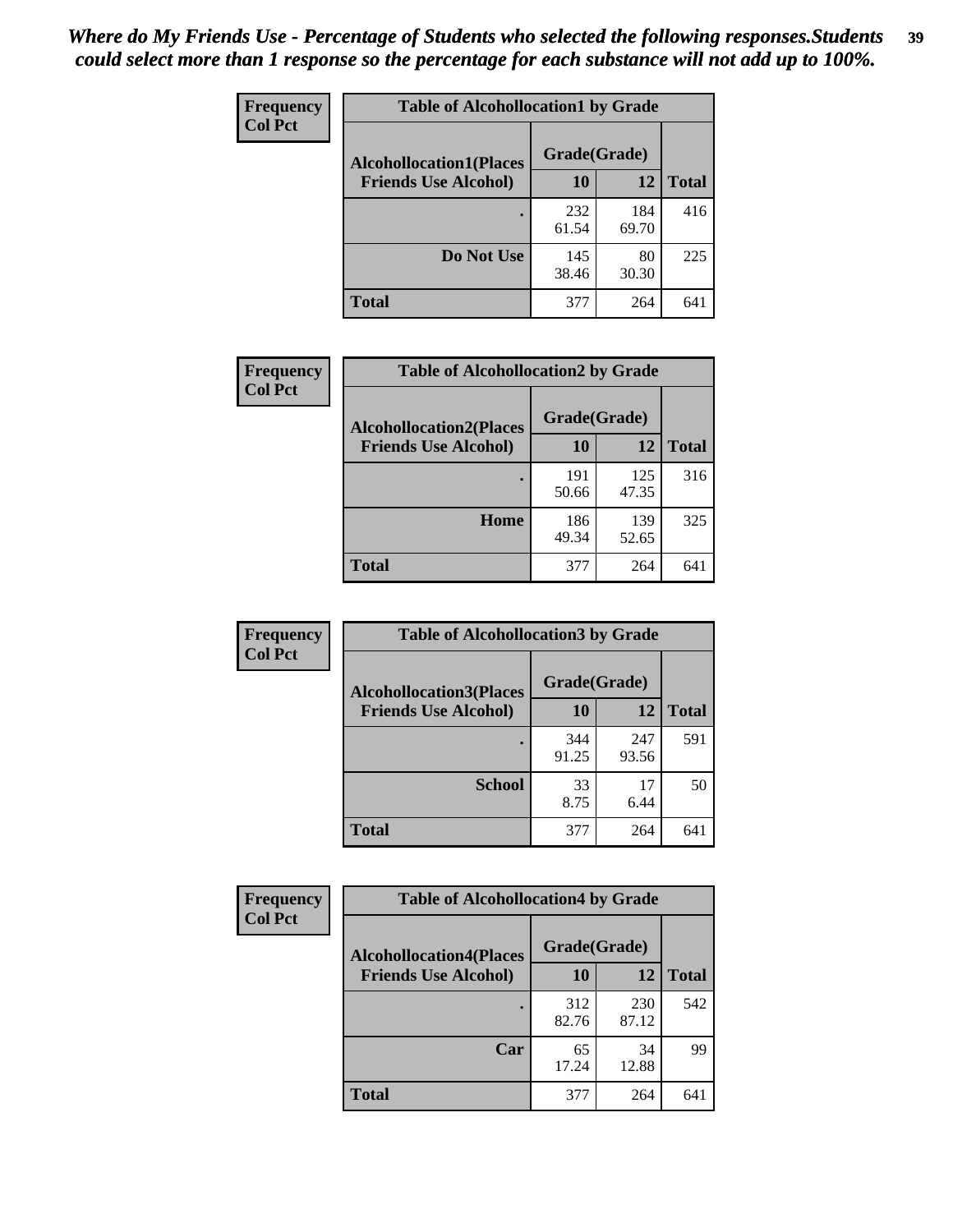*Where do My Friends Use - Percentage of Students who selected the following responses.Students could select more than 1 response so the percentage for each substance will not add up to 100%.*

**Frequency**
**Col Pct**

| Table of Alcohollocation1 by Grade | | | |
|---|---|---|---|
| **Alcohollocation1(Places Friends Use Alcohol)** | **Grade(Grade)** | | |
| | **10** | **12** | **Total** |
| **.** | 232<br>61.54 | 184<br>69.70 | 416 |
| **Do Not Use** | 145<br>38.46 | 80<br>30.30 | 225 |
| **Total** | 377 | 264 | 641 |

**Frequency**
**Col Pct**

| Table of Alcohollocation2 by Grade | | | |
|---|---|---|---|
| **Alcohollocation2(Places Friends Use Alcohol)** | **Grade(Grade)** | | |
| | **10** | **12** | **Total** |
| **.** | 191<br>50.66 | 125<br>47.35 | 316 |
| **Home** | 186<br>49.34 | 139<br>52.65 | 325 |
| **Total** | 377 | 264 | 641 |

**Frequency**
**Col Pct**

| Table of Alcohollocation3 by Grade | | | |
|---|---|---|---|
| **Alcohollocation3(Places Friends Use Alcohol)** | **Grade(Grade)** | | |
| | **10** | **12** | **Total** |
| **.** | 344<br>91.25 | 247<br>93.56 | 591 |
| **School** | 33<br>8.75 | 17<br>6.44 | 50 |
| **Total** | 377 | 264 | 641 |

**Frequency**
**Col Pct**

| Table of Alcohollocation4 by Grade | | | |
|---|---|---|---|
| **Alcohollocation4(Places Friends Use Alcohol)** | **Grade(Grade)** | | |
| | **10** | **12** | **Total** |
| **.** | 312<br>82.76 | 230<br>87.12 | 542 |
| **Car** | 65<br>17.24 | 34<br>12.88 | 99 |
| **Total** | 377 | 264 | 641 |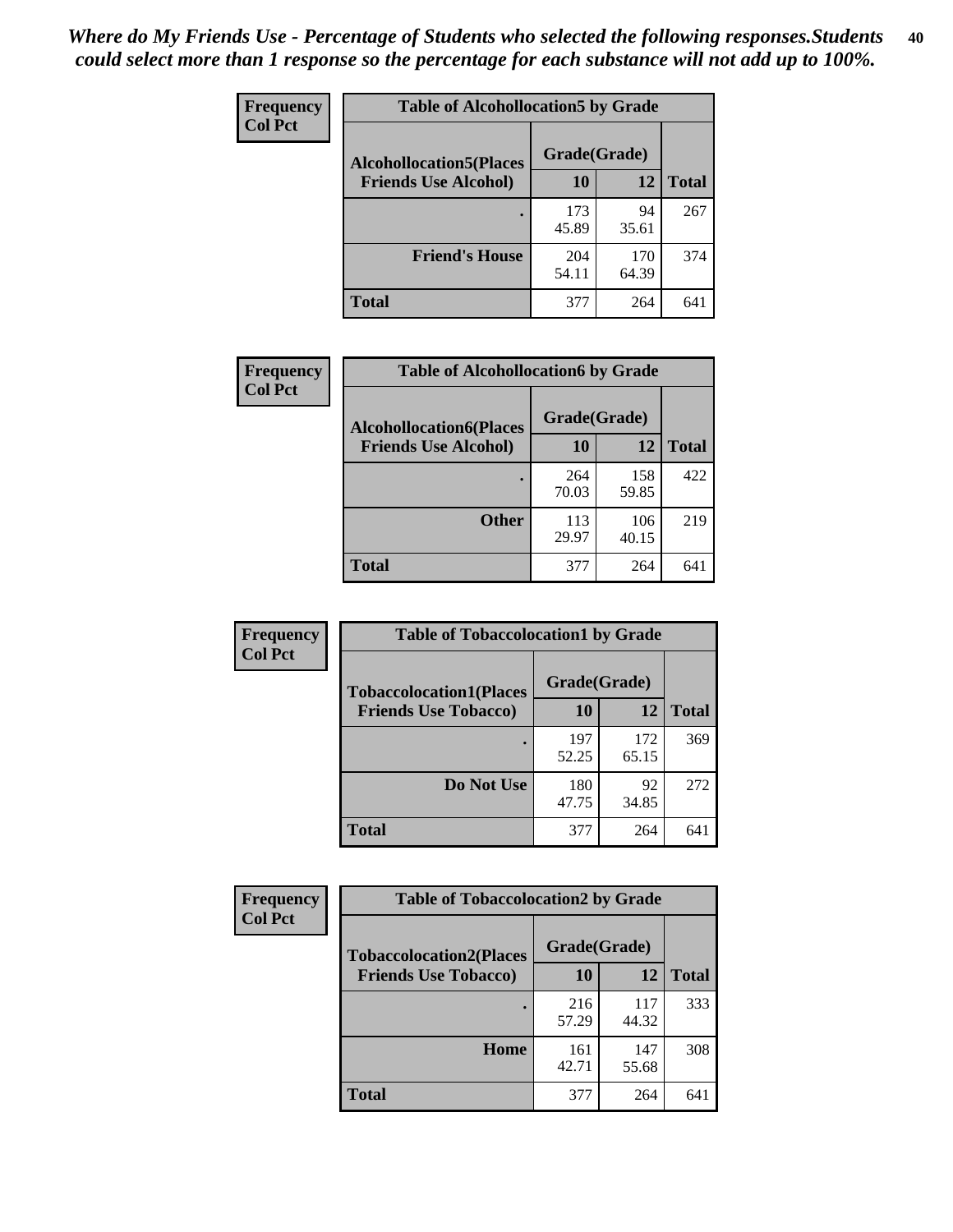*Where do My Friends Use - Percentage of Students who selected the following responses.Students could select more than 1 response so the percentage for each substance will not add up to 100%.*

**Frequency**
**Col Pct**

| Table of Alcohollocation5 by Grade | | | |
|---|---|---|---|
| **Alcohollocation5(Places Friends Use Alcohol)** | **Grade(Grade)** | | **Total** |
| | **10** | **12** | |
| **.** | 173<br>45.89 | 94<br>35.61 | 267 |
| **Friend's House** | 204<br>54.11 | 170<br>64.39 | 374 |
| **Total** | 377 | 264 | 641 |

**Frequency**
**Col Pct**

| Table of Alcohollocation6 by Grade | | | |
|---|---|---|---|
| **Alcohollocation6(Places Friends Use Alcohol)** | **Grade(Grade)** | | **Total** |
| | **10** | **12** | |
| **.** | 264<br>70.03 | 158<br>59.85 | 422 |
| **Other** | 113<br>29.97 | 106<br>40.15 | 219 |
| **Total** | 377 | 264 | 641 |

**Frequency**
**Col Pct**

| Table of Tobaccolocation1 by Grade | | | |
|---|---|---|---|
| **Tobaccolocation1(Places Friends Use Tobacco)** | **Grade(Grade)** | | **Total** |
| | **10** | **12** | |
| **.** | 197<br>52.25 | 172<br>65.15 | 369 |
| **Do Not Use** | 180<br>47.75 | 92<br>34.85 | 272 |
| **Total** | 377 | 264 | 641 |

**Frequency**
**Col Pct**

| Table of Tobaccolocation2 by Grade | | | |
|---|---|---|---|
| **Tobaccolocation2(Places Friends Use Tobacco)** | **Grade(Grade)** | | **Total** |
| | **10** | **12** | |
| **.** | 216<br>57.29 | 117<br>44.32 | 333 |
| **Home** | 161<br>42.71 | 147<br>55.68 | 308 |
| **Total** | 377 | 264 | 641 |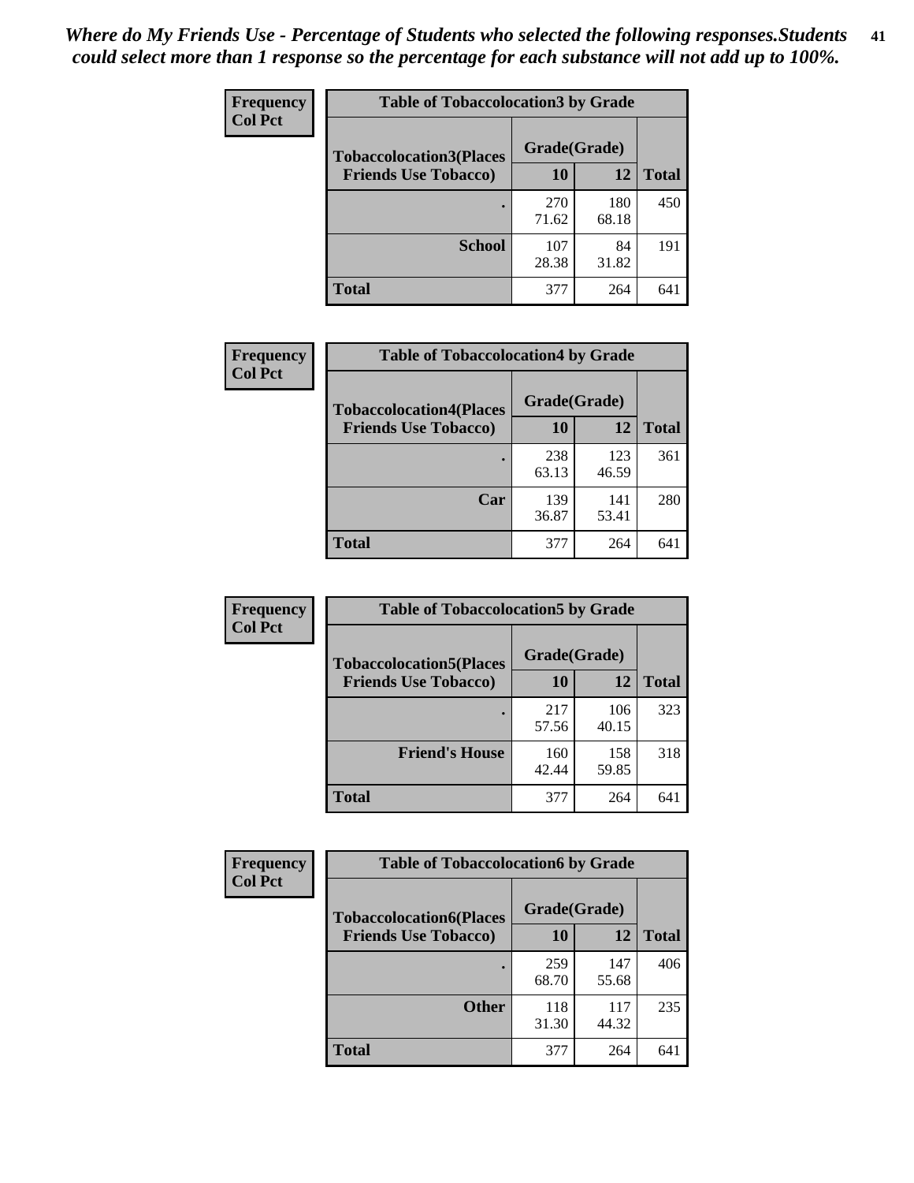*Where do My Friends Use - Percentage of Students who selected the following responses.Students could select more than 1 response so the percentage for each substance will not add up to 100%.*

**Frequency**
**Col Pct**

| Table of Tobaccolocation3 by Grade | | | |
|---|---|---|---|
| **Tobaccolocation3(Places Friends Use Tobacco)** | **Grade(Grade)** | | **Total** |
| | **10** | **12** | |
| **.** | 270<br>71.62 | 180<br>68.18 | 450 |
| **School** | 107<br>28.38 | 84<br>31.82 | 191 |
| **Total** | 377 | 264 | 641 |

**Frequency**
**Col Pct**

| Table of Tobaccolocation4 by Grade | | | |
|---|---|---|---|
| **Tobaccolocation4(Places Friends Use Tobacco)** | **Grade(Grade)** | | **Total** |
| | **10** | **12** | |
| **.** | 238<br>63.13 | 123<br>46.59 | 361 |
| **Car** | 139<br>36.87 | 141<br>53.41 | 280 |
| **Total** | 377 | 264 | 641 |

**Frequency**
**Col Pct**

| Table of Tobaccolocation5 by Grade | | | |
|---|---|---|---|
| **Tobaccolocation5(Places Friends Use Tobacco)** | **Grade(Grade)** | | **Total** |
| | **10** | **12** | |
| **.** | 217<br>57.56 | 106<br>40.15 | 323 |
| **Friend's House** | 160<br>42.44 | 158<br>59.85 | 318 |
| **Total** | 377 | 264 | 641 |

**Frequency**
**Col Pct**

| Table of Tobaccolocation6 by Grade | | | |
|---|---|---|---|
| **Tobaccolocation6(Places Friends Use Tobacco)** | **Grade(Grade)** | | **Total** |
| | **10** | **12** | |
| **.** | 259<br>68.70 | 147<br>55.68 | 406 |
| **Other** | 118<br>31.30 | 117<br>44.32 | 235 |
| **Total** | 377 | 264 | 641 |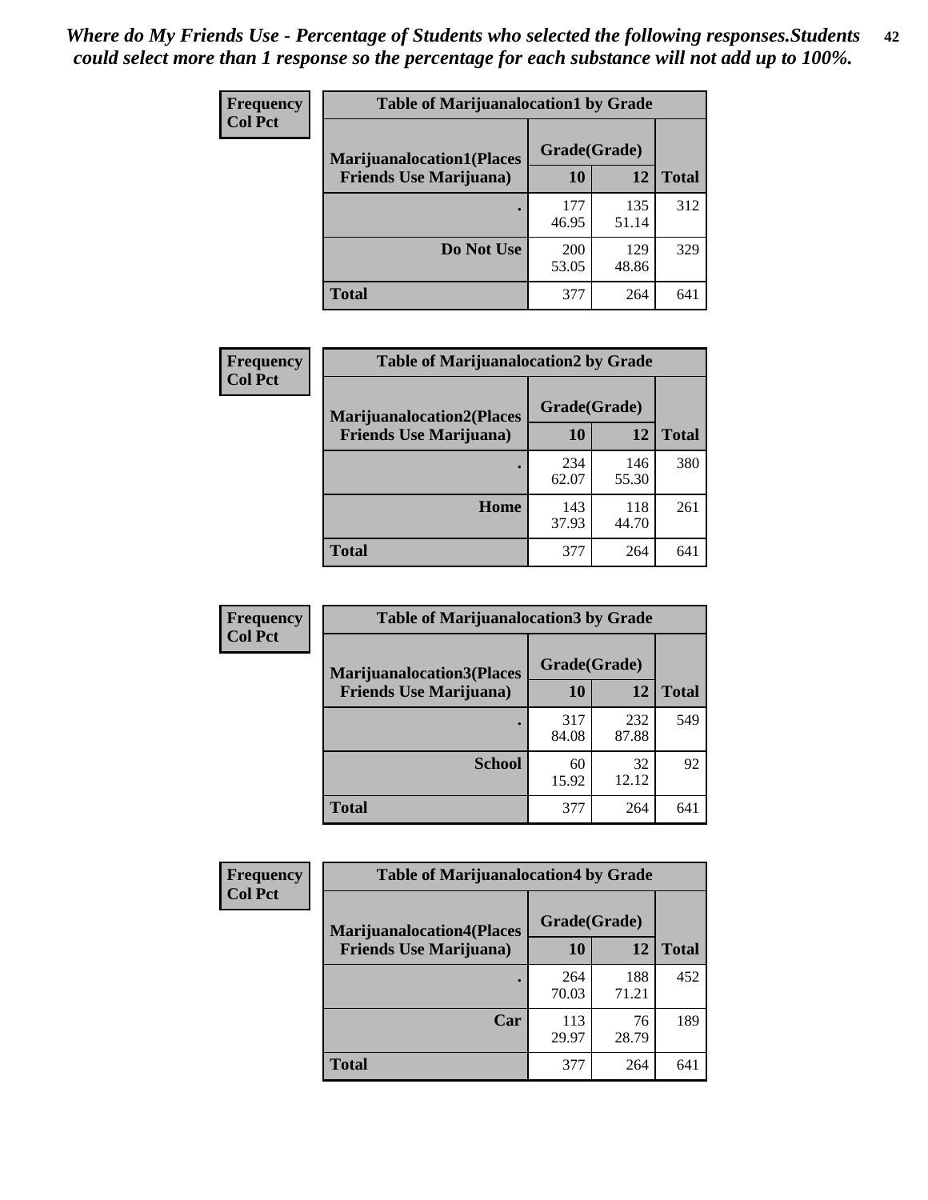*Where do My Friends Use - Percentage of Students who selected the following responses.Students could select more than 1 response so the percentage for each substance will not add up to 100%.*

**Frequency**
**Col Pct**

| Table of Marijuanalocation1 by Grade | | | |
|---|---|---|---|
| **Marijuanalocation1(Places Friends Use Marijuana)** | **Grade(Grade)** | | **Total** |
| | **10** | **12** | |
| . | 177<br>46.95 | 135<br>51.14 | 312 |
| **Do Not Use** | 200<br>53.05 | 129<br>48.86 | 329 |
| **Total** | 377 | 264 | 641 |

**Frequency**
**Col Pct**

| Table of Marijuanalocation2 by Grade | | | |
|---|---|---|---|
| **Marijuanalocation2(Places Friends Use Marijuana)** | **Grade(Grade)** | | **Total** |
| | **10** | **12** | |
| . | 234<br>62.07 | 146<br>55.30 | 380 |
| **Home** | 143<br>37.93 | 118<br>44.70 | 261 |
| **Total** | 377 | 264 | 641 |

**Frequency**
**Col Pct**

| Table of Marijuanalocation3 by Grade | | | |
|---|---|---|---|
| **Marijuanalocation3(Places Friends Use Marijuana)** | **Grade(Grade)** | | **Total** |
| | **10** | **12** | |
| . | 317<br>84.08 | 232<br>87.88 | 549 |
| **School** | 60<br>15.92 | 32<br>12.12 | 92 |
| **Total** | 377 | 264 | 641 |

**Frequency**
**Col Pct**

| Table of Marijuanalocation4 by Grade | | | |
|---|---|---|---|
| **Marijuanalocation4(Places Friends Use Marijuana)** | **Grade(Grade)** | | **Total** |
| | **10** | **12** | |
| . | 264<br>70.03 | 188<br>71.21 | 452 |
| **Car** | 113<br>29.97 | 76<br>28.79 | 189 |
| **Total** | 377 | 264 | 641 |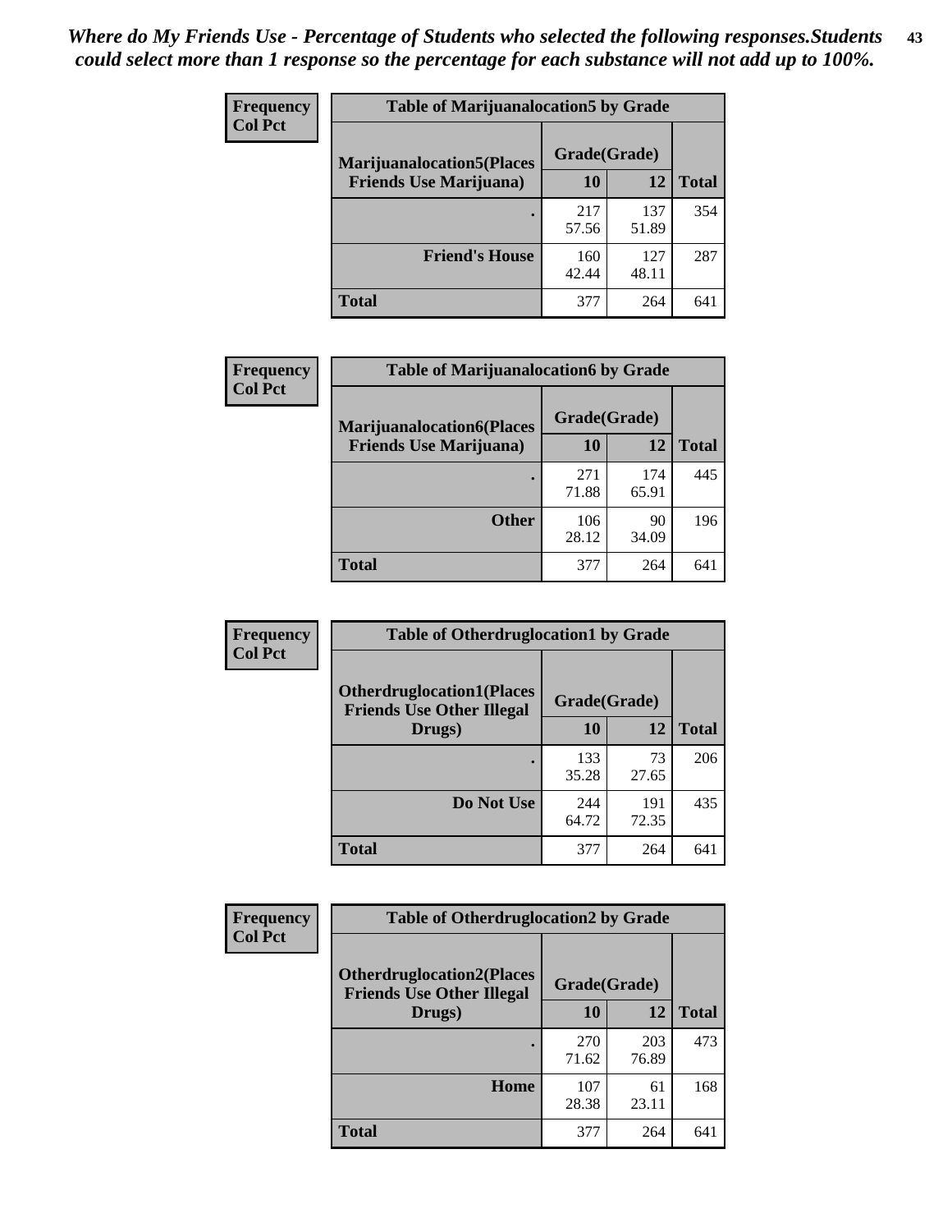*Where do My Friends Use - Percentage of Students who selected the following responses.Students could select more than 1 response so the percentage for each substance will not add up to 100%.*

**Frequency**
**Col Pct**

| Table of Marijuanalocation5 by Grade | | | |
|---|---|---|---|
| **Marijuanalocation5(Places Friends Use Marijuana)** | **Grade(Grade)** | | **Total** |
| | **10** | **12** | |
| **.** | 217<br>57.56 | 137<br>51.89 | 354 |
| **Friend's House** | 160<br>42.44 | 127<br>48.11 | 287 |
| **Total** | 377 | 264 | 641 |

**Frequency**
**Col Pct**

| Table of Marijuanalocation6 by Grade | | | |
|---|---|---|---|
| **Marijuanalocation6(Places Friends Use Marijuana)** | **Grade(Grade)** | | **Total** |
| | **10** | **12** | |
| **.** | 271<br>71.88 | 174<br>65.91 | 445 |
| **Other** | 106<br>28.12 | 90<br>34.09 | 196 |
| **Total** | 377 | 264 | 641 |

**Frequency**
**Col Pct**

| Table of Otherdruglocation1 by Grade | | | |
|---|---|---|---|
| **Otherdruglocation1(Places Friends Use Other Illegal Drugs)** | **Grade(Grade)** | | **Total** |
| | **10** | **12** | |
| **.** | 133<br>35.28 | 73<br>27.65 | 206 |
| **Do Not Use** | 244<br>64.72 | 191<br>72.35 | 435 |
| **Total** | 377 | 264 | 641 |

**Frequency**
**Col Pct**

| Table of Otherdruglocation2 by Grade | | | |
|---|---|---|---|
| **Otherdruglocation2(Places Friends Use Other Illegal Drugs)** | **Grade(Grade)** | | **Total** |
| | **10** | **12** | |
| **.** | 270<br>71.62 | 203<br>76.89 | 473 |
| **Home** | 107<br>28.38 | 61<br>23.11 | 168 |
| **Total** | 377 | 264 | 641 |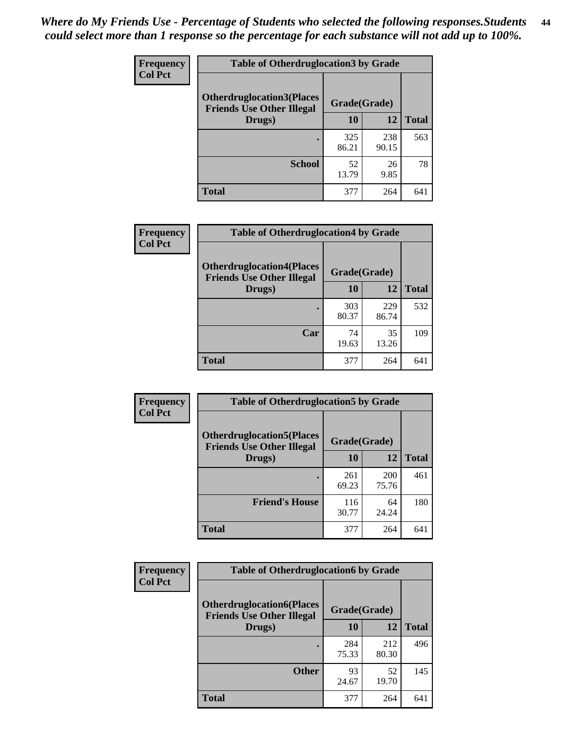*Where do My Friends Use - Percentage of Students who selected the following responses.Students could select more than 1 response so the percentage for each substance will not add up to 100%.*

| Frequency Col Pct | Table of Otherdruglocation3 by Grade | | |
|---|---|---|---|
| Otherdruglocation3(Places Friends Use Other Illegal Drugs) | Grade(Grade) | | Total |
| | 10 | 12 | |
| . | 325<br>86.21 | 238<br>90.15 | 563 |
| School | 52<br>13.79 | 26<br>9.85 | 78 |
| Total | 377 | 264 | 641 |

| Frequency Col Pct | Table of Otherdruglocation4 by Grade | | |
|---|---|---|---|
| Otherdruglocation4(Places Friends Use Other Illegal Drugs) | Grade(Grade) | | Total |
| | 10 | 12 | |
| . | 303<br>80.37 | 229<br>86.74 | 532 |
| Car | 74<br>19.63 | 35<br>13.26 | 109 |
| Total | 377 | 264 | 641 |

| Frequency Col Pct | Table of Otherdruglocation5 by Grade | | |
|---|---|---|---|
| Otherdruglocation5(Places Friends Use Other Illegal Drugs) | Grade(Grade) | | Total |
| | 10 | 12 | |
| . | 261<br>69.23 | 200<br>75.76 | 461 |
| Friend's House | 116<br>30.77 | 64<br>24.24 | 180 |
| Total | 377 | 264 | 641 |

| Frequency Col Pct | Table of Otherdruglocation6 by Grade | | |
|---|---|---|---|
| Otherdruglocation6(Places Friends Use Other Illegal Drugs) | Grade(Grade) | | Total |
| | 10 | 12 | |
| . | 284<br>75.33 | 212<br>80.30 | 496 |
| Other | 93<br>24.67 | 52<br>19.70 | 145 |
| Total | 377 | 264 | 641 |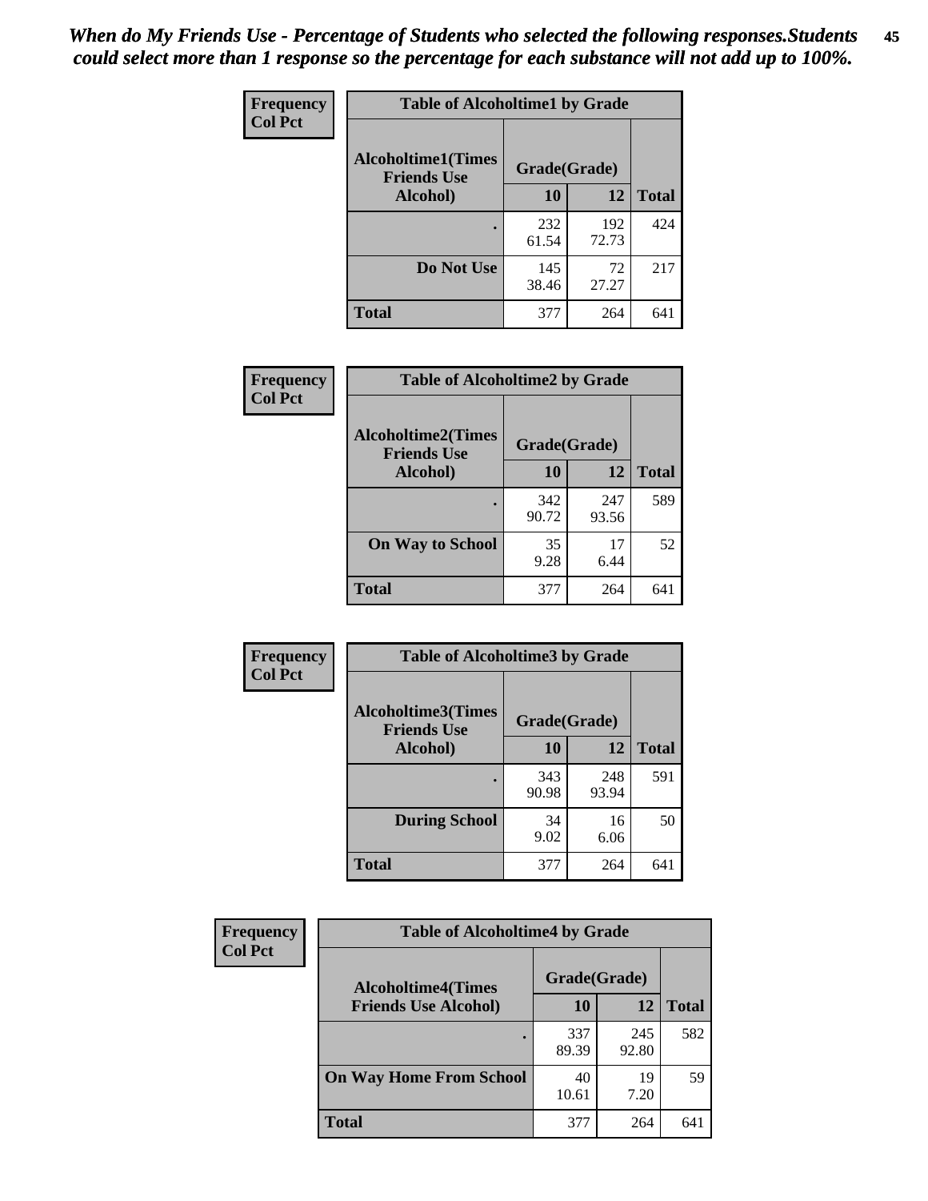*When do My Friends Use - Percentage of Students who selected the following responses.Students could select more than 1 response so the percentage for each substance will not add up to 100%.*

**Frequency**
**Col Pct**

| Table of Alcoholtime1 by Grade | | | |
|---|---|---|---|
| Alcoholtime1(Times Friends Use Alcohol) | Grade(Grade) | | |
| | 10 | 12 | Total |
| . | 232<br>61.54 | 192<br>72.73 | 424 |
| Do Not Use | 145<br>38.46 | 72<br>27.27 | 217 |
| Total | 377 | 264 | 641 |

**Frequency**
**Col Pct**

| Table of Alcoholtime2 by Grade | | | |
|---|---|---|---|
| Alcoholtime2(Times Friends Use Alcohol) | Grade(Grade) | | |
| | 10 | 12 | Total |
| . | 342<br>90.72 | 247<br>93.56 | 589 |
| On Way to School | 35<br>9.28 | 17<br>6.44 | 52 |
| Total | 377 | 264 | 641 |

**Frequency**
**Col Pct**

| Table of Alcoholtime3 by Grade | | | |
|---|---|---|---|
| Alcoholtime3(Times Friends Use Alcohol) | Grade(Grade) | | |
| | 10 | 12 | Total |
| . | 343<br>90.98 | 248<br>93.94 | 591 |
| During School | 34<br>9.02 | 16<br>6.06 | 50 |
| Total | 377 | 264 | 641 |

**Frequency**
**Col Pct**

| Table of Alcoholtime4 by Grade | | | |
|---|---|---|---|
| Alcoholtime4(Times Friends Use Alcohol) | Grade(Grade) | | |
| | 10 | 12 | Total |
| . | 337<br>89.39 | 245<br>92.80 | 582 |
| On Way Home From School | 40<br>10.61 | 19<br>7.20 | 59 |
| Total | 377 | 264 | 641 |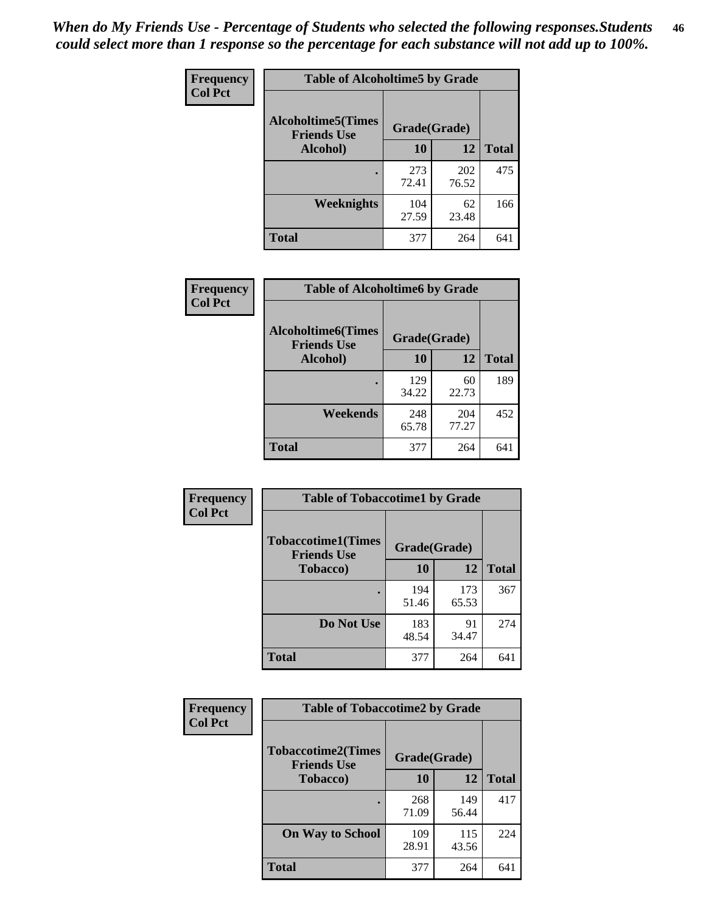***When do My Friends Use - Percentage of Students who selected the following responses.Students could select more than 1 response so the percentage for each substance will not add up to 100%.***

| Frequency Col Pct | Table of Alcoholtime5 by Grade | | |
|---|---|---|---|
| Alcoholtime5(Times Friends Use Alcohol) | Grade(Grade) | | |
| | 10 | 12 | Total |
| . | 273<br>72.41 | 202<br>76.52 | 475 |
| Weeknights | 104<br>27.59 | 62<br>23.48 | 166 |
| Total | 377 | 264 | 641 |

| Frequency Col Pct | Table of Alcoholtime6 by Grade | | |
|---|---|---|---|
| Alcoholtime6(Times Friends Use Alcohol) | Grade(Grade) | | |
| | 10 | 12 | Total |
| . | 129<br>34.22 | 60<br>22.73 | 189 |
| Weekends | 248<br>65.78 | 204<br>77.27 | 452 |
| Total | 377 | 264 | 641 |

| Frequency Col Pct | Table of Tobaccotime1 by Grade | | |
|---|---|---|---|
| Tobaccotime1(Times Friends Use Tobacco) | Grade(Grade) | | |
| | 10 | 12 | Total |
| . | 194<br>51.46 | 173<br>65.53 | 367 |
| Do Not Use | 183<br>48.54 | 91<br>34.47 | 274 |
| Total | 377 | 264 | 641 |

| Frequency Col Pct | Table of Tobaccotime2 by Grade | | |
|---|---|---|---|
| Tobaccotime2(Times Friends Use Tobacco) | Grade(Grade) | | |
| | 10 | 12 | Total |
| . | 268<br>71.09 | 149<br>56.44 | 417 |
| On Way to School | 109<br>28.91 | 115<br>43.56 | 224 |
| Total | 377 | 264 | 641 |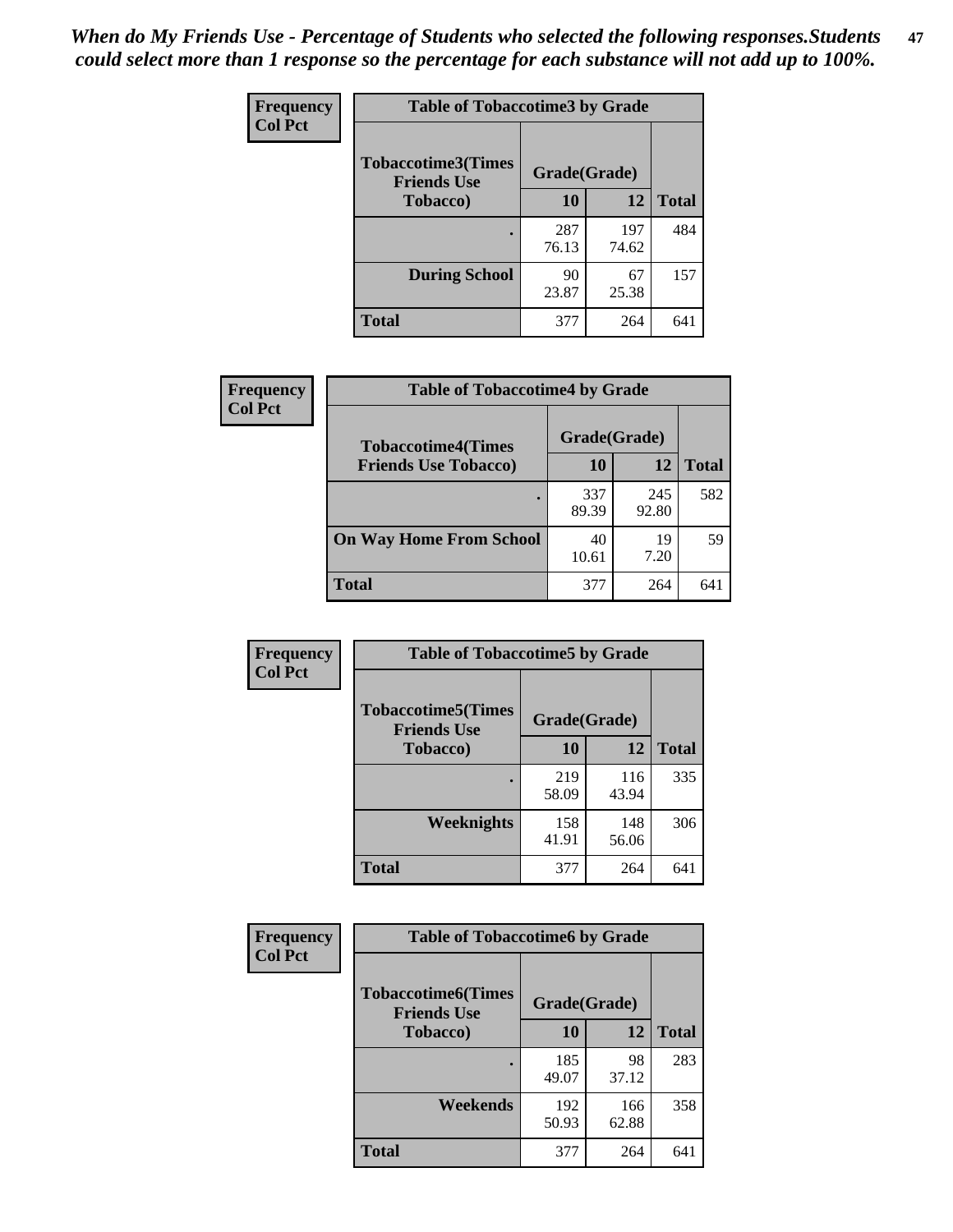*When do My Friends Use - Percentage of Students who selected the following responses.Students could select more than 1 response so the percentage for each substance will not add up to 100%.*

**Frequency**
**Col Pct**

| Table of Tobaccotime3 by Grade | | | |
|---|---|---|---|
| **Tobaccotime3(Times Friends Use Tobacco)** | **Grade(Grade)** | | |
| | **10** | **12** | **Total** |
| **.** | 287<br>76.13 | 197<br>74.62 | 484 |
| **During School** | 90<br>23.87 | 67<br>25.38 | 157 |
| **Total** | 377 | 264 | 641 |

**Frequency**
**Col Pct**

| Table of Tobaccotime4 by Grade | | | |
|---|---|---|---|
| **Tobaccotime4(Times Friends Use Tobacco)** | **Grade(Grade)** | | |
| | **10** | **12** | **Total** |
| **.** | 337<br>89.39 | 245<br>92.80 | 582 |
| **On Way Home From School** | 40<br>10.61 | 19<br>7.20 | 59 |
| **Total** | 377 | 264 | 641 |

**Frequency**
**Col Pct**

| Table of Tobaccotime5 by Grade | | | |
|---|---|---|---|
| **Tobaccotime5(Times Friends Use Tobacco)** | **Grade(Grade)** | | |
| | **10** | **12** | **Total** |
| **.** | 219<br>58.09 | 116<br>43.94 | 335 |
| **Weeknights** | 158<br>41.91 | 148<br>56.06 | 306 |
| **Total** | 377 | 264 | 641 |

**Frequency**
**Col Pct**

| Table of Tobaccotime6 by Grade | | | |
|---|---|---|---|
| **Tobaccotime6(Times Friends Use Tobacco)** | **Grade(Grade)** | | |
| | **10** | **12** | **Total** |
| **.** | 185<br>49.07 | 98<br>37.12 | 283 |
| **Weekends** | 192<br>50.93 | 166<br>62.88 | 358 |
| **Total** | 377 | 264 | 641 |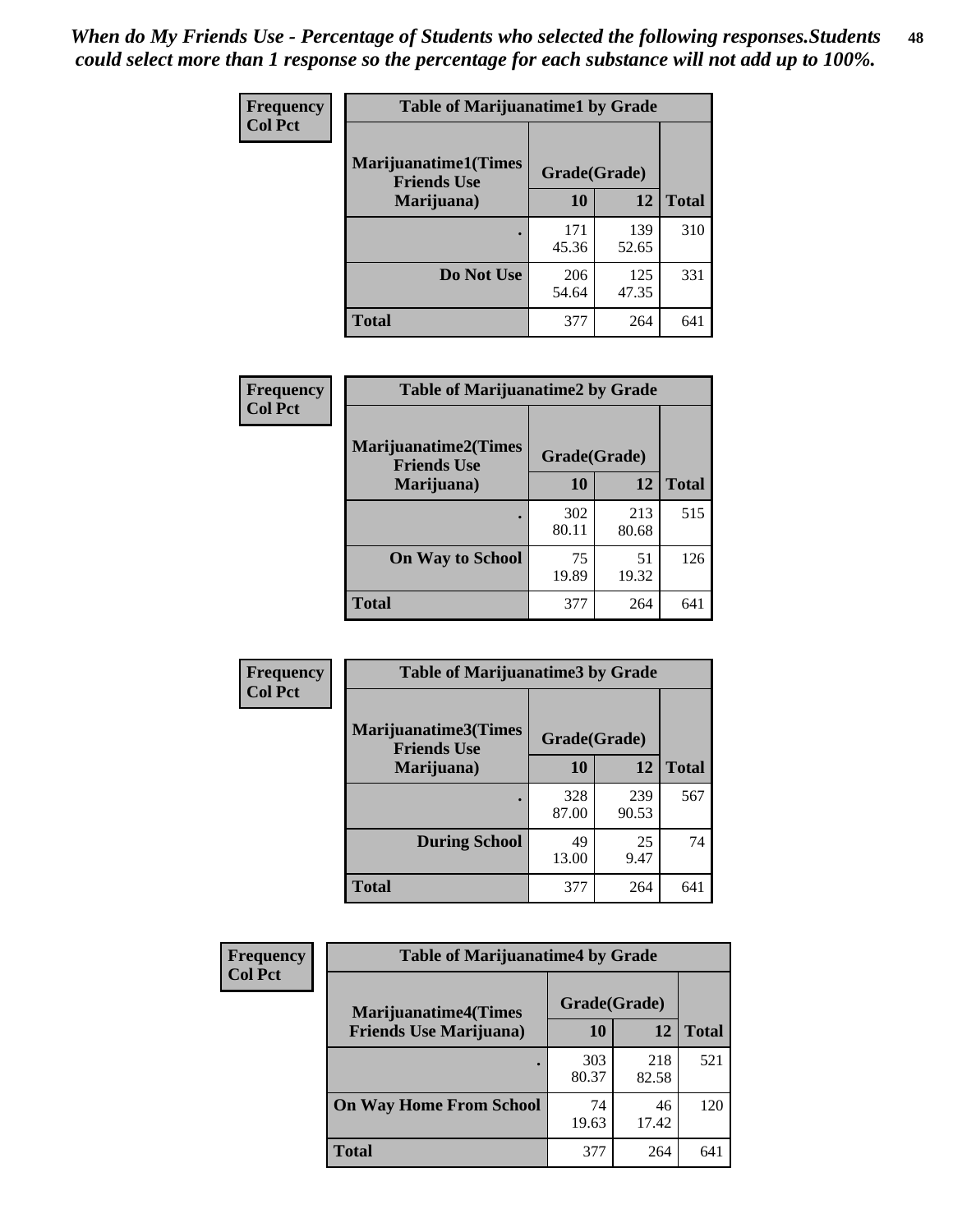*When do My Friends Use - Percentage of Students who selected the following responses.Students could select more than 1 response so the percentage for each substance will not add up to 100%.*

**Frequency**
**Col Pct**

| Table of Marijuanatime1 by Grade | | | |
|---|---|---|---|
| **Marijuanatime1(Times Friends Use Marijuana)** | **Grade(Grade)** | | **Total** |
| | **10** | **12** | |
| **.** | 171<br>45.36 | 139<br>52.65 | 310 |
| **Do Not Use** | 206<br>54.64 | 125<br>47.35 | 331 |
| **Total** | 377 | 264 | 641 |

**Frequency**
**Col Pct**

| Table of Marijuanatime2 by Grade | | | |
|---|---|---|---|
| **Marijuanatime2(Times Friends Use Marijuana)** | **Grade(Grade)** | | **Total** |
| | **10** | **12** | |
| **.** | 302<br>80.11 | 213<br>80.68 | 515 |
| **On Way to School** | 75<br>19.89 | 51<br>19.32 | 126 |
| **Total** | 377 | 264 | 641 |

**Frequency**
**Col Pct**

| Table of Marijuanatime3 by Grade | | | |
|---|---|---|---|
| **Marijuanatime3(Times Friends Use Marijuana)** | **Grade(Grade)** | | **Total** |
| | **10** | **12** | |
| **.** | 328<br>87.00 | 239<br>90.53 | 567 |
| **During School** | 49<br>13.00 | 25<br>9.47 | 74 |
| **Total** | 377 | 264 | 641 |

**Frequency**
**Col Pct**

| Table of Marijuanatime4 by Grade | | | |
|---|---|---|---|
| **Marijuanatime4(Times Friends Use Marijuana)** | **Grade(Grade)** | | **Total** |
| | **10** | **12** | |
| **.** | 303<br>80.37 | 218<br>82.58 | 521 |
| **On Way Home From School** | 74<br>19.63 | 46<br>17.42 | 120 |
| **Total** | 377 | 264 | 641 |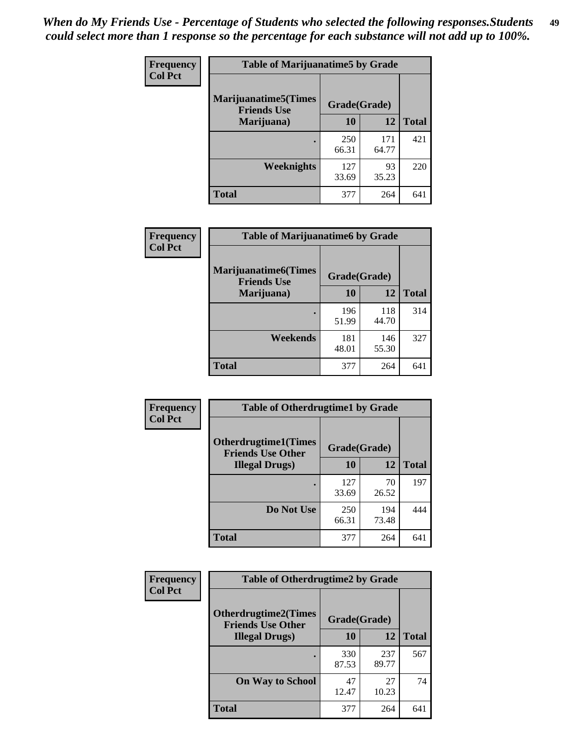*When do My Friends Use - Percentage of Students who selected the following responses.Students could select more than 1 response so the percentage for each substance will not add up to 100%.*

**Frequency**
**Col Pct**

| Table of Marijuanatime5 by Grade | | | |
|---|---|---|---|
| **Marijuanatime5(Times Friends Use Marijuana)** | **Grade(Grade)** | | **Total** |
| | **10** | **12** | |
| **.** | 250<br>66.31 | 171<br>64.77 | 421 |
| **Weeknights** | 127<br>33.69 | 93<br>35.23 | 220 |
| **Total** | 377 | 264 | 641 |

**Frequency**
**Col Pct**

| Table of Marijuanatime6 by Grade | | | |
|---|---|---|---|
| **Marijuanatime6(Times Friends Use Marijuana)** | **Grade(Grade)** | | **Total** |
| | **10** | **12** | |
| **.** | 196<br>51.99 | 118<br>44.70 | 314 |
| **Weekends** | 181<br>48.01 | 146<br>55.30 | 327 |
| **Total** | 377 | 264 | 641 |

**Frequency**
**Col Pct**

| Table of Otherdrugtime1 by Grade | | | |
|---|---|---|---|
| **Otherdrugtime1(Times Friends Use Other Illegal Drugs)** | **Grade(Grade)** | | **Total** |
| | **10** | **12** | |
| **.** | 127<br>33.69 | 70<br>26.52 | 197 |
| **Do Not Use** | 250<br>66.31 | 194<br>73.48 | 444 |
| **Total** | 377 | 264 | 641 |

**Frequency**
**Col Pct**

| Table of Otherdrugtime2 by Grade | | | |
|---|---|---|---|
| **Otherdrugtime2(Times Friends Use Other Illegal Drugs)** | **Grade(Grade)** | | **Total** |
| | **10** | **12** | |
| **.** | 330<br>87.53 | 237<br>89.77 | 567 |
| **On Way to School** | 47<br>12.47 | 27<br>10.23 | 74 |
| **Total** | 377 | 264 | 641 |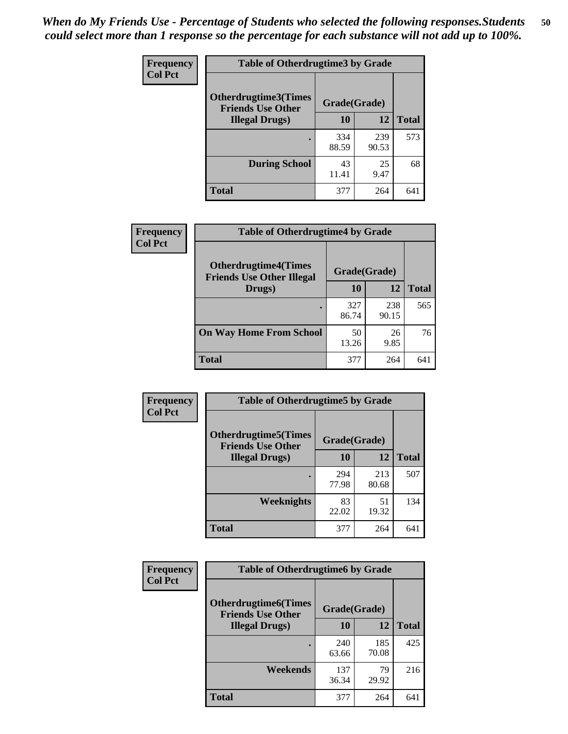*When do My Friends Use - Percentage of Students who selected the following responses.Students could select more than 1 response so the percentage for each substance will not add up to 100%.*

**Frequency**
**Col Pct**

| Table of Otherdrugtime3 by Grade | | | |
|---|---|---|---|
| **Otherdrugtime3(Times Friends Use Other Illegal Drugs)** | **Grade(Grade)** | | **Total** |
| | **10** | **12** | |
| **.** | 334<br>88.59 | 239<br>90.53 | 573 |
| **During School** | 43<br>11.41 | 25<br>9.47 | 68 |
| **Total** | 377 | 264 | 641 |

**Frequency**
**Col Pct**

| Table of Otherdrugtime4 by Grade | | | |
|---|---|---|---|
| **Otherdrugtime4(Times Friends Use Other Illegal Drugs)** | **Grade(Grade)** | | **Total** |
| | **10** | **12** | |
| **.** | 327<br>86.74 | 238<br>90.15 | 565 |
| **On Way Home From School** | 50<br>13.26 | 26<br>9.85 | 76 |
| **Total** | 377 | 264 | 641 |

**Frequency**
**Col Pct**

| Table of Otherdrugtime5 by Grade | | | |
|---|---|---|---|
| **Otherdrugtime5(Times Friends Use Other Illegal Drugs)** | **Grade(Grade)** | | **Total** |
| | **10** | **12** | |
| **.** | 294<br>77.98 | 213<br>80.68 | 507 |
| **Weeknights** | 83<br>22.02 | 51<br>19.32 | 134 |
| **Total** | 377 | 264 | 641 |

**Frequency**
**Col Pct**

| Table of Otherdrugtime6 by Grade | | | |
|---|---|---|---|
| **Otherdrugtime6(Times Friends Use Other Illegal Drugs)** | **Grade(Grade)** | | **Total** |
| | **10** | **12** | |
| **.** | 240<br>63.66 | 185<br>70.08 | 425 |
| **Weekends** | 137<br>36.34 | 79<br>29.92 | 216 |
| **Total** | 377 | 264 | 641 |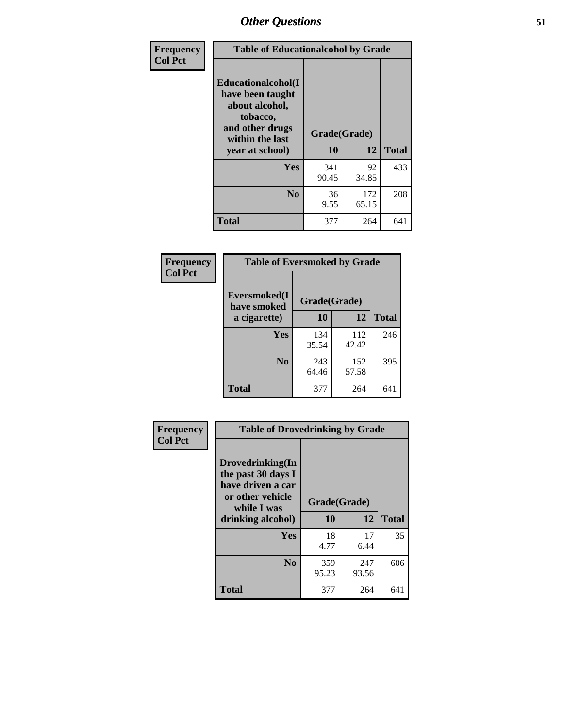| Frequency<br>Col Pct | Table of Educationalalcohol by Grade | | |
|---|---|---|---|
| Educationalalcohol(I have been taught about alcohol, tobacco, and other drugs within the last year at school) | Grade(Grade) | | |
| | 10 | 12 | Total |
| Yes | 341<br>90.45 | 92<br>34.85 | 433 |
| No | 36<br>9.55 | 172<br>65.15 | 208 |
| Total | 377 | 264 | 641 |

| Frequency<br>Col Pct | Table of Eversmoked by Grade | | |
|---|---|---|---|
| Eversmoked(I have smoked a cigarette) | Grade(Grade) | | |
| | 10 | 12 | Total |
| Yes | 134<br>35.54 | 112<br>42.42 | 246 |
| No | 243<br>64.46 | 152<br>57.58 | 395 |
| Total | 377 | 264 | 641 |

| Frequency<br>Col Pct | Table of Drovedrinking by Grade | | |
|---|---|---|---|
| Drovedrinking(In the past 30 days I have driven a car or other vehicle while I was drinking alcohol) | Grade(Grade) | | |
| | 10 | 12 | Total |
| Yes | 18<br>4.77 | 17<br>6.44 | 35 |
| No | 359<br>95.23 | 247<br>93.56 | 606 |
| Total | 377 | 264 | 641 |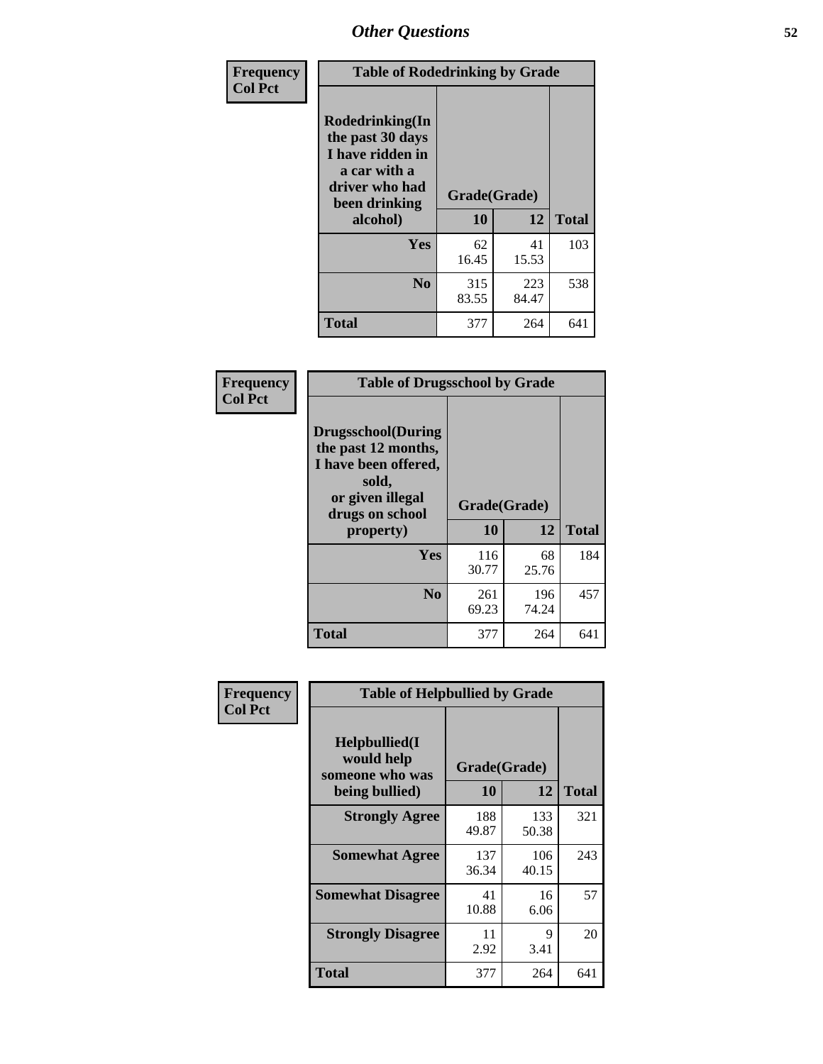# Other Questions

**Frequency**
**Col Pct**

| Table of Rodedrinking by Grade | | | |
|---|---|---|---|
| **Rodedrinking(In the past 30 days I have ridden in a car with a driver who had been drinking alcohol)** | **Grade(Grade)** | | |
| | **10** | **12** | **Total** |
| **Yes** | 62<br>16.45 | 41<br>15.53 | 103 |
| **No** | 315<br>83.55 | 223<br>84.47 | 538 |
| **Total** | 377 | 264 | 641 |

**Frequency**
**Col Pct**

| Table of Drugsschool by Grade | | | |
|---|---|---|---|
| **Drugsschool(During the past 12 months, I have been offered, sold, or given illegal drugs on school property)** | **Grade(Grade)** | | |
| | **10** | **12** | **Total** |
| **Yes** | 116<br>30.77 | 68<br>25.76 | 184 |
| **No** | 261<br>69.23 | 196<br>74.24 | 457 |
| **Total** | 377 | 264 | 641 |

**Frequency**
**Col Pct**

| Table of Helpbullied by Grade | | | |
|---|---|---|---|
| **Helpbullied(I would help someone who was being bullied)** | **Grade(Grade)** | | |
| | **10** | **12** | **Total** |
| **Strongly Agree** | 188<br>49.87 | 133<br>50.38 | 321 |
| **Somewhat Agree** | 137<br>36.34 | 106<br>40.15 | 243 |
| **Somewhat Disagree** | 41<br>10.88 | 16<br>6.06 | 57 |
| **Strongly Disagree** | 11<br>2.92 | 9<br>3.41 | 20 |
| **Total** | 377 | 264 | 641 |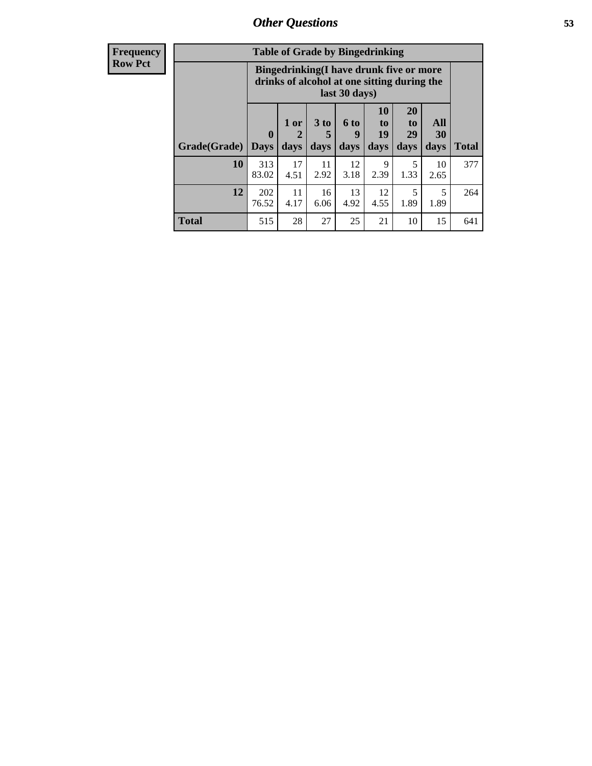**Frequency**
**Row Pct**

| Table of Grade by Bingedrinking | | | | | | | | |
|---|---|---|---|---|---|---|---|---|
| | Bingedrinking(I have drunk five or more drinks of alcohol at one sitting during the last 30 days) | | | | | | | |
| Grade(Grade) | 0 Days | 1 or 2 days | 3 to 5 days | 6 to 9 days | 10 to 19 days | 20 to 29 days | All 30 days | Total |
| **10** | 313<br>83.02 | 17<br>4.51 | 11<br>2.92 | 12<br>3.18 | 9<br>2.39 | 5<br>1.33 | 10<br>2.65 | 377 |
| **12** | 202<br>76.52 | 11<br>4.17 | 16<br>6.06 | 13<br>4.92 | 12<br>4.55 | 5<br>1.89 | 5<br>1.89 | 264 |
| **Total** | 515 | 28 | 27 | 25 | 21 | 10 | 15 | 641 |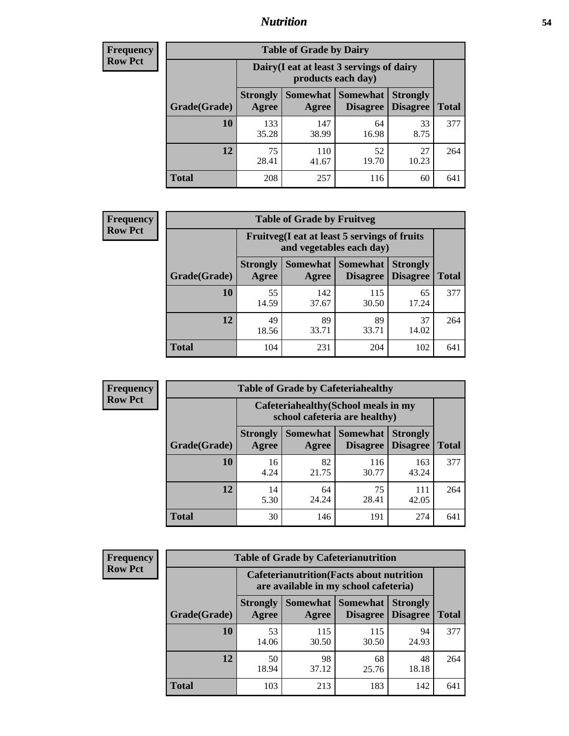**Frequency**
**Row Pct**

| Table of Grade by Dairy | | | | | |
|---|---|---|---|---|---|
| | Dairy(I eat at least 3 servings of dairy products each day) | | | | |
| Grade(Grade) | Strongly Agree | Somewhat Agree | Somewhat Disagree | Strongly Disagree | Total |
| **10** | 133<br>35.28 | 147<br>38.99 | 64<br>16.98 | 33<br>8.75 | 377 |
| **12** | 75<br>28.41 | 110<br>41.67 | 52<br>19.70 | 27<br>10.23 | 264 |
| **Total** | 208 | 257 | 116 | 60 | 641 |

**Frequency**
**Row Pct**

| Table of Grade by Fruitveg | | | | | |
|---|---|---|---|---|---|
| | Fruitveg(I eat at least 5 servings of fruits and vegetables each day) | | | | |
| Grade(Grade) | Strongly Agree | Somewhat Agree | Somewhat Disagree | Strongly Disagree | Total |
| **10** | 55<br>14.59 | 142<br>37.67 | 115<br>30.50 | 65<br>17.24 | 377 |
| **12** | 49<br>18.56 | 89<br>33.71 | 89<br>33.71 | 37<br>14.02 | 264 |
| **Total** | 104 | 231 | 204 | 102 | 641 |

**Frequency**
**Row Pct**

| Table of Grade by Cafeteriahealthy | | | | | |
|---|---|---|---|---|---|
| | Cafeteriahealthy(School meals in my school cafeteria are healthy) | | | | |
| Grade(Grade) | Strongly Agree | Somewhat Agree | Somewhat Disagree | Strongly Disagree | Total |
| **10** | 16<br>4.24 | 82<br>21.75 | 116<br>30.77 | 163<br>43.24 | 377 |
| **12** | 14<br>5.30 | 64<br>24.24 | 75<br>28.41 | 111<br>42.05 | 264 |
| **Total** | 30 | 146 | 191 | 274 | 641 |

**Frequency**
**Row Pct**

| Table of Grade by Cafeterianutrition | | | | | |
|---|---|---|---|---|---|
| | Cafeterianutrition(Facts about nutrition are available in my school cafeteria) | | | | |
| Grade(Grade) | Strongly Agree | Somewhat Agree | Somewhat Disagree | Strongly Disagree | Total |
| **10** | 53<br>14.06 | 115<br>30.50 | 115<br>30.50 | 94<br>24.93 | 377 |
| **12** | 50<br>18.94 | 98<br>37.12 | 68<br>25.76 | 48<br>18.18 | 264 |
| **Total** | 103 | 213 | 183 | 142 | 641 |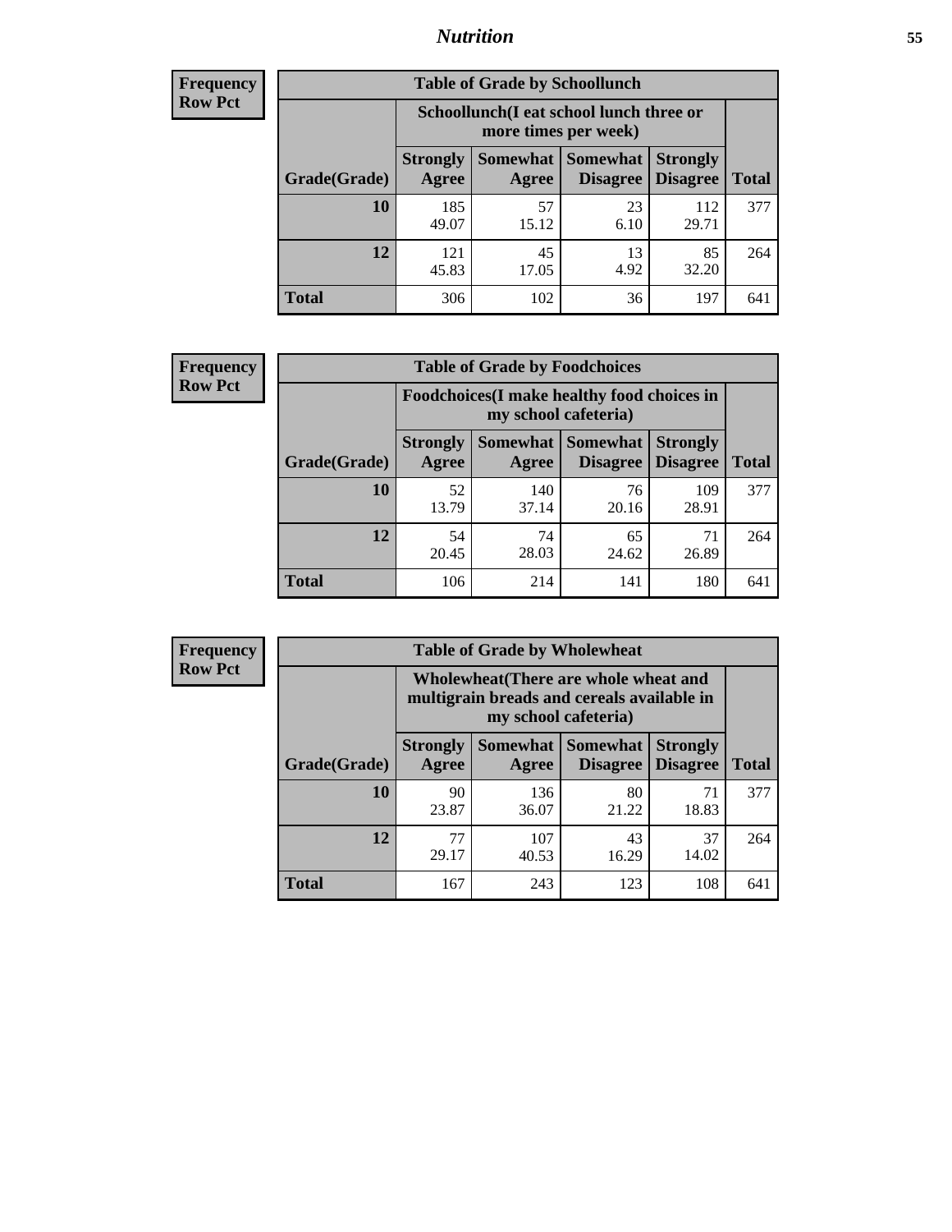| Frequency Row Pct | Table of Grade by Schoollunch | | | | |
|---|---|---|---|---|---|
| | Schoollunch(I eat school lunch three or more times per week) | | | | |
| Grade(Grade) | Strongly Agree | Somewhat Agree | Somewhat Disagree | Strongly Disagree | Total |
| 10 | 185<br>49.07 | 57<br>15.12 | 23<br>6.10 | 112<br>29.71 | 377 |
| 12 | 121<br>45.83 | 45<br>17.05 | 13<br>4.92 | 85<br>32.20 | 264 |
| Total | 306 | 102 | 36 | 197 | 641 |

| Frequency Row Pct | Table of Grade by Foodchoices | | | | |
|---|---|---|---|---|---|
| | Foodchoices(I make healthy food choices in my school cafeteria) | | | | |
| Grade(Grade) | Strongly Agree | Somewhat Agree | Somewhat Disagree | Strongly Disagree | Total |
| 10 | 52<br>13.79 | 140<br>37.14 | 76<br>20.16 | 109<br>28.91 | 377 |
| 12 | 54<br>20.45 | 74<br>28.03 | 65<br>24.62 | 71<br>26.89 | 264 |
| Total | 106 | 214 | 141 | 180 | 641 |

| Frequency Row Pct | Table of Grade by Wholewheat | | | | |
|---|---|---|---|---|---|
| | Wholewheat(There are whole wheat and multigrain breads and cereals available in my school cafeteria) | | | | |
| Grade(Grade) | Strongly Agree | Somewhat Agree | Somewhat Disagree | Strongly Disagree | Total |
| 10 | 90<br>23.87 | 136<br>36.07 | 80<br>21.22 | 71<br>18.83 | 377 |
| 12 | 77<br>29.17 | 107<br>40.53 | 43<br>16.29 | 37<br>14.02 | 264 |
| Total | 167 | 243 | 123 | 108 | 641 |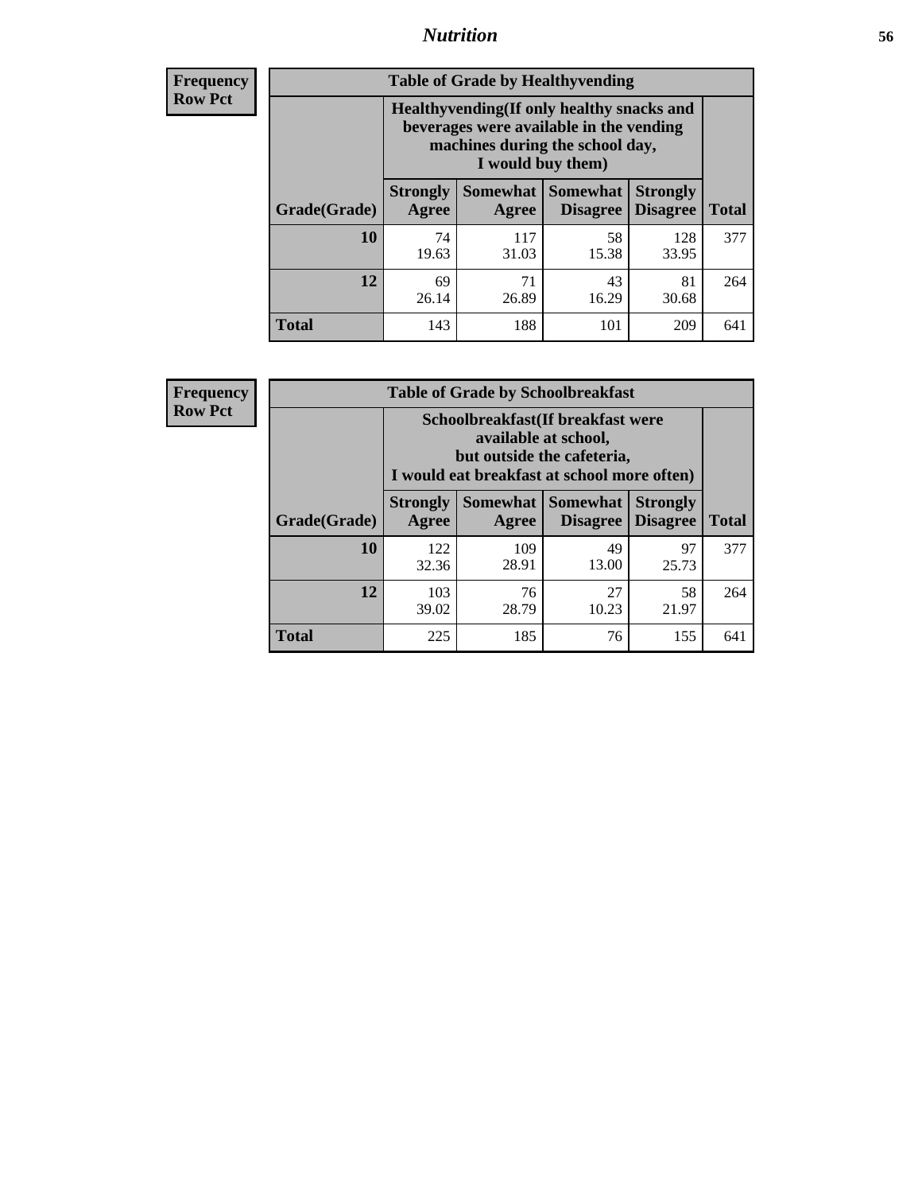| Frequency<br>Row Pct | | | | | |
|---|---|---|---|---|---|

**Table of Grade by Healthyvending**

| Grade(Grade) | Healthyvending(If only healthy snacks and beverages were available in the vending machines during the school day, I would buy them) | | | | Total |
|---|---|---|---|---|---|
| | Strongly Agree | Somewhat Agree | Somewhat Disagree | Strongly Disagree | |
| 10 | 74<br>19.63 | 117<br>31.03 | 58<br>15.38 | 128<br>33.95 | 377 |
| 12 | 69<br>26.14 | 71<br>26.89 | 43<br>16.29 | 81<br>30.68 | 264 |
| Total | 143 | 188 | 101 | 209 | 641 |

| Frequency<br>Row Pct | | | | | |
|---|---|---|---|---|---|

**Table of Grade by Schoolbreakfast**

| Grade(Grade) | Schoolbreakfast(If breakfast were available at school, but outside the cafeteria, I would eat breakfast at school more often) | | | | Total |
|---|---|---|---|---|---|
| | Strongly Agree | Somewhat Agree | Somewhat Disagree | Strongly Disagree | |
| 10 | 122<br>32.36 | 109<br>28.91 | 49<br>13.00 | 97<br>25.73 | 377 |
| 12 | 103<br>39.02 | 76<br>28.79 | 27<br>10.23 | 58<br>21.97 | 264 |
| Total | 225 | 185 | 76 | 155 | 641 |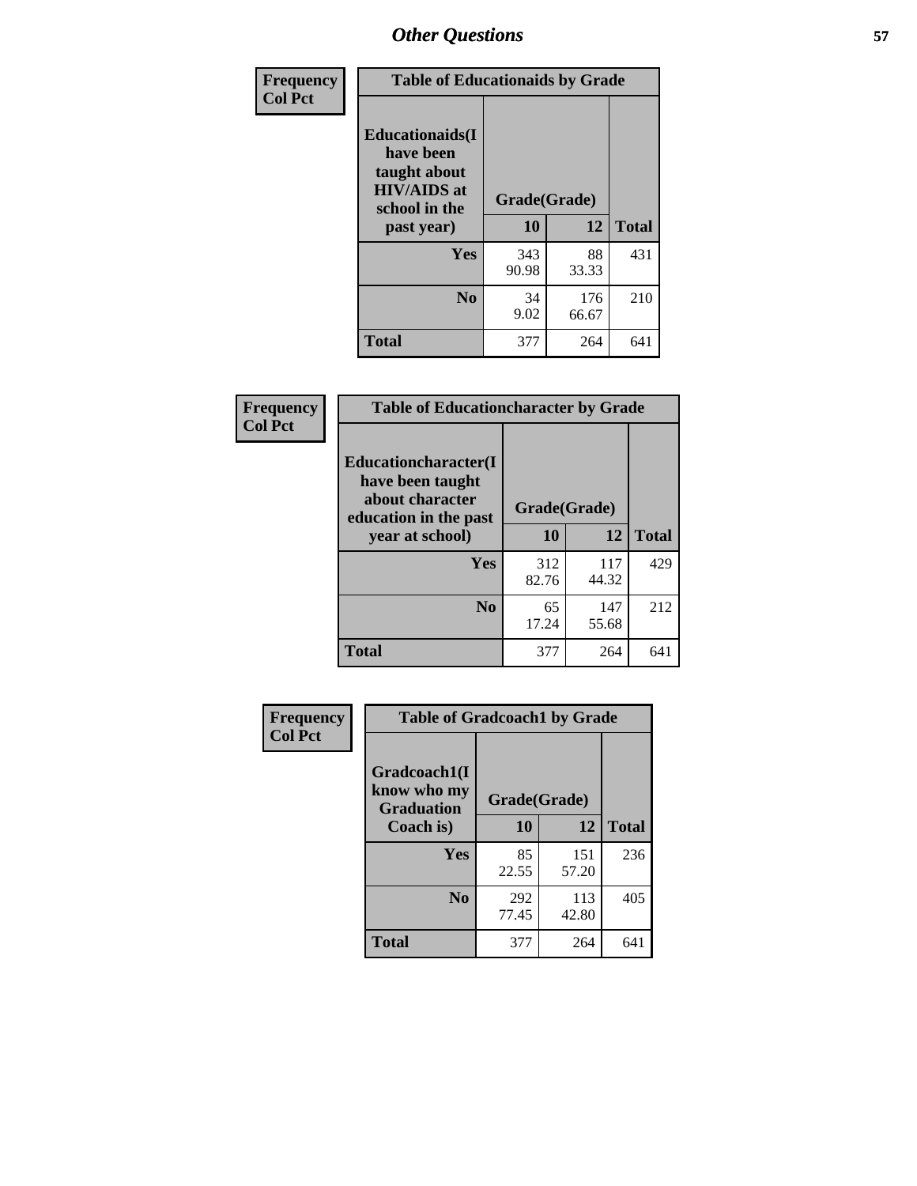## Other Questions

**Frequency**
**Col Pct**

| Table of Educationaids by Grade | | | |
|---|---|---|---|
| **Educationaids(I have been taught about HIV/AIDS at school in the past year)** | **Grade(Grade)** | | |
| | **10** | **12** | **Total** |
| **Yes** | 343<br>90.98 | 88<br>33.33 | 431 |
| **No** | 34<br>9.02 | 176<br>66.67 | 210 |
| **Total** | 377 | 264 | 641 |

**Frequency**
**Col Pct**

| Table of Educationcharacter by Grade | | | |
|---|---|---|---|
| **Educationcharacter(I have been taught about character education in the past year at school)** | **Grade(Grade)** | | |
| | **10** | **12** | **Total** |
| **Yes** | 312<br>82.76 | 117<br>44.32 | 429 |
| **No** | 65<br>17.24 | 147<br>55.68 | 212 |
| **Total** | 377 | 264 | 641 |

**Frequency**
**Col Pct**

| Table of Gradcoach1 by Grade | | | |
|---|---|---|---|
| **Gradcoach1(I know who my Graduation Coach is)** | **Grade(Grade)** | | |
| | **10** | **12** | **Total** |
| **Yes** | 85<br>22.55 | 151<br>57.20 | 236 |
| **No** | 292<br>77.45 | 113<br>42.80 | 405 |
| **Total** | 377 | 264 | 641 |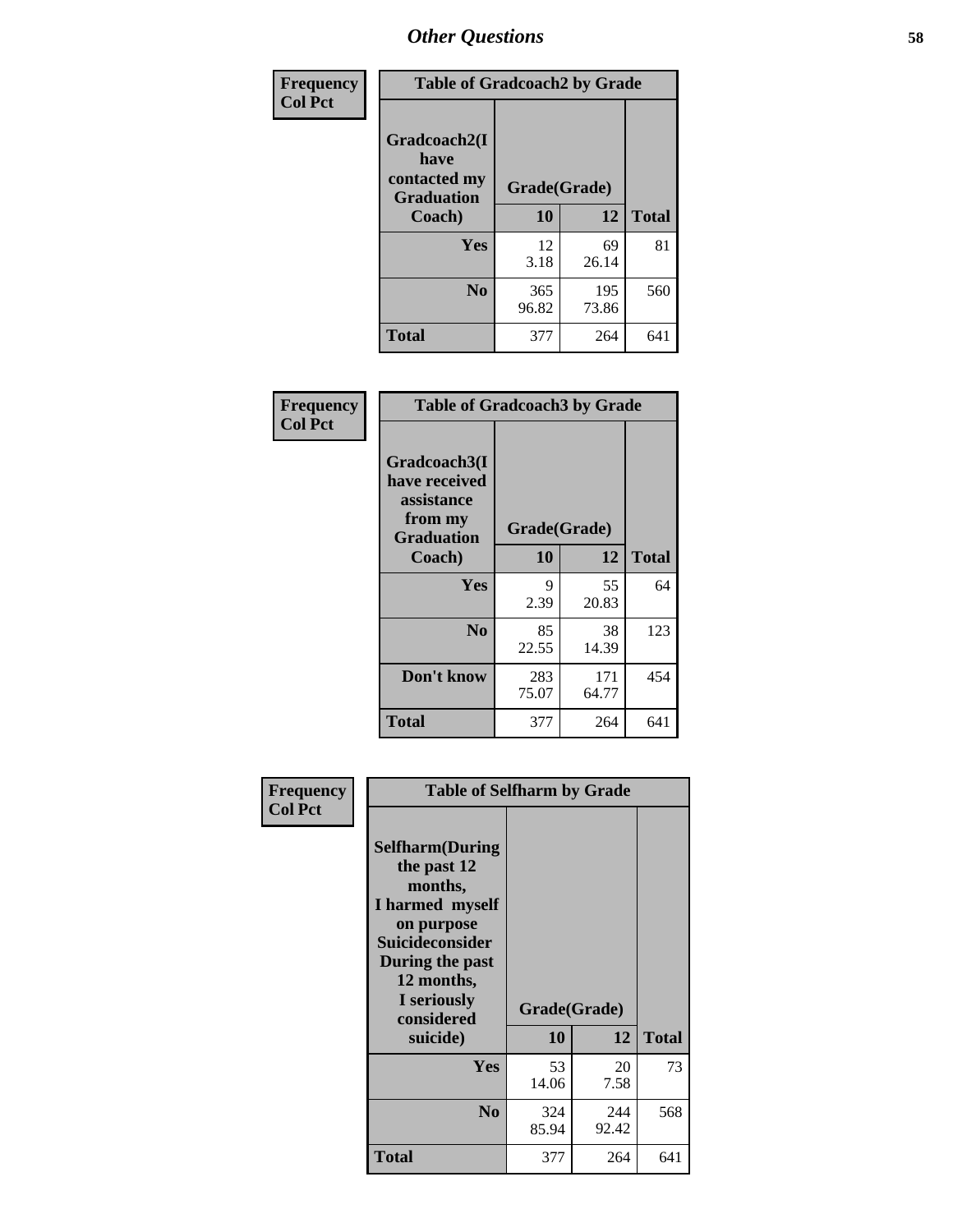# Other Questions

Frequency
Col Pct

| Table of Gradcoach2 by Grade | | | |
|---|---|---|---|
| Gradcoach2(I have contacted my Graduation Coach) | Grade(Grade) | | |
| | 10 | 12 | Total |
| Yes | 12<br>3.18 | 69<br>26.14 | 81 |
| No | 365<br>96.82 | 195<br>73.86 | 560 |
| Total | 377 | 264 | 641 |

Frequency
Col Pct

| Table of Gradcoach3 by Grade | | | |
|---|---|---|---|
| Gradcoach3(I have received assistance from my Graduation Coach) | Grade(Grade) | | |
| | 10 | 12 | Total |
| Yes | 9<br>2.39 | 55<br>20.83 | 64 |
| No | 85<br>22.55 | 38<br>14.39 | 123 |
| Don't know | 283<br>75.07 | 171<br>64.77 | 454 |
| Total | 377 | 264 | 641 |

Frequency
Col Pct

| Table of Selfharm by Grade | | | |
|---|---|---|---|
| Selfharm(During the past 12 months, I harmed myself on purpose Suicideconsider During the past 12 months, I seriously considered suicide) | Grade(Grade) | | |
| | 10 | 12 | Total |
| Yes | 53<br>14.06 | 20<br>7.58 | 73 |
| No | 324<br>85.94 | 244<br>92.42 | 568 |
| Total | 377 | 264 | 641 |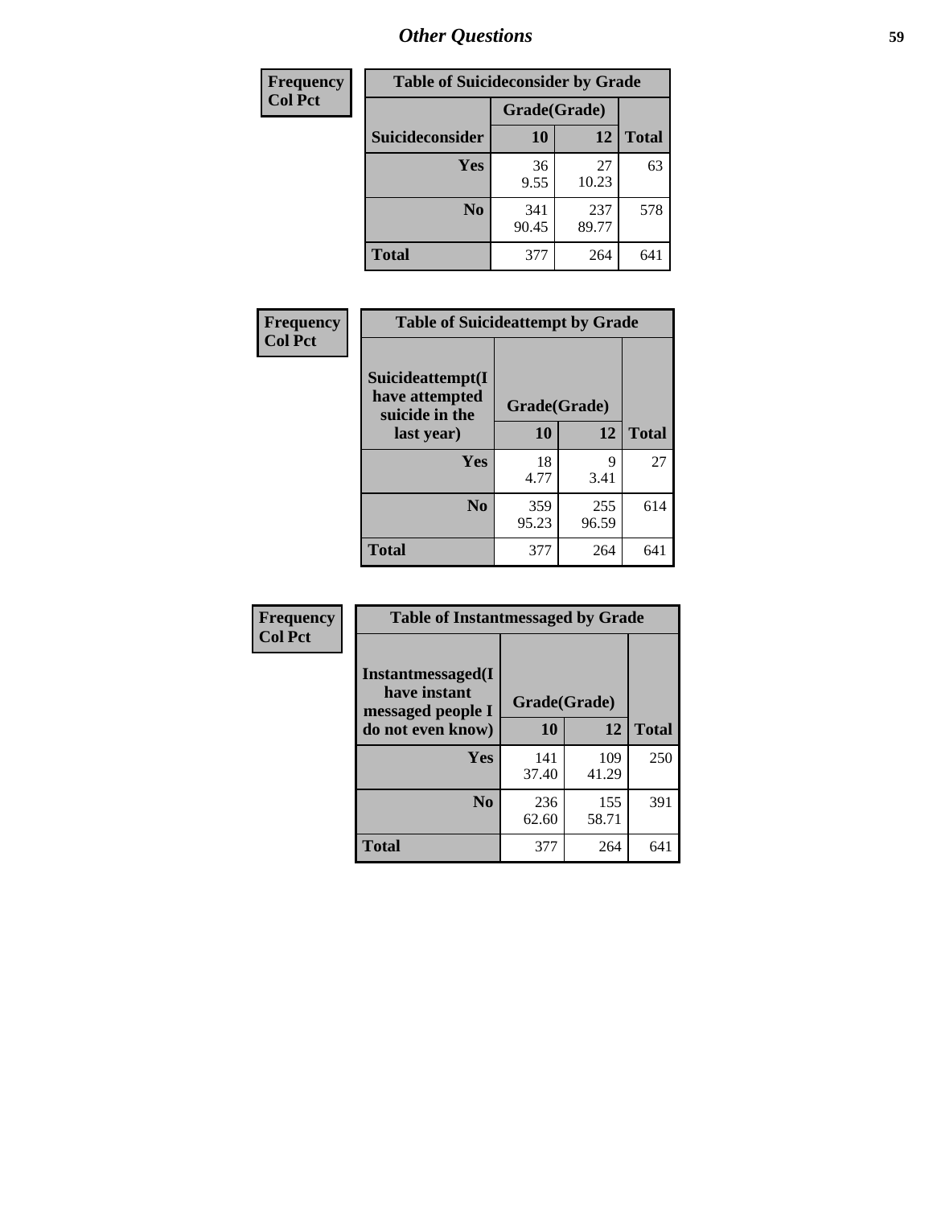## Other Questions

**Frequency**
**Col Pct**

| Table of Suicideconsider by Grade | | | |
|---|---|---|---|
| | Grade(Grade) | | |
| **Suicideconsider** | **10** | **12** | **Total** |
| **Yes** | 36<br>9.55 | 27<br>10.23 | 63 |
| **No** | 341<br>90.45 | 237<br>89.77 | 578 |
| **Total** | 377 | 264 | 641 |

**Frequency**
**Col Pct**

| Table of Suicideattempt by Grade | | | |
|---|---|---|---|
| **Suicideattempt(I have attempted suicide in the last year)** | Grade(Grade) | | |
| | **10** | **12** | **Total** |
| **Yes** | 18<br>4.77 | 9<br>3.41 | 27 |
| **No** | 359<br>95.23 | 255<br>96.59 | 614 |
| **Total** | 377 | 264 | 641 |

**Frequency**
**Col Pct**

| Table of Instantmessaged by Grade | | | |
|---|---|---|---|
| **Instantmessaged(I have instant messaged people I do not even know)** | Grade(Grade) | | |
| | **10** | **12** | **Total** |
| **Yes** | 141<br>37.40 | 109<br>41.29 | 250 |
| **No** | 236<br>62.60 | 155<br>58.71 | 391 |
| **Total** | 377 | 264 | 641 |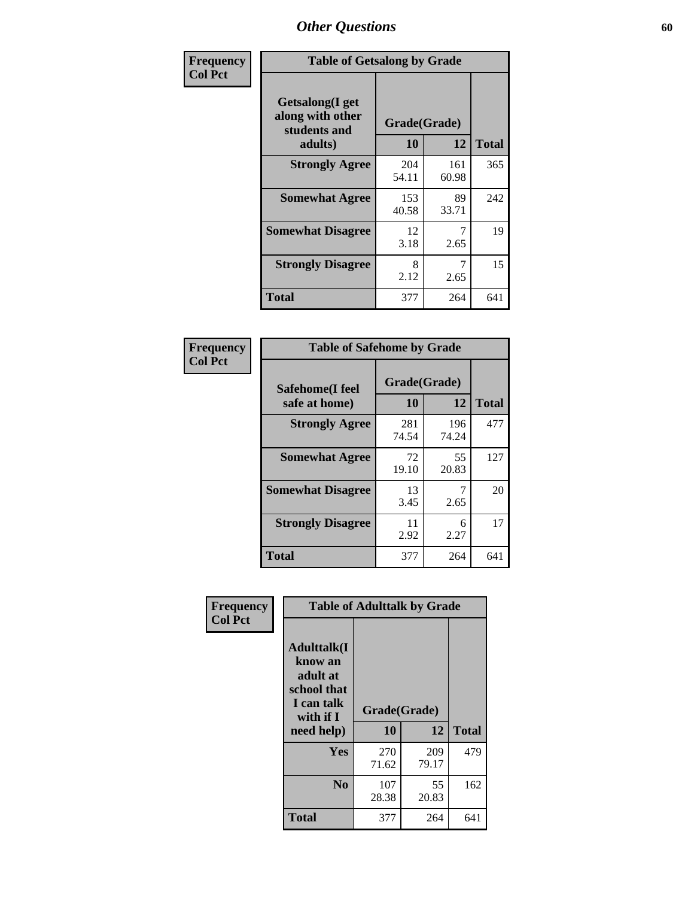# Other Questions

| Frequency Col Pct | Table of Getsalong by Grade | | |
|---|---|---|---|
| Getsalong(I get along with other students and adults) | Grade(Grade) | | |
| | 10 | 12 | Total |
| Strongly Agree | 204<br>54.11 | 161<br>60.98 | 365 |
| Somewhat Agree | 153<br>40.58 | 89<br>33.71 | 242 |
| Somewhat Disagree | 12<br>3.18 | 7<br>2.65 | 19 |
| Strongly Disagree | 8<br>2.12 | 7<br>2.65 | 15 |
| Total | 377 | 264 | 641 |

| Frequency Col Pct | Table of Safehome by Grade | | |
|---|---|---|---|
| Safehome(I feel safe at home) | Grade(Grade) | | |
| | 10 | 12 | Total |
| Strongly Agree | 281<br>74.54 | 196<br>74.24 | 477 |
| Somewhat Agree | 72<br>19.10 | 55<br>20.83 | 127 |
| Somewhat Disagree | 13<br>3.45 | 7<br>2.65 | 20 |
| Strongly Disagree | 11<br>2.92 | 6<br>2.27 | 17 |
| Total | 377 | 264 | 641 |

| Frequency Col Pct | Table of Adulttalk by Grade | | |
|---|---|---|---|
| Adulttalk(I know an adult at school that I can talk with if I need help) | Grade(Grade) | | |
| | 10 | 12 | Total |
| Yes | 270<br>71.62 | 209<br>79.17 | 479 |
| No | 107<br>28.38 | 55<br>20.83 | 162 |
| Total | 377 | 264 | 641 |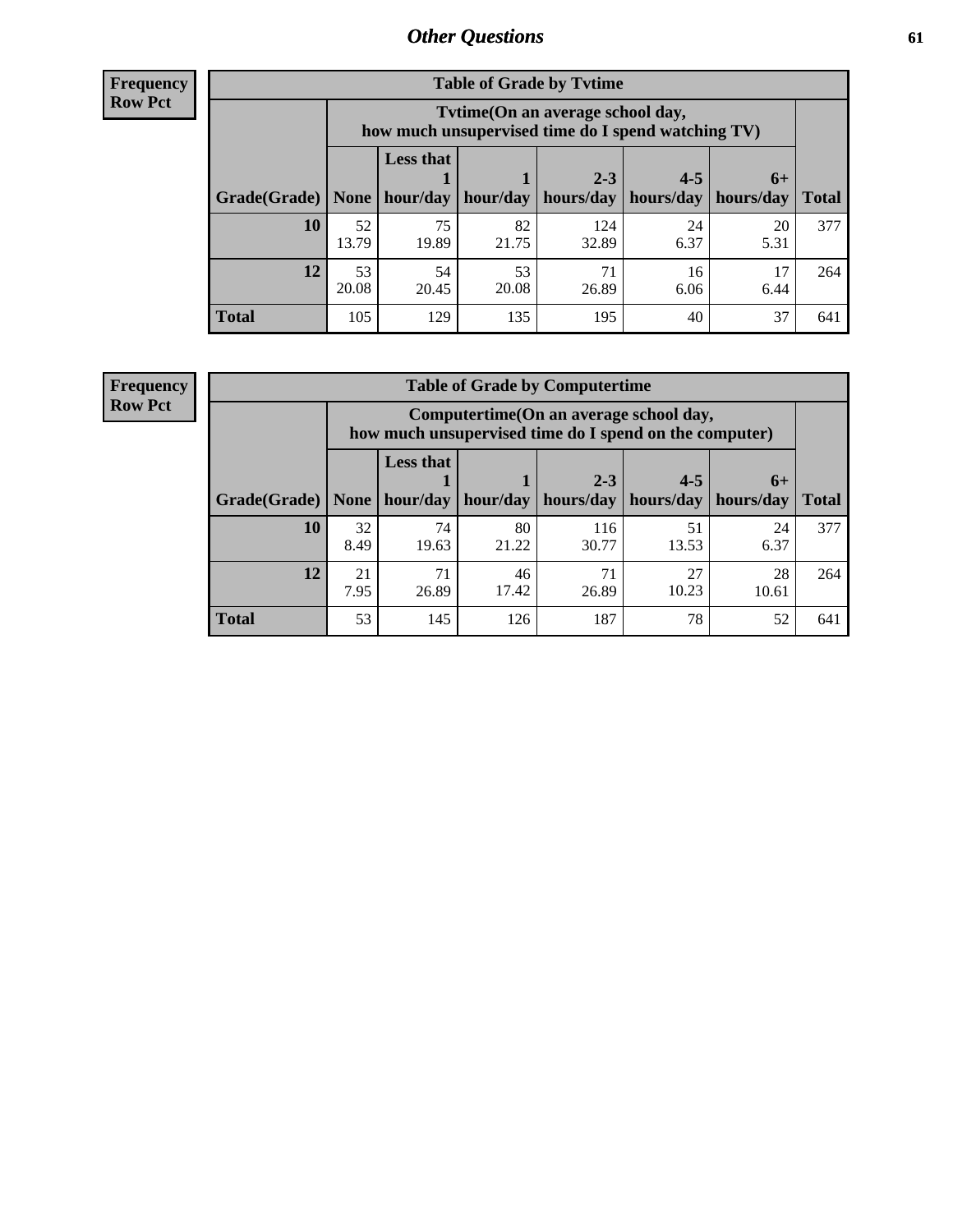**Frequency**
**Row Pct**

| Table of Grade by Tvtime | | | | | | | |
|---|---|---|---|---|---|---|---|
| | Tvtime(On an average school day, how much unsupervised time do I spend watching TV) | | | | | | |
| Grade(Grade) | None | Less that 1 hour/day | 1 hour/day | 2-3 hours/day | 4-5 hours/day | 6+ hours/day | Total |
| 10 | 52<br>13.79 | 75<br>19.89 | 82<br>21.75 | 124<br>32.89 | 24<br>6.37 | 20<br>5.31 | 377 |
| 12 | 53<br>20.08 | 54<br>20.45 | 53<br>20.08 | 71<br>26.89 | 16<br>6.06 | 17<br>6.44 | 264 |
| Total | 105 | 129 | 135 | 195 | 40 | 37 | 641 |

**Frequency**
**Row Pct**

| Table of Grade by Computertime | | | | | | | |
|---|---|---|---|---|---|---|---|
| | Computertime(On an average school day, how much unsupervised time do I spend on the computer) | | | | | | |
| Grade(Grade) | None | Less that 1 hour/day | 1 hour/day | 2-3 hours/day | 4-5 hours/day | 6+ hours/day | Total |
| 10 | 32<br>8.49 | 74<br>19.63 | 80<br>21.22 | 116<br>30.77 | 51<br>13.53 | 24<br>6.37 | 377 |
| 12 | 21<br>7.95 | 71<br>26.89 | 46<br>17.42 | 71<br>26.89 | 27<br>10.23 | 28<br>10.61 | 264 |
| Total | 53 | 145 | 126 | 187 | 78 | 52 | 641 |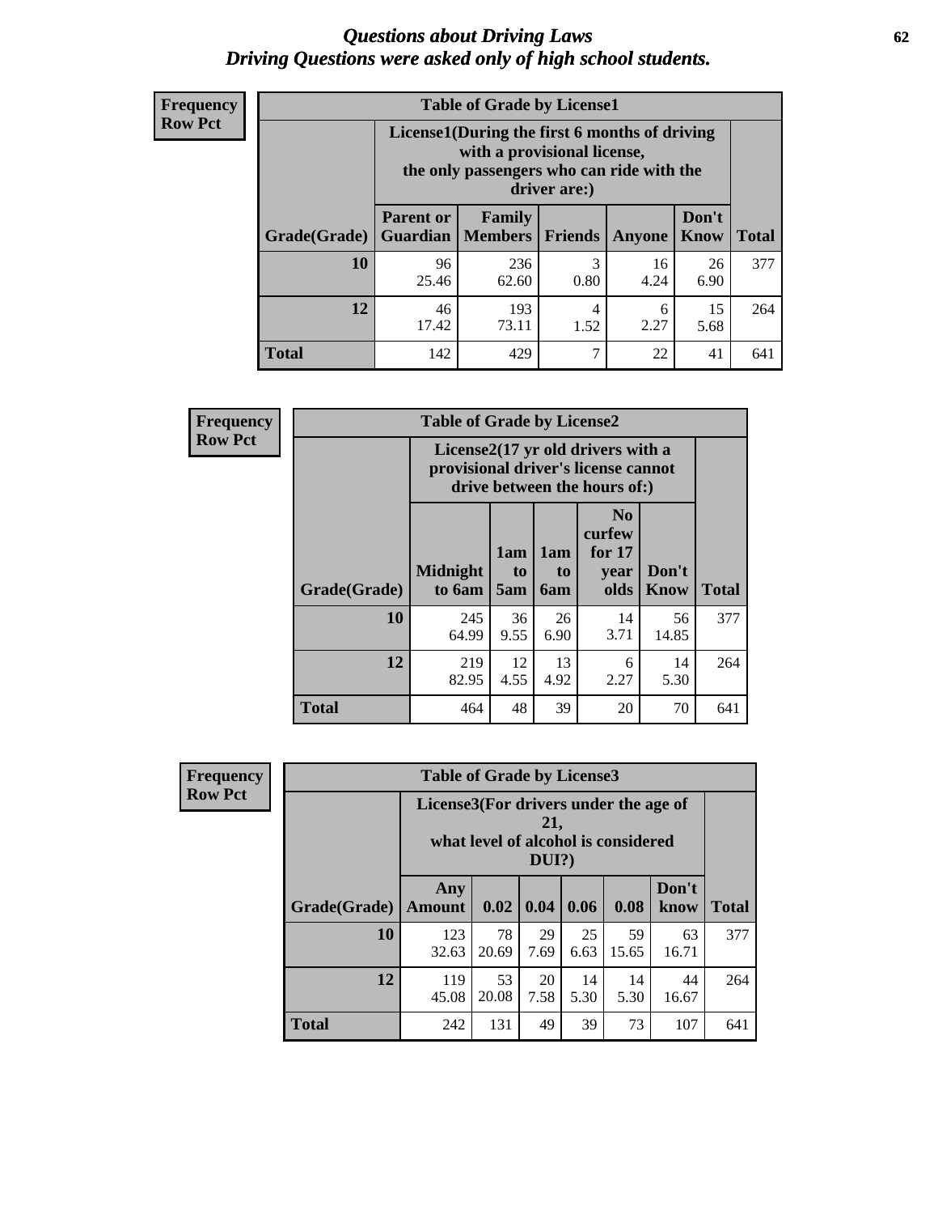# *Questions about Driving Laws*
# *Driving Questions were asked only of high school students.*

**Frequency**
**Row Pct**

**Table of Grade by License1**

| Grade(Grade) | License1(During the first 6 months of driving with a provisional license, the only passengers who can ride with the driver are:) | | | | | Total |
|---|---|---|---|---|---|---|
| | Parent or Guardian | Family Members | Friends | Anyone | Don't Know | |
| 10 | 96<br>25.46 | 236<br>62.60 | 3<br>0.80 | 16<br>4.24 | 26<br>6.90 | 377 |
| 12 | 46<br>17.42 | 193<br>73.11 | 4<br>1.52 | 6<br>2.27 | 15<br>5.68 | 264 |
| Total | 142 | 429 | 7 | 22 | 41 | 641 |

**Frequency**
**Row Pct**

**Table of Grade by License2**

| Grade(Grade) | License2(17 yr old drivers with a provisional driver's license cannot drive between the hours of:) | | | | | Total |
|---|---|---|---|---|---|---|
| | Midnight to 6am | 1am to 5am | 1am to 6am | No curfew for 17 year olds | Don't Know | |
| 10 | 245<br>64.99 | 36<br>9.55 | 26<br>6.90 | 14<br>3.71 | 56<br>14.85 | 377 |
| 12 | 219<br>82.95 | 12<br>4.55 | 13<br>4.92 | 6<br>2.27 | 14<br>5.30 | 264 |
| Total | 464 | 48 | 39 | 20 | 70 | 641 |

**Frequency**
**Row Pct**

**Table of Grade by License3**

| Grade(Grade) | License3(For drivers under the age of 21, what level of alcohol is considered DUI?) | | | | | | Total |
|---|---|---|---|---|---|---|---|
| | Any Amount | 0.02 | 0.04 | 0.06 | 0.08 | Don't know | |
| 10 | 123<br>32.63 | 78<br>20.69 | 29<br>7.69 | 25<br>6.63 | 59<br>15.65 | 63<br>16.71 | 377 |
| 12 | 119<br>45.08 | 53<br>20.08 | 20<br>7.58 | 14<br>5.30 | 14<br>5.30 | 44<br>16.67 | 264 |
| Total | 242 | 131 | 49 | 39 | 73 | 107 | 641 |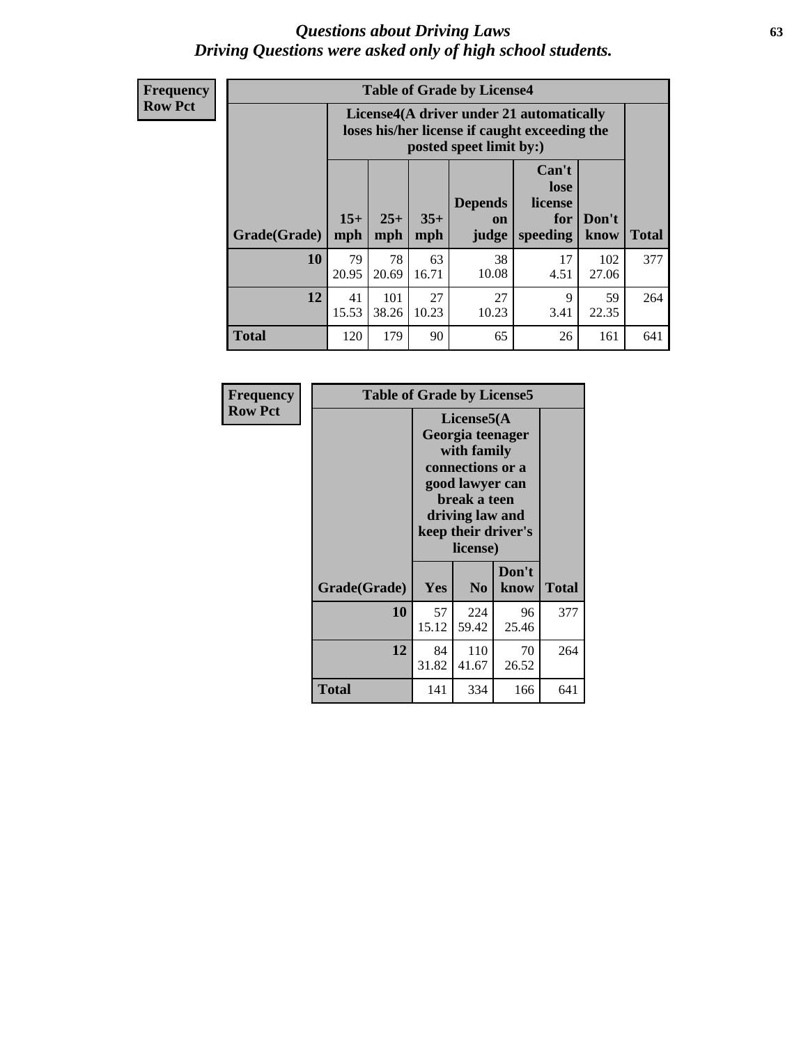# Questions about Driving Laws
## *Driving Questions were asked only of high school students.*

**Frequency**
**Row Pct**

**Table of Grade by License4**

| Grade(Grade) | License4(A driver under 21 automatically loses his/her license if caught exceeding the posted speet limit by:) | | | | | | Total |
|---|---|---|---|---|---|---|---|
| | 15+ mph | 25+ mph | 35+ mph | Depends on judge | Can't lose license for speeding | Don't know | |
| **10** | 79<br>20.95 | 78<br>20.69 | 63<br>16.71 | 38<br>10.08 | 17<br>4.51 | 102<br>27.06 | 377 |
| **12** | 41<br>15.53 | 101<br>38.26 | 27<br>10.23 | 27<br>10.23 | 9<br>3.41 | 59<br>22.35 | 264 |
| **Total** | 120 | 179 | 90 | 65 | 26 | 161 | 641 |

**Frequency**
**Row Pct**

**Table of Grade by License5**

| Grade(Grade) | License5(A Georgia teenager with family connections or a good lawyer can break a teen driving law and keep their driver's license) | | | Total |
|---|---|---|---|---|
| | Yes | No | Don't know | |
| **10** | 57<br>15.12 | 224<br>59.42 | 96<br>25.46 | 377 |
| **12** | 84<br>31.82 | 110<br>41.67 | 70<br>26.52 | 264 |
| **Total** | 141 | 334 | 166 | 641 |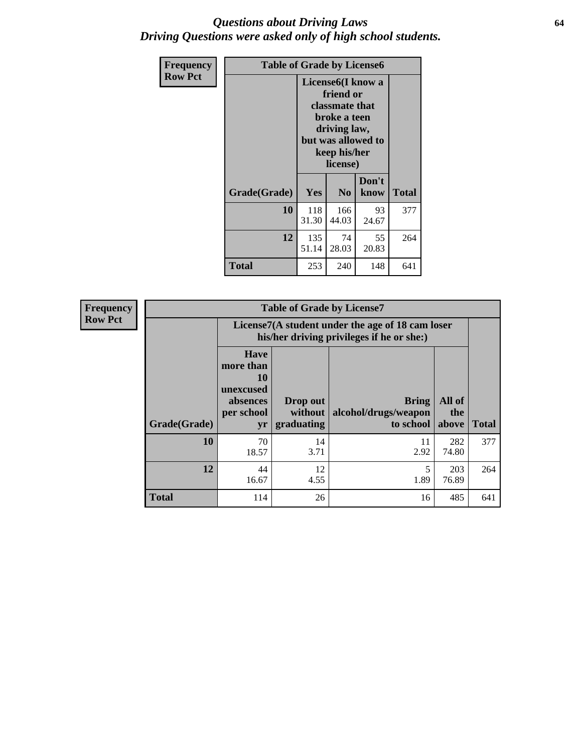# *Questions about Driving Laws*
## *Driving Questions were asked only of high school students.*

**Frequency**
**Row Pct**

| Table of Grade by License6 | | | | |
|---|---|---|---|---|
| | License6(I know a friend or classmate that broke a teen driving law, but was allowed to keep his/her license) | | | |
| Grade(Grade) | Yes | No | Don't know | Total |
| 10 | 118<br>31.30 | 166<br>44.03 | 93<br>24.67 | 377 |
| 12 | 135<br>51.14 | 74<br>28.03 | 55<br>20.83 | 264 |
| Total | 253 | 240 | 148 | 641 |

**Frequency**
**Row Pct**

| Table of Grade by License7 | | | | | |
|---|---|---|---|---|---|
| | License7(A student under the age of 18 cam loser his/her driving privileges if he or she:) | | | | |
| Grade(Grade) | Have more than 10 unexcused absences per school yr | Drop out without graduating | Bring alcohol/drugs/weapon to school | All of the above | Total |
| 10 | 70<br>18.57 | 14<br>3.71 | 11<br>2.92 | 282<br>74.80 | 377 |
| 12 | 44<br>16.67 | 12<br>4.55 | 5<br>1.89 | 203<br>76.89 | 264 |
| Total | 114 | 26 | 16 | 485 | 641 |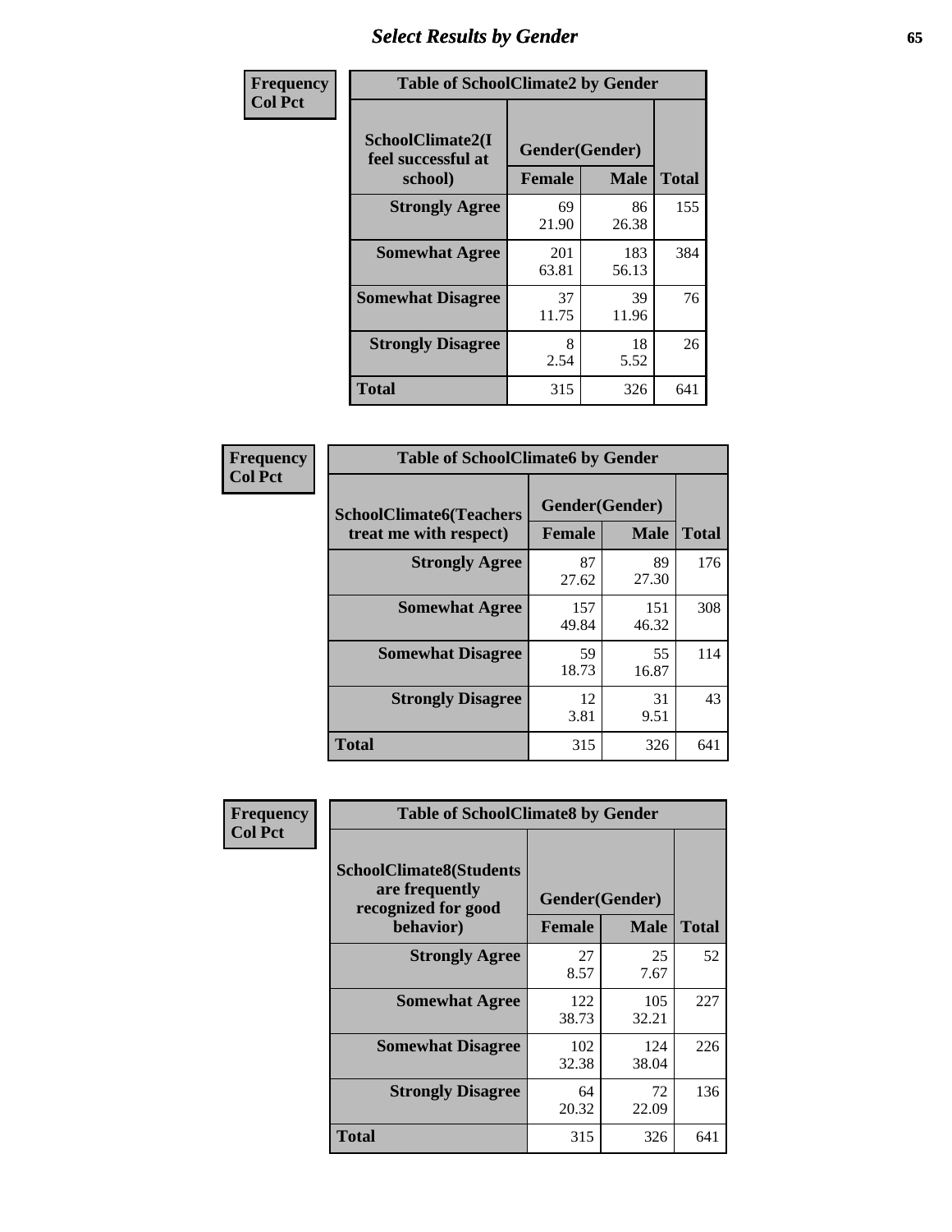## Select Results by Gender

| Frequency<br>Col Pct | Table of SchoolClimate2 by Gender | | |
|---|---|---|---|
| SchoolClimate2(I feel successful at school) | Gender(Gender) | | |
| | Female | Male | Total |
| Strongly Agree | 69<br>21.90 | 86<br>26.38 | 155 |
| Somewhat Agree | 201<br>63.81 | 183<br>56.13 | 384 |
| Somewhat Disagree | 37<br>11.75 | 39<br>11.96 | 76 |
| Strongly Disagree | 8<br>2.54 | 18<br>5.52 | 26 |
| Total | 315 | 326 | 641 |

| Frequency<br>Col Pct | Table of SchoolClimate6 by Gender | | |
|---|---|---|---|
| SchoolClimate6(Teachers treat me with respect) | Gender(Gender) | | |
| | Female | Male | Total |
| Strongly Agree | 87<br>27.62 | 89<br>27.30 | 176 |
| Somewhat Agree | 157<br>49.84 | 151<br>46.32 | 308 |
| Somewhat Disagree | 59<br>18.73 | 55<br>16.87 | 114 |
| Strongly Disagree | 12<br>3.81 | 31<br>9.51 | 43 |
| Total | 315 | 326 | 641 |

| Frequency<br>Col Pct | Table of SchoolClimate8 by Gender | | |
|---|---|---|---|
| SchoolClimate8(Students are frequently recognized for good behavior) | Gender(Gender) | | |
| | Female | Male | Total |
| Strongly Agree | 27<br>8.57 | 25<br>7.67 | 52 |
| Somewhat Agree | 122<br>38.73 | 105<br>32.21 | 227 |
| Somewhat Disagree | 102<br>32.38 | 124<br>38.04 | 226 |
| Strongly Disagree | 64<br>20.32 | 72<br>22.09 | 136 |
| Total | 315 | 326 | 641 |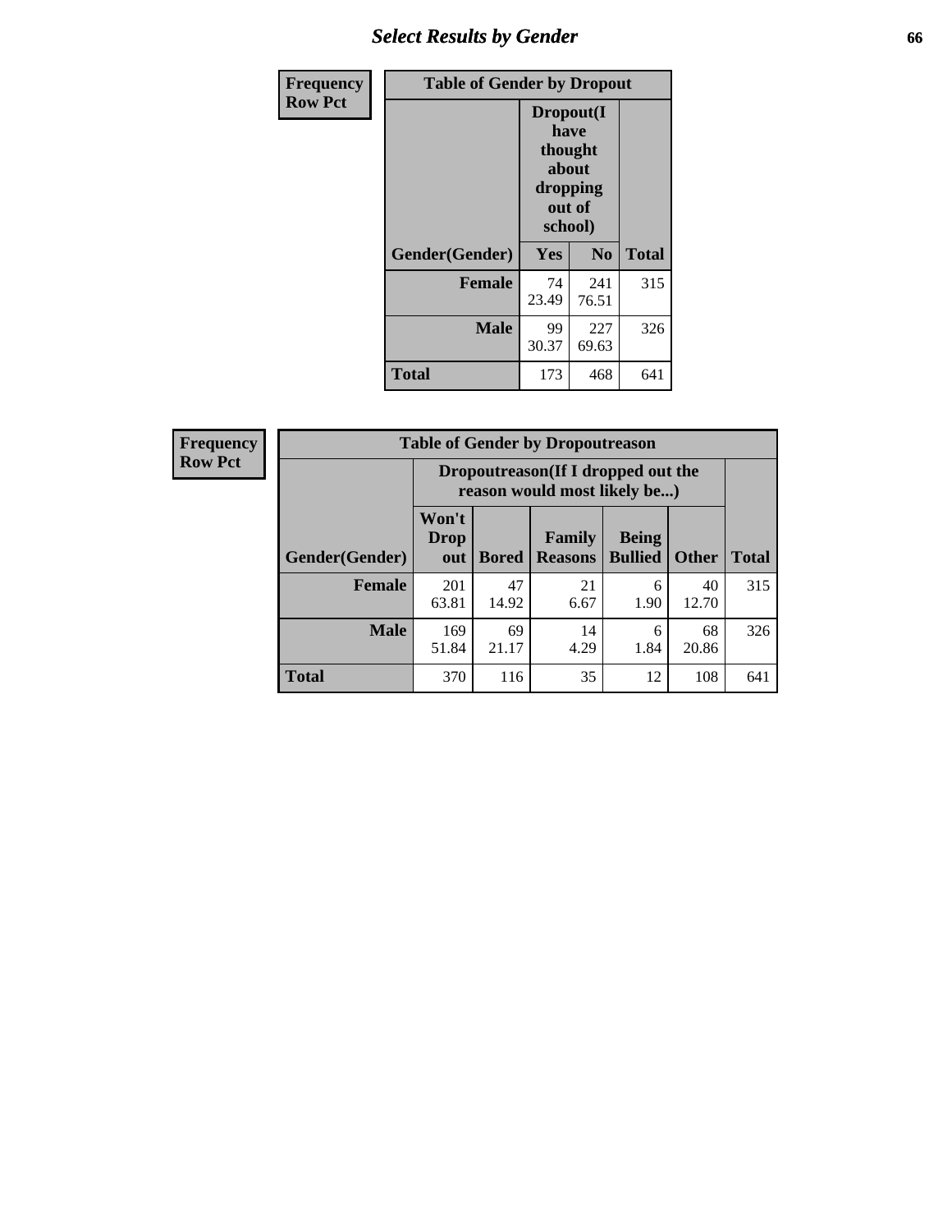| Frequency<br>Row Pct | Table of Gender by Dropout | | |
|---|---|---|---|
| | Dropout(I have thought about dropping out of school) | | |
| Gender(Gender) | Yes | No | Total |
| Female | 74<br>23.49 | 241<br>76.51 | 315 |
| Male | 99<br>30.37 | 227<br>69.63 | 326 |
| Total | 173 | 468 | 641 |

| Frequency<br>Row Pct | Table of Gender by Dropoutreason | | | | | |
|---|---|---|---|---|---|---|
| | Dropoutreason(If I dropped out the reason would most likely be...) | | | | | |
| Gender(Gender) | Won't Drop out | Bored | Family Reasons | Being Bullied | Other | Total |
| Female | 201<br>63.81 | 47<br>14.92 | 21<br>6.67 | 6<br>1.90 | 40<br>12.70 | 315 |
| Male | 169<br>51.84 | 69<br>21.17 | 14<br>4.29 | 6<br>1.84 | 68<br>20.86 | 326 |
| Total | 370 | 116 | 35 | 12 | 108 | 641 |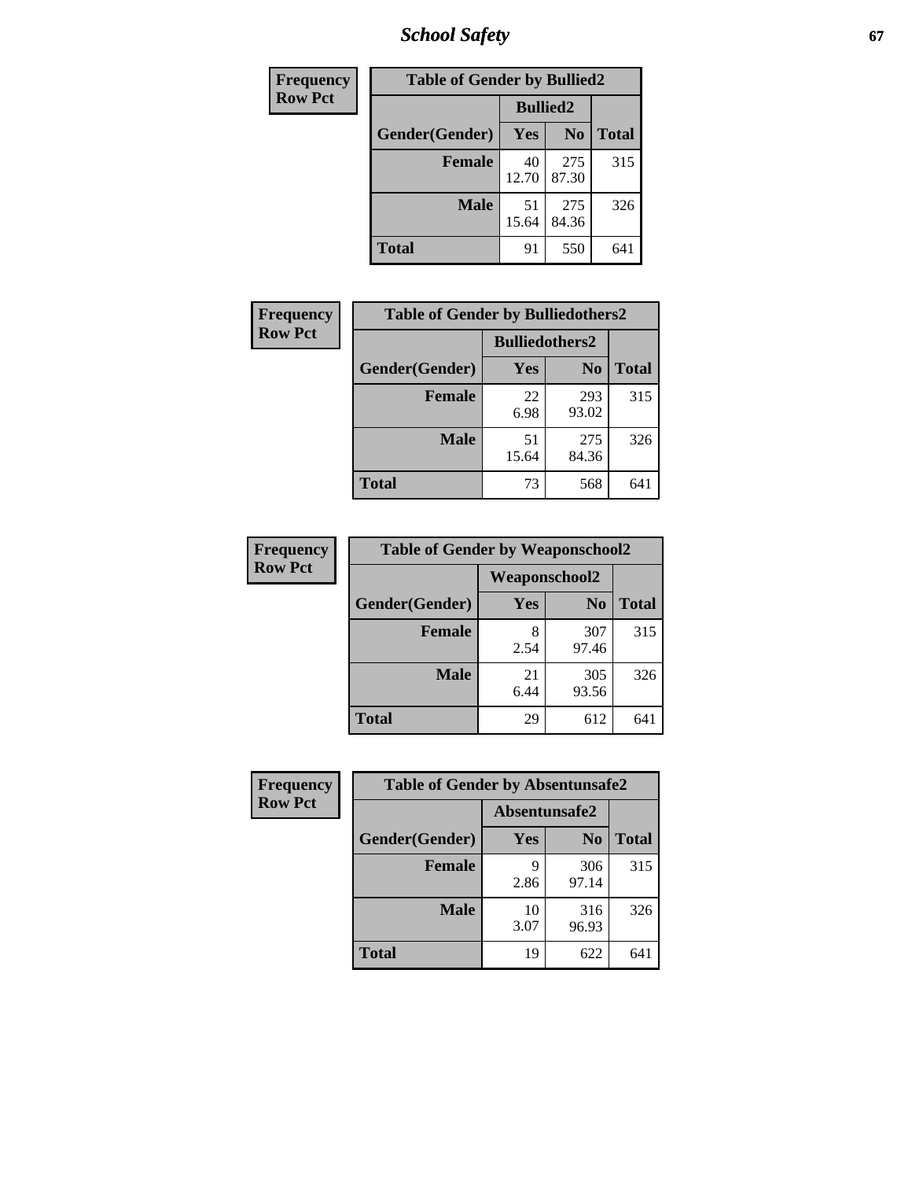| Frequency<br>Row Pct | Table of Gender by Bullied2 | | |
|---|---|---|---|
| | Bullied2 | | |
| Gender(Gender) | Yes | No | Total |
| Female | 40<br>12.70 | 275<br>87.30 | 315 |
| Male | 51<br>15.64 | 275<br>84.36 | 326 |
| Total | 91 | 550 | 641 |

| Frequency<br>Row Pct | Table of Gender by Bulliedothers2 | | |
|---|---|---|---|
| | Bulliedothers2 | | |
| Gender(Gender) | Yes | No | Total |
| Female | 22<br>6.98 | 293<br>93.02 | 315 |
| Male | 51<br>15.64 | 275<br>84.36 | 326 |
| Total | 73 | 568 | 641 |

| Frequency<br>Row Pct | Table of Gender by Weaponschool2 | | |
|---|---|---|---|
| | Weaponschool2 | | |
| Gender(Gender) | Yes | No | Total |
| Female | 8<br>2.54 | 307<br>97.46 | 315 |
| Male | 21<br>6.44 | 305<br>93.56 | 326 |
| Total | 29 | 612 | 641 |

| Frequency<br>Row Pct | Table of Gender by Absentunsafe2 | | |
|---|---|---|---|
| | Absentunsafe2 | | |
| Gender(Gender) | Yes | No | Total |
| Female | 9<br>2.86 | 306<br>97.14 | 315 |
| Male | 10<br>3.07 | 316<br>96.93 | 326 |
| Total | 19 | 622 | 641 |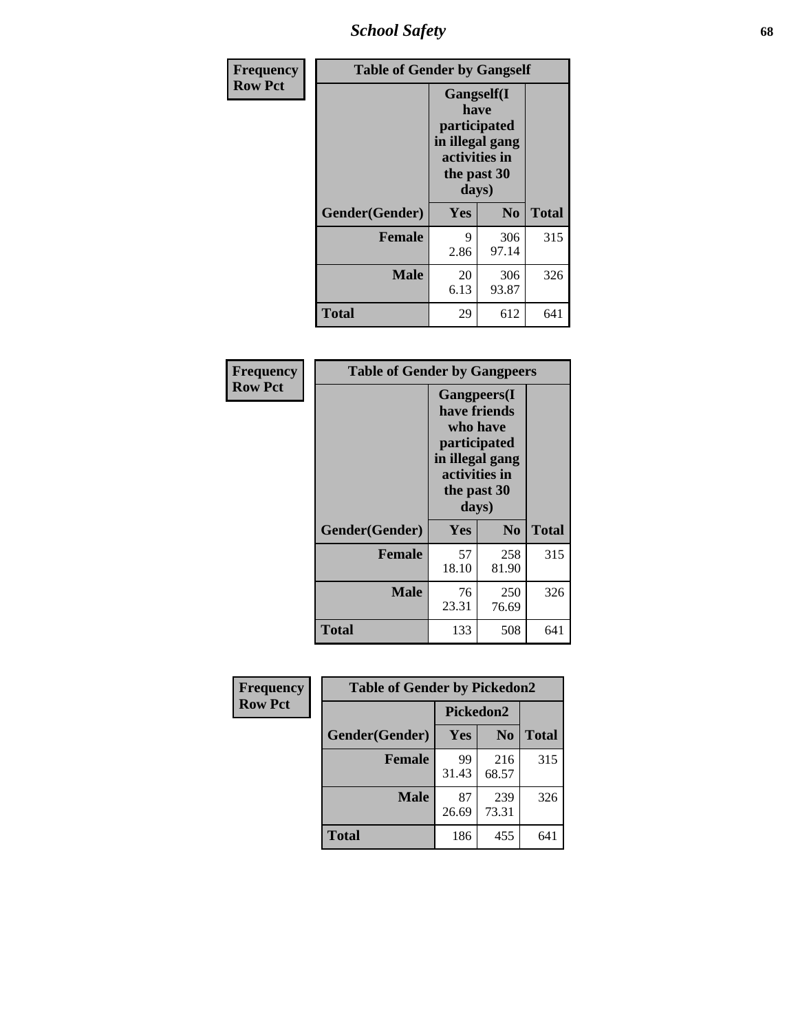| Frequency<br>Row Pct | Table of Gender by Gangself | | |
|---|---|---|---|
| | Gangself(I have participated in illegal gang activities in the past 30 days) | | |
| Gender(Gender) | Yes | No | Total |
| Female | 9<br>2.86 | 306<br>97.14 | 315 |
| Male | 20<br>6.13 | 306<br>93.87 | 326 |
| Total | 29 | 612 | 641 |

| Frequency<br>Row Pct | Table of Gender by Gangpeers | | |
|---|---|---|---|
| | Gangpeers(I have friends who have participated in illegal gang activities in the past 30 days) | | |
| Gender(Gender) | Yes | No | Total |
| Female | 57<br>18.10 | 258<br>81.90 | 315 |
| Male | 76<br>23.31 | 250<br>76.69 | 326 |
| Total | 133 | 508 | 641 |

| Frequency<br>Row Pct | Table of Gender by Pickedon2 | | |
|---|---|---|---|
| | Pickedon2 | | |
| Gender(Gender) | Yes | No | Total |
| Female | 99<br>31.43 | 216<br>68.57 | 315 |
| Male | 87<br>26.69 | 239<br>73.31 | 326 |
| Total | 186 | 455 | 641 |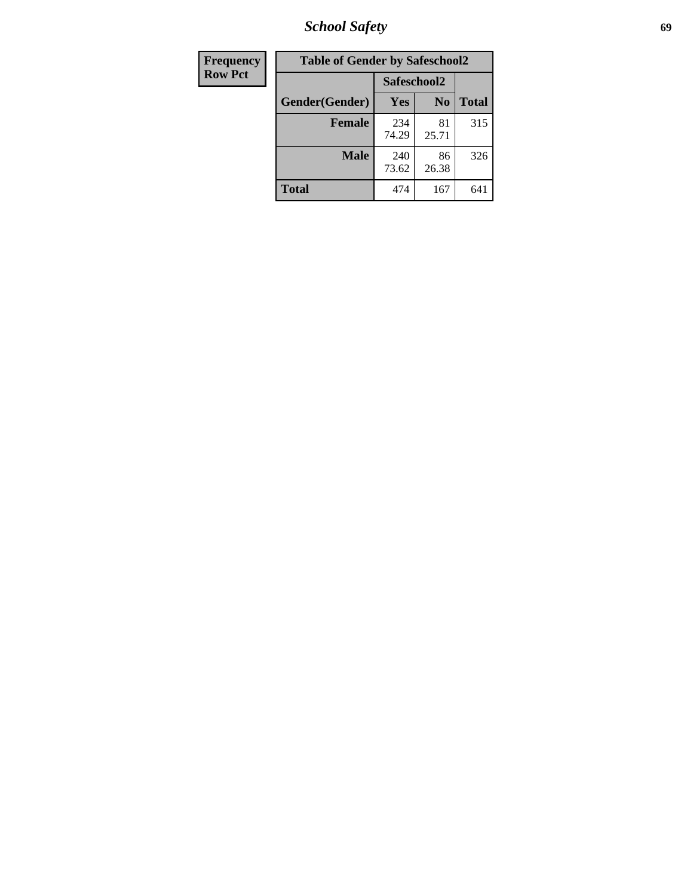| Frequency Row Pct |
|---|

| Table of Gender by Safeschool2 | | | |
|---|---|---|---|
| | Safeschool2 | | |
| Gender(Gender) | Yes | No | Total |
| Female | 234<br>74.29 | 81<br>25.71 | 315 |
| Male | 240<br>73.62 | 86<br>26.38 | 326 |
| Total | 474 | 167 | 641 |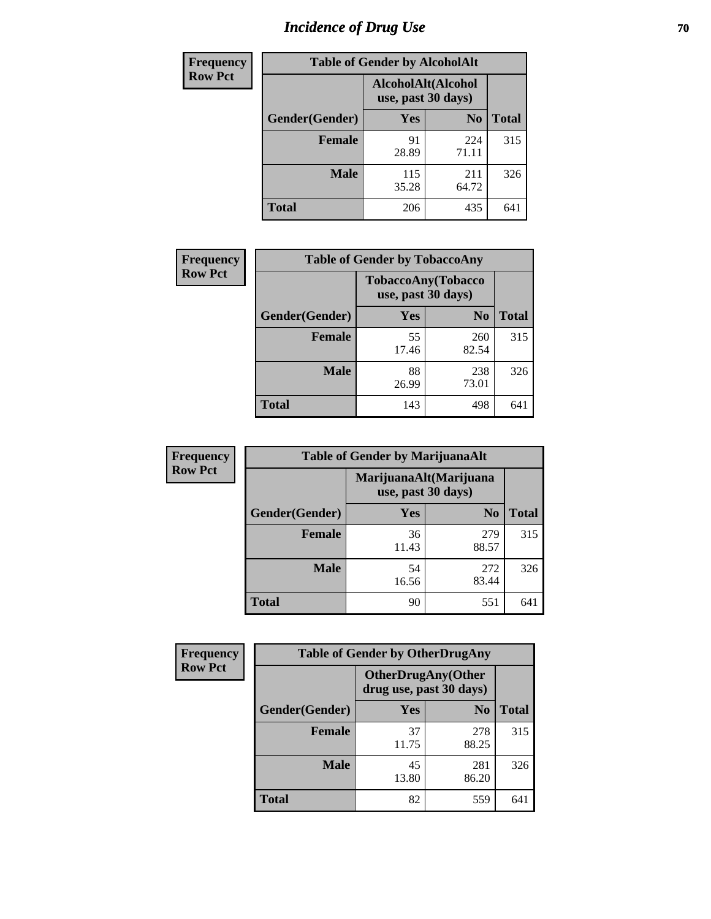# Incidence of Drug Use

**Frequency**
**Row Pct**

| Table of Gender by AlcoholAlt | | | |
|---|---|---|---|
| | AlcoholAlt(Alcohol use, past 30 days) | | |
| Gender(Gender) | Yes | No | Total |
| Female | 91<br>28.89 | 224<br>71.11 | 315 |
| Male | 115<br>35.28 | 211<br>64.72 | 326 |
| Total | 206 | 435 | 641 |

**Frequency**
**Row Pct**

| Table of Gender by TobaccoAny | | | |
|---|---|---|---|
| | TobaccoAny(Tobacco use, past 30 days) | | |
| Gender(Gender) | Yes | No | Total |
| Female | 55<br>17.46 | 260<br>82.54 | 315 |
| Male | 88<br>26.99 | 238<br>73.01 | 326 |
| Total | 143 | 498 | 641 |

**Frequency**
**Row Pct**

| Table of Gender by MarijuanaAlt | | | |
|---|---|---|---|
| | MarijuanaAlt(Marijuana use, past 30 days) | | |
| Gender(Gender) | Yes | No | Total |
| Female | 36<br>11.43 | 279<br>88.57 | 315 |
| Male | 54<br>16.56 | 272<br>83.44 | 326 |
| Total | 90 | 551 | 641 |

**Frequency**
**Row Pct**

| Table of Gender by OtherDrugAny | | | |
|---|---|---|---|
| | OtherDrugAny(Other drug use, past 30 days) | | |
| Gender(Gender) | Yes | No | Total |
| Female | 37<br>11.75 | 278<br>88.25 | 315 |
| Male | 45<br>13.80 | 281<br>86.20 | 326 |
| Total | 82 | 559 | 641 |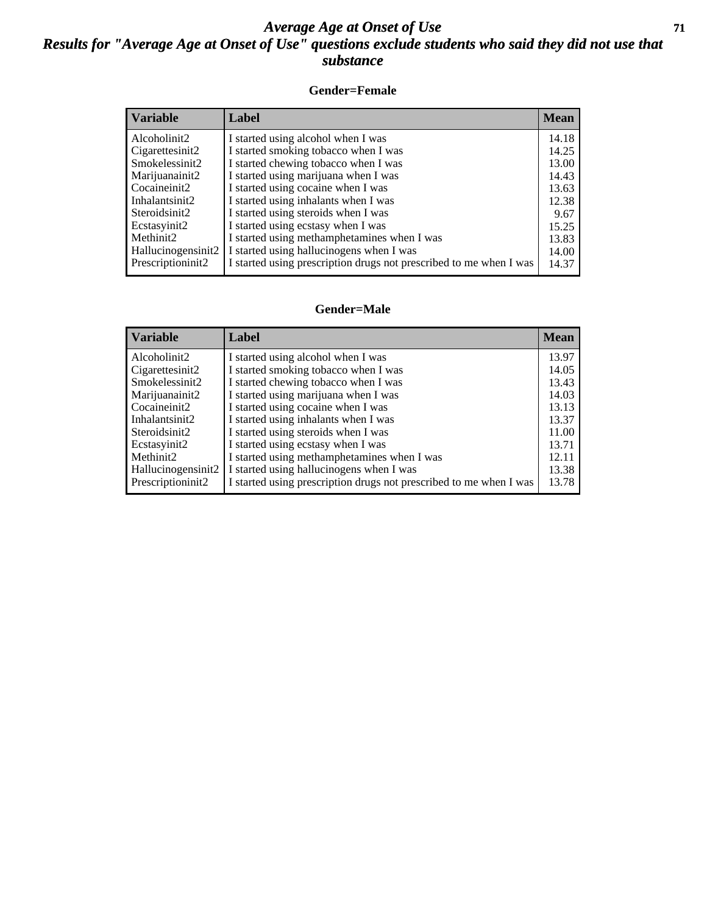# *Average Age at Onset of Use*

## *Results for "Average Age at Onset of Use" questions exclude students who said they did not use that substance*

### Gender=Female

| Variable | Label | Mean |
|---|---|---|
| Alcoholinit2 | I started using alcohol when I was | 14.18 |
| Cigarettesinit2 | I started smoking tobacco when I was | 14.25 |
| Smokelessinit2 | I started chewing tobacco when I was | 13.00 |
| Marijuanainit2 | I started using marijuana when I was | 14.43 |
| Cocaineinit2 | I started using cocaine when I was | 13.63 |
| Inhalantsinit2 | I started using inhalants when I was | 12.38 |
| Steroidsinit2 | I started using steroids when I was | 9.67 |
| Ecstasyinit2 | I started using ecstasy when I was | 15.25 |
| Methinit2 | I started using methamphetamines when I was | 13.83 |
| Hallucinogensinit2 | I started using hallucinogens when I was | 14.00 |
| Prescriptioninit2 | I started using prescription drugs not prescribed to me when I was | 14.37 |

### Gender=Male

| Variable | Label | Mean |
|---|---|---|
| Alcoholinit2 | I started using alcohol when I was | 13.97 |
| Cigarettesinit2 | I started smoking tobacco when I was | 14.05 |
| Smokelessinit2 | I started chewing tobacco when I was | 13.43 |
| Marijuanainit2 | I started using marijuana when I was | 14.03 |
| Cocaineinit2 | I started using cocaine when I was | 13.13 |
| Inhalantsinit2 | I started using inhalants when I was | 13.37 |
| Steroidsinit2 | I started using steroids when I was | 11.00 |
| Ecstasyinit2 | I started using ecstasy when I was | 13.71 |
| Methinit2 | I started using methamphetamines when I was | 12.11 |
| Hallucinogensinit2 | I started using hallucinogens when I was | 13.38 |
| Prescriptioninit2 | I started using prescription drugs not prescribed to me when I was | 13.78 |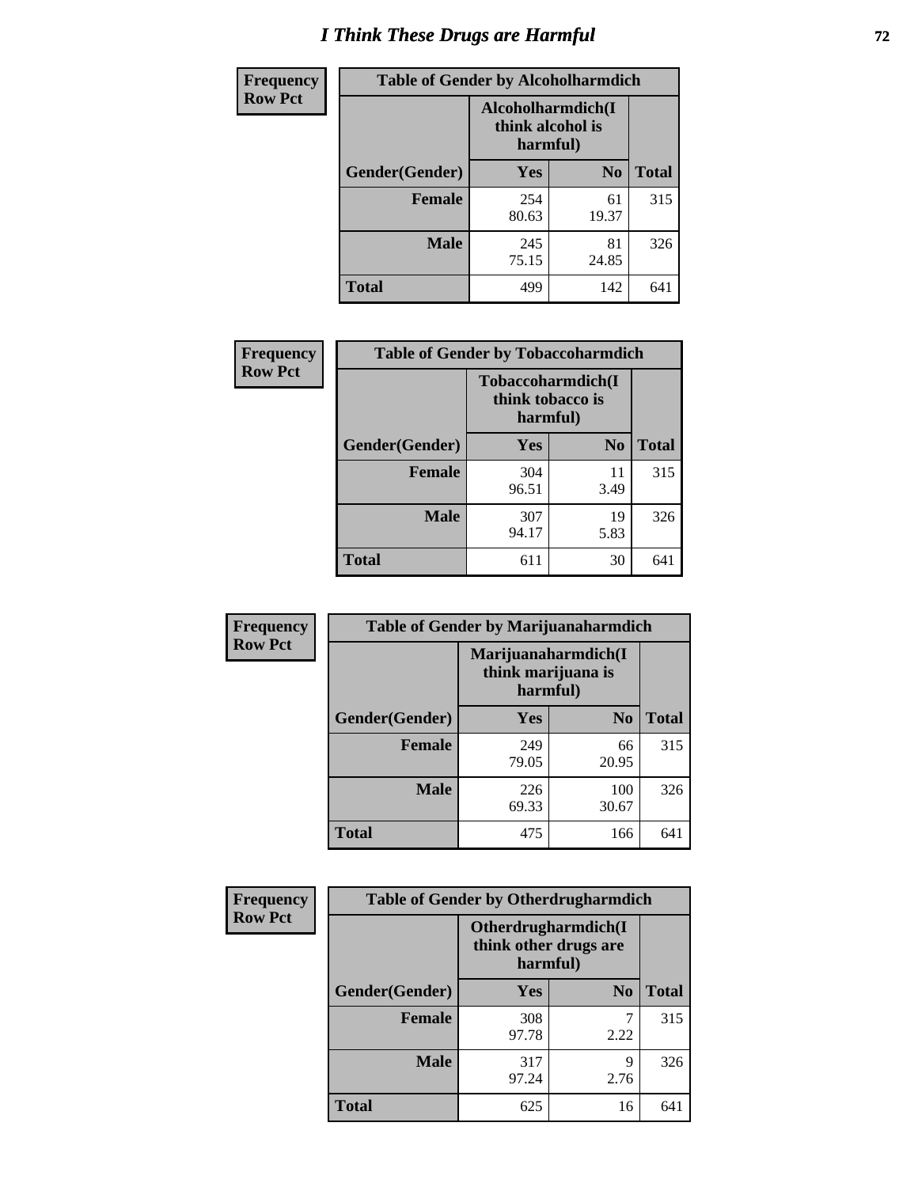# I Think These Drugs are Harmful

**Frequency**
**Row Pct**

| Table of Gender by Alcoholharmdich | | | |
|---|---|---|---|
| | Alcoholharmdich(I think alcohol is harmful) | | |
| Gender(Gender) | Yes | No | Total |
| Female | 254<br>80.63 | 61<br>19.37 | 315 |
| Male | 245<br>75.15 | 81<br>24.85 | 326 |
| Total | 499 | 142 | 641 |

**Frequency**
**Row Pct**

| Table of Gender by Tobaccoharmdich | | | |
|---|---|---|---|
| | Tobaccoharmdich(I think tobacco is harmful) | | |
| Gender(Gender) | Yes | No | Total |
| Female | 304<br>96.51 | 11<br>3.49 | 315 |
| Male | 307<br>94.17 | 19<br>5.83 | 326 |
| Total | 611 | 30 | 641 |

**Frequency**
**Row Pct**

| Table of Gender by Marijuanaharmdich | | | |
|---|---|---|---|
| | Marijuanaharmdich(I think marijuana is harmful) | | |
| Gender(Gender) | Yes | No | Total |
| Female | 249<br>79.05 | 66<br>20.95 | 315 |
| Male | 226<br>69.33 | 100<br>30.67 | 326 |
| Total | 475 | 166 | 641 |

**Frequency**
**Row Pct**

| Table of Gender by Otherdrugharmdich | | | |
|---|---|---|---|
| | Otherdrugharmdich(I think other drugs are harmful) | | |
| Gender(Gender) | Yes | No | Total |
| Female | 308<br>97.78 | 7<br>2.22 | 315 |
| Male | 317<br>97.24 | 9<br>2.76 | 326 |
| Total | 625 | 16 | 641 |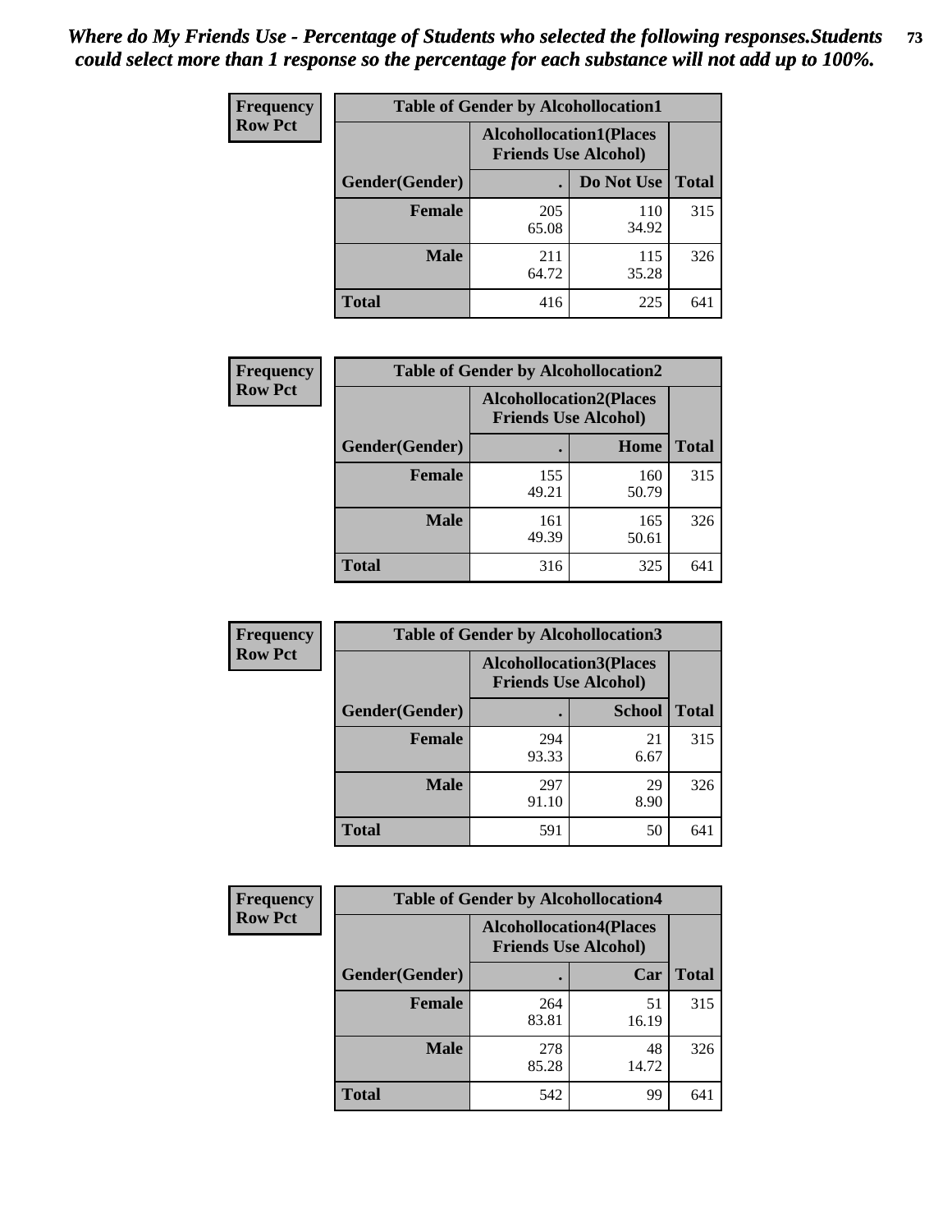*Where do My Friends Use - Percentage of Students who selected the following responses.Students could select more than 1 response so the percentage for each substance will not add up to 100%.*

**Frequency**
**Row Pct**

| Table of Gender by Alcohollocation1 | | | |
|---|---|---|---|
| | Alcohollocation1(Places Friends Use Alcohol) | | |
| Gender(Gender) | . | Do Not Use | Total |
| Female | 205<br>65.08 | 110<br>34.92 | 315 |
| Male | 211<br>64.72 | 115<br>35.28 | 326 |
| Total | 416 | 225 | 641 |

**Frequency**
**Row Pct**

| Table of Gender by Alcohollocation2 | | | |
|---|---|---|---|
| | Alcohollocation2(Places Friends Use Alcohol) | | |
| Gender(Gender) | . | Home | Total |
| Female | 155<br>49.21 | 160<br>50.79 | 315 |
| Male | 161<br>49.39 | 165<br>50.61 | 326 |
| Total | 316 | 325 | 641 |

**Frequency**
**Row Pct**

| Table of Gender by Alcohollocation3 | | | |
|---|---|---|---|
| | Alcohollocation3(Places Friends Use Alcohol) | | |
| Gender(Gender) | . | School | Total |
| Female | 294<br>93.33 | 21<br>6.67 | 315 |
| Male | 297<br>91.10 | 29<br>8.90 | 326 |
| Total | 591 | 50 | 641 |

**Frequency**
**Row Pct**

| Table of Gender by Alcohollocation4 | | | |
|---|---|---|---|
| | Alcohollocation4(Places Friends Use Alcohol) | | |
| Gender(Gender) | . | Car | Total |
| Female | 264<br>83.81 | 51<br>16.19 | 315 |
| Male | 278<br>85.28 | 48<br>14.72 | 326 |
| Total | 542 | 99 | 641 |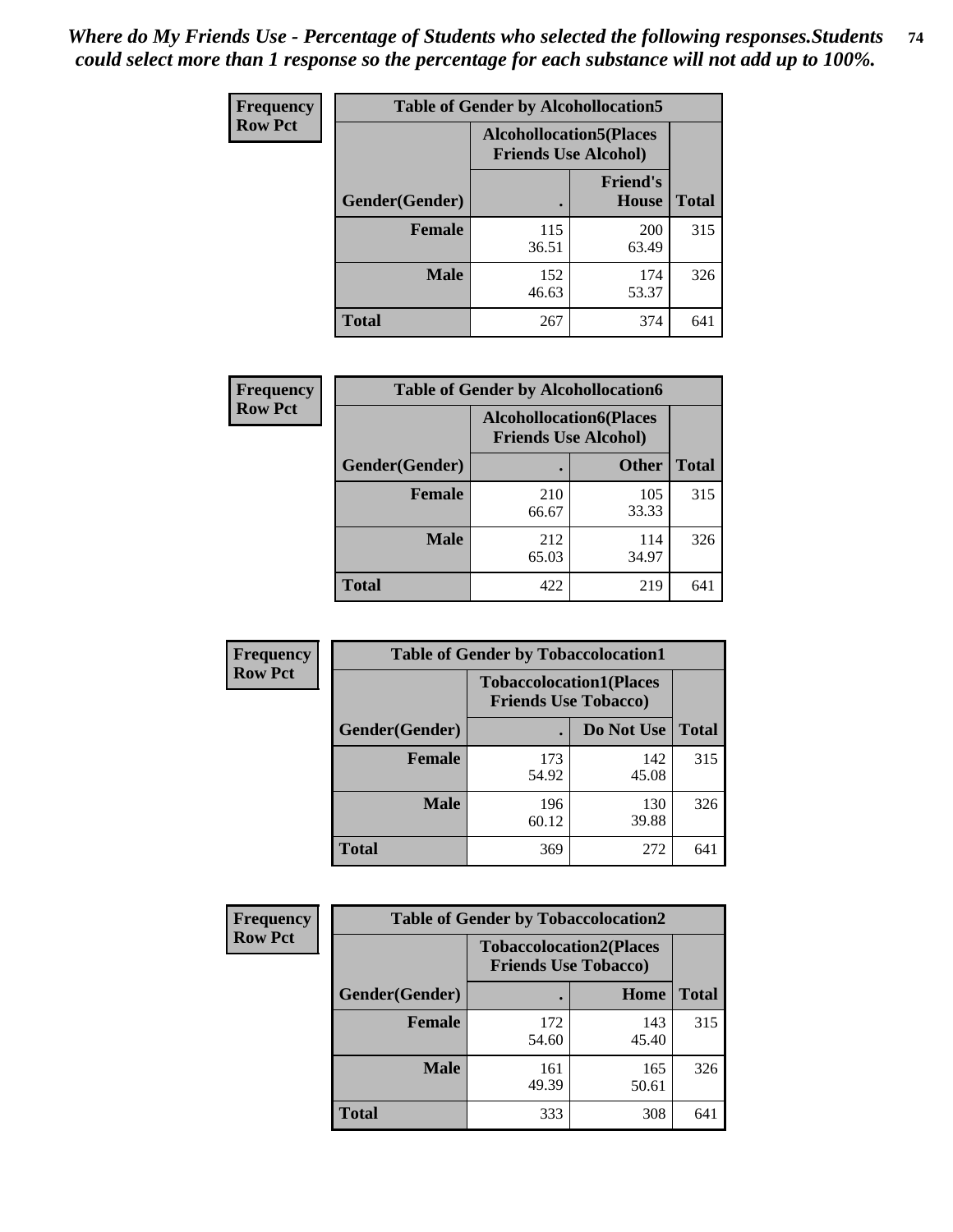*Where do My Friends Use - Percentage of Students who selected the following responses.Students could select more than 1 response so the percentage for each substance will not add up to 100%.*

**Frequency**
**Row Pct**

**Table of Gender by Alcohollocation5**

| Gender(Gender) | Alcohollocation5(Places Friends Use Alcohol) . | Alcohollocation5(Places Friends Use Alcohol) Friend's House | Total |
|---|---|---|---|
| **Female** | 115<br>36.51 | 200<br>63.49 | 315 |
| **Male** | 152<br>46.63 | 174<br>53.37 | 326 |
| **Total** | 267 | 374 | 641 |

**Frequency**
**Row Pct**

**Table of Gender by Alcohollocation6**

| Gender(Gender) | Alcohollocation6(Places Friends Use Alcohol) . | Alcohollocation6(Places Friends Use Alcohol) Other | Total |
|---|---|---|---|
| **Female** | 210<br>66.67 | 105<br>33.33 | 315 |
| **Male** | 212<br>65.03 | 114<br>34.97 | 326 |
| **Total** | 422 | 219 | 641 |

**Frequency**
**Row Pct**

**Table of Gender by Tobaccolocation1**

| Gender(Gender) | Tobaccolocation1(Places Friends Use Tobacco) . | Tobaccolocation1(Places Friends Use Tobacco) Do Not Use | Total |
|---|---|---|---|
| **Female** | 173<br>54.92 | 142<br>45.08 | 315 |
| **Male** | 196<br>60.12 | 130<br>39.88 | 326 |
| **Total** | 369 | 272 | 641 |

**Frequency**
**Row Pct**

**Table of Gender by Tobaccolocation2**

| Gender(Gender) | Tobaccolocation2(Places Friends Use Tobacco) . | Tobaccolocation2(Places Friends Use Tobacco) Home | Total |
|---|---|---|---|
| **Female** | 172<br>54.60 | 143<br>45.40 | 315 |
| **Male** | 161<br>49.39 | 165<br>50.61 | 326 |
| **Total** | 333 | 308 | 641 |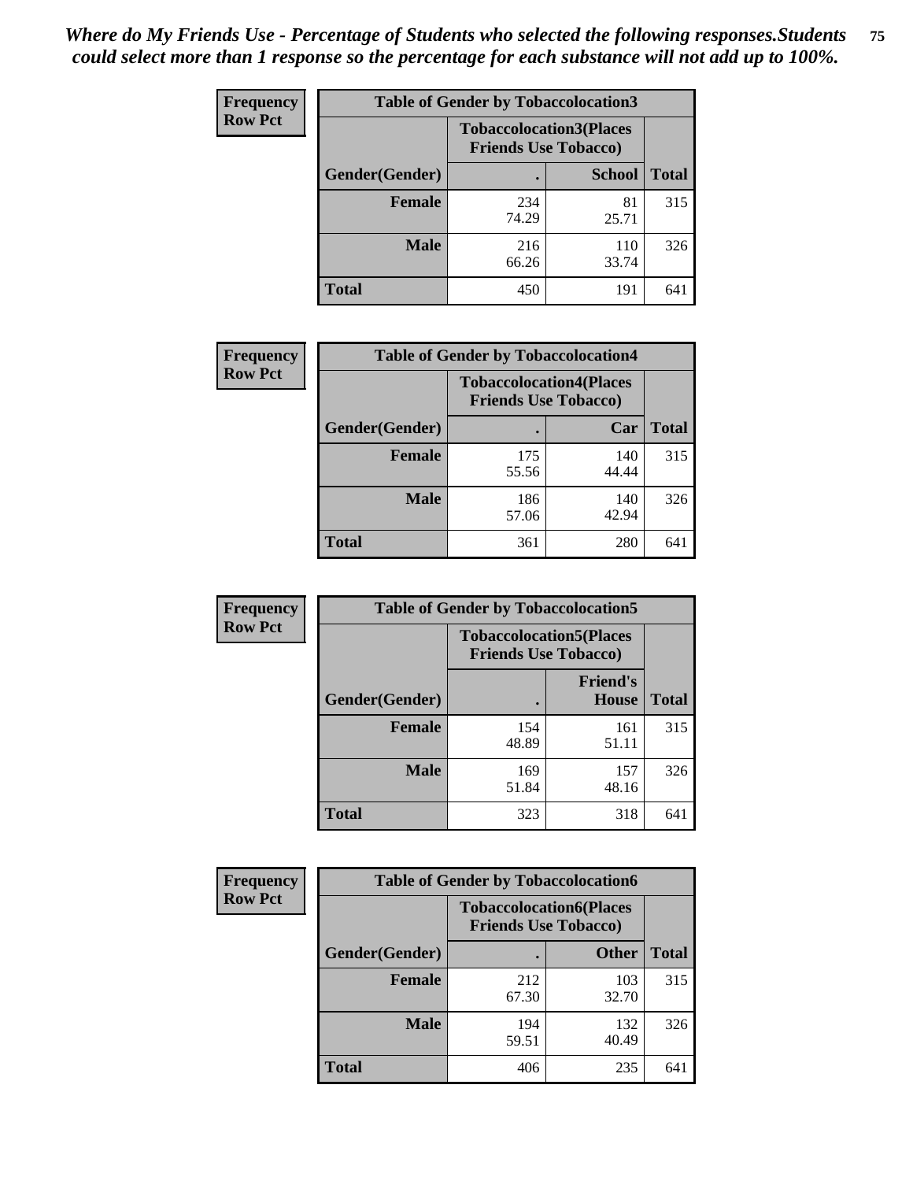*Where do My Friends Use - Percentage of Students who selected the following responses.Students could select more than 1 response so the percentage for each substance will not add up to 100%.*

**Frequency**
**Row Pct**

| Table of Gender by Tobaccolocation3 | | | |
|---|---|---|---|
| | Tobaccolocation3(Places Friends Use Tobacco) | | |
| Gender(Gender) | . | School | Total |
| Female | 234<br>74.29 | 81<br>25.71 | 315 |
| Male | 216<br>66.26 | 110<br>33.74 | 326 |
| Total | 450 | 191 | 641 |

**Frequency**
**Row Pct**

| Table of Gender by Tobaccolocation4 | | | |
|---|---|---|---|
| | Tobaccolocation4(Places Friends Use Tobacco) | | |
| Gender(Gender) | . | Car | Total |
| Female | 175<br>55.56 | 140<br>44.44 | 315 |
| Male | 186<br>57.06 | 140<br>42.94 | 326 |
| Total | 361 | 280 | 641 |

**Frequency**
**Row Pct**

| Table of Gender by Tobaccolocation5 | | | |
|---|---|---|---|
| | Tobaccolocation5(Places Friends Use Tobacco) | | |
| Gender(Gender) | . | Friend's House | Total |
| Female | 154<br>48.89 | 161<br>51.11 | 315 |
| Male | 169<br>51.84 | 157<br>48.16 | 326 |
| Total | 323 | 318 | 641 |

**Frequency**
**Row Pct**

| Table of Gender by Tobaccolocation6 | | | |
|---|---|---|---|
| | Tobaccolocation6(Places Friends Use Tobacco) | | |
| Gender(Gender) | . | Other | Total |
| Female | 212<br>67.30 | 103<br>32.70 | 315 |
| Male | 194<br>59.51 | 132<br>40.49 | 326 |
| Total | 406 | 235 | 641 |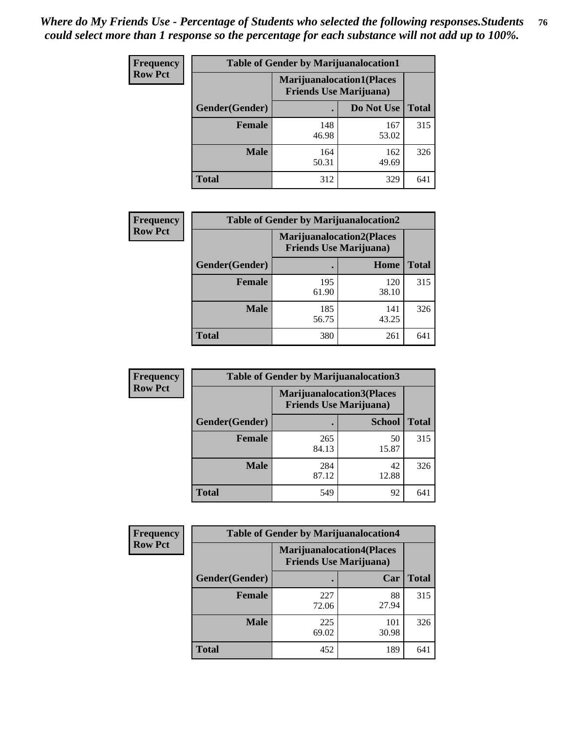*Where do My Friends Use - Percentage of Students who selected the following responses.Students could select more than 1 response so the percentage for each substance will not add up to 100%.*

**Frequency Row Pct**

| Table of Gender by Marijuanalocation1 | | | |
|---|---|---|---|
| | Marijuanalocation1(Places Friends Use Marijuana) | | |
| Gender(Gender) | . | Do Not Use | Total |
| Female | 148<br>46.98 | 167<br>53.02 | 315 |
| Male | 164<br>50.31 | 162<br>49.69 | 326 |
| Total | 312 | 329 | 641 |

**Frequency Row Pct**

| Table of Gender by Marijuanalocation2 | | | |
|---|---|---|---|
| | Marijuanalocation2(Places Friends Use Marijuana) | | |
| Gender(Gender) | . | Home | Total |
| Female | 195<br>61.90 | 120<br>38.10 | 315 |
| Male | 185<br>56.75 | 141<br>43.25 | 326 |
| Total | 380 | 261 | 641 |

**Frequency Row Pct**

| Table of Gender by Marijuanalocation3 | | | |
|---|---|---|---|
| | Marijuanalocation3(Places Friends Use Marijuana) | | |
| Gender(Gender) | . | School | Total |
| Female | 265<br>84.13 | 50<br>15.87 | 315 |
| Male | 284<br>87.12 | 42<br>12.88 | 326 |
| Total | 549 | 92 | 641 |

**Frequency Row Pct**

| Table of Gender by Marijuanalocation4 | | | |
|---|---|---|---|
| | Marijuanalocation4(Places Friends Use Marijuana) | | |
| Gender(Gender) | . | Car | Total |
| Female | 227<br>72.06 | 88<br>27.94 | 315 |
| Male | 225<br>69.02 | 101<br>30.98 | 326 |
| Total | 452 | 189 | 641 |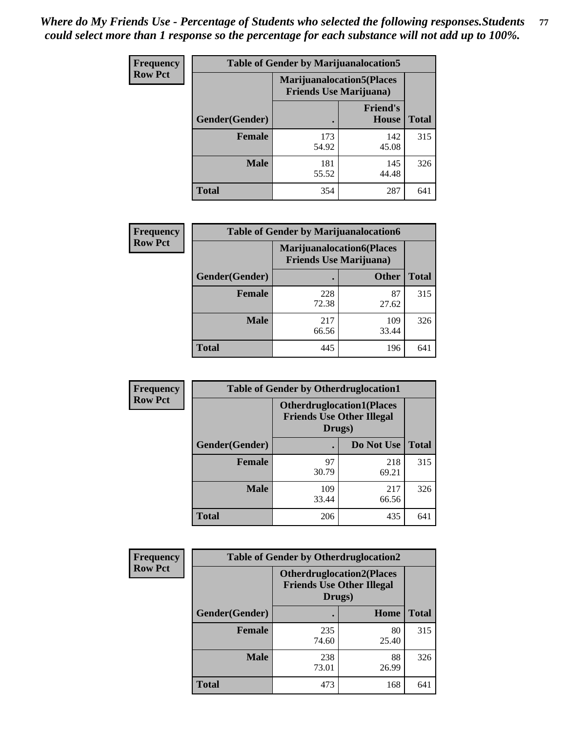*Where do My Friends Use - Percentage of Students who selected the following responses.Students could select more than 1 response so the percentage for each substance will not add up to 100%.*

**Frequency**
**Row Pct**

| Table of Gender by Marijuanalocation5 | | | |
|---|---|---|---|
| | Marijuanalocation5(Places Friends Use Marijuana) | | |
| Gender(Gender) | . | Friend's House | Total |
| **Female** | 173<br>54.92 | 142<br>45.08 | 315 |
| **Male** | 181<br>55.52 | 145<br>44.48 | 326 |
| **Total** | 354 | 287 | 641 |

**Frequency**
**Row Pct**

| Table of Gender by Marijuanalocation6 | | | |
|---|---|---|---|
| | Marijuanalocation6(Places Friends Use Marijuana) | | |
| Gender(Gender) | . | Other | Total |
| **Female** | 228<br>72.38 | 87<br>27.62 | 315 |
| **Male** | 217<br>66.56 | 109<br>33.44 | 326 |
| **Total** | 445 | 196 | 641 |

**Frequency**
**Row Pct**

| Table of Gender by Otherdruglocation1 | | | |
|---|---|---|---|
| | Otherdruglocation1(Places Friends Use Other Illegal Drugs) | | |
| Gender(Gender) | . | Do Not Use | Total |
| **Female** | 97<br>30.79 | 218<br>69.21 | 315 |
| **Male** | 109<br>33.44 | 217<br>66.56 | 326 |
| **Total** | 206 | 435 | 641 |

**Frequency**
**Row Pct**

| Table of Gender by Otherdruglocation2 | | | |
|---|---|---|---|
| | Otherdruglocation2(Places Friends Use Other Illegal Drugs) | | |
| Gender(Gender) | . | Home | Total |
| **Female** | 235<br>74.60 | 80<br>25.40 | 315 |
| **Male** | 238<br>73.01 | 88<br>26.99 | 326 |
| **Total** | 473 | 168 | 641 |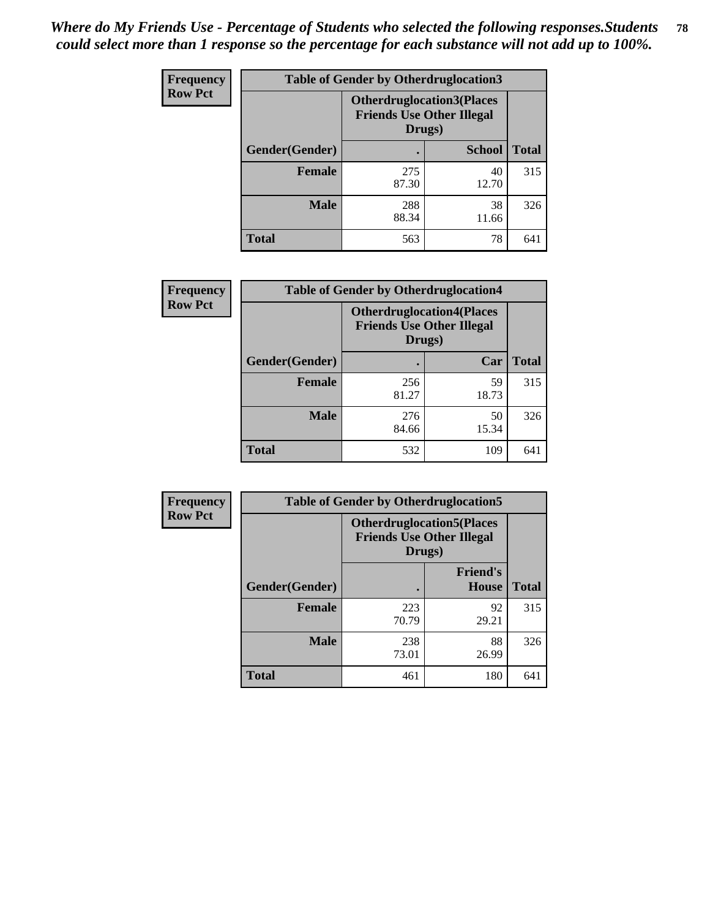*Where do My Friends Use - Percentage of Students who selected the following responses.Students could select more than 1 response so the percentage for each substance will not add up to 100%.*

**Frequency Row Pct**

| Table of Gender by Otherdruglocation3 | | | |
|---|---|---|---|
| | Otherdruglocation3(Places Friends Use Other Illegal Drugs) | | |
| Gender(Gender) | . | School | Total |
| Female | 275<br>87.30 | 40<br>12.70 | 315 |
| Male | 288<br>88.34 | 38<br>11.66 | 326 |
| Total | 563 | 78 | 641 |

**Frequency Row Pct**

| Table of Gender by Otherdruglocation4 | | | |
|---|---|---|---|
| | Otherdruglocation4(Places Friends Use Other Illegal Drugs) | | |
| Gender(Gender) | . | Car | Total |
| Female | 256<br>81.27 | 59<br>18.73 | 315 |
| Male | 276<br>84.66 | 50<br>15.34 | 326 |
| Total | 532 | 109 | 641 |

**Frequency Row Pct**

| Table of Gender by Otherdruglocation5 | | | |
|---|---|---|---|
| | Otherdruglocation5(Places Friends Use Other Illegal Drugs) | | |
| Gender(Gender) | . | Friend's House | Total |
| Female | 223<br>70.79 | 92<br>29.21 | 315 |
| Male | 238<br>73.01 | 88<br>26.99 | 326 |
| Total | 461 | 180 | 641 |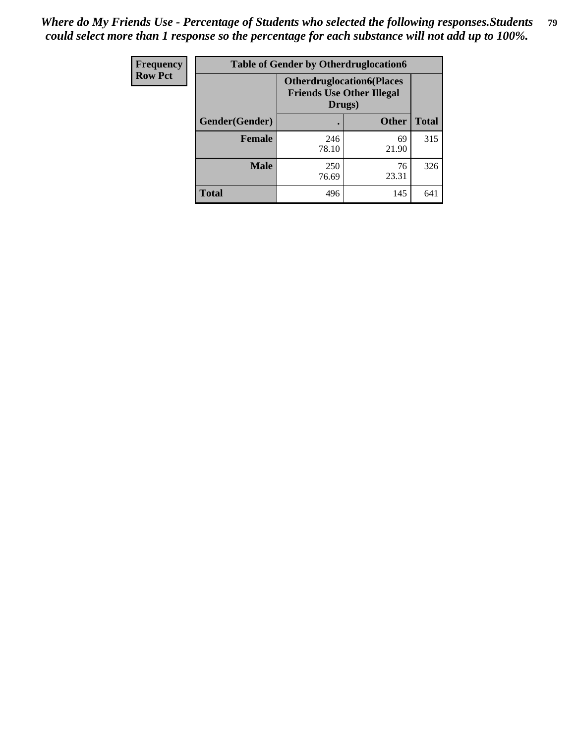*Where do My Friends Use - Percentage of Students who selected the following responses.Students could select more than 1 response so the percentage for each substance will not add up to 100%.*

| Frequency Row Pct | Table of Gender by Otherdruglocation6 | | |
|---|---|---|---|
| | Otherdruglocation6(Places Friends Use Other Illegal Drugs) | | |
| Gender(Gender) | . | Other | Total |
| Female | 246<br>78.10 | 69<br>21.90 | 315 |
| Male | 250<br>76.69 | 76<br>23.31 | 326 |
| Total | 496 | 145 | 641 |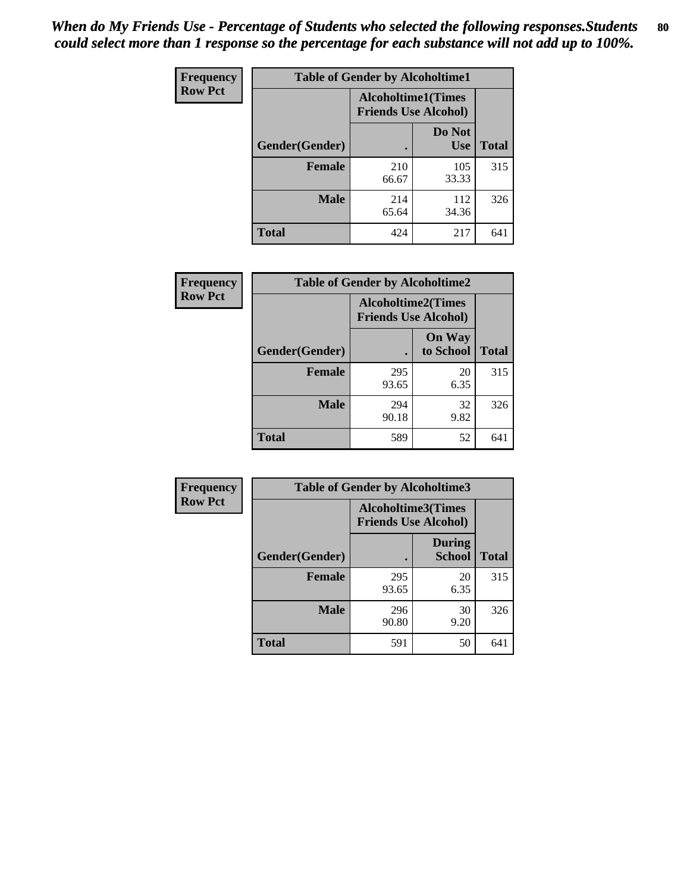*When do My Friends Use - Percentage of Students who selected the following responses.Students could select more than 1 response so the percentage for each substance will not add up to 100%.*

**Frequency Row Pct**

| Table of Gender by Alcoholtime1 | | | |
|---|---|---|---|
| | Alcoholtime1(Times Friends Use Alcohol) | | |
| Gender(Gender) | . | Do Not Use | Total |
| **Female** | 210<br>66.67 | 105<br>33.33 | 315 |
| **Male** | 214<br>65.64 | 112<br>34.36 | 326 |
| **Total** | 424 | 217 | 641 |

**Frequency Row Pct**

| Table of Gender by Alcoholtime2 | | | |
|---|---|---|---|
| | Alcoholtime2(Times Friends Use Alcohol) | | |
| Gender(Gender) | . | On Way to School | Total |
| **Female** | 295<br>93.65 | 20<br>6.35 | 315 |
| **Male** | 294<br>90.18 | 32<br>9.82 | 326 |
| **Total** | 589 | 52 | 641 |

**Frequency Row Pct**

| Table of Gender by Alcoholtime3 | | | |
|---|---|---|---|
| | Alcoholtime3(Times Friends Use Alcohol) | | |
| Gender(Gender) | . | During School | Total |
| **Female** | 295<br>93.65 | 20<br>6.35 | 315 |
| **Male** | 296<br>90.80 | 30<br>9.20 | 326 |
| **Total** | 591 | 50 | 641 |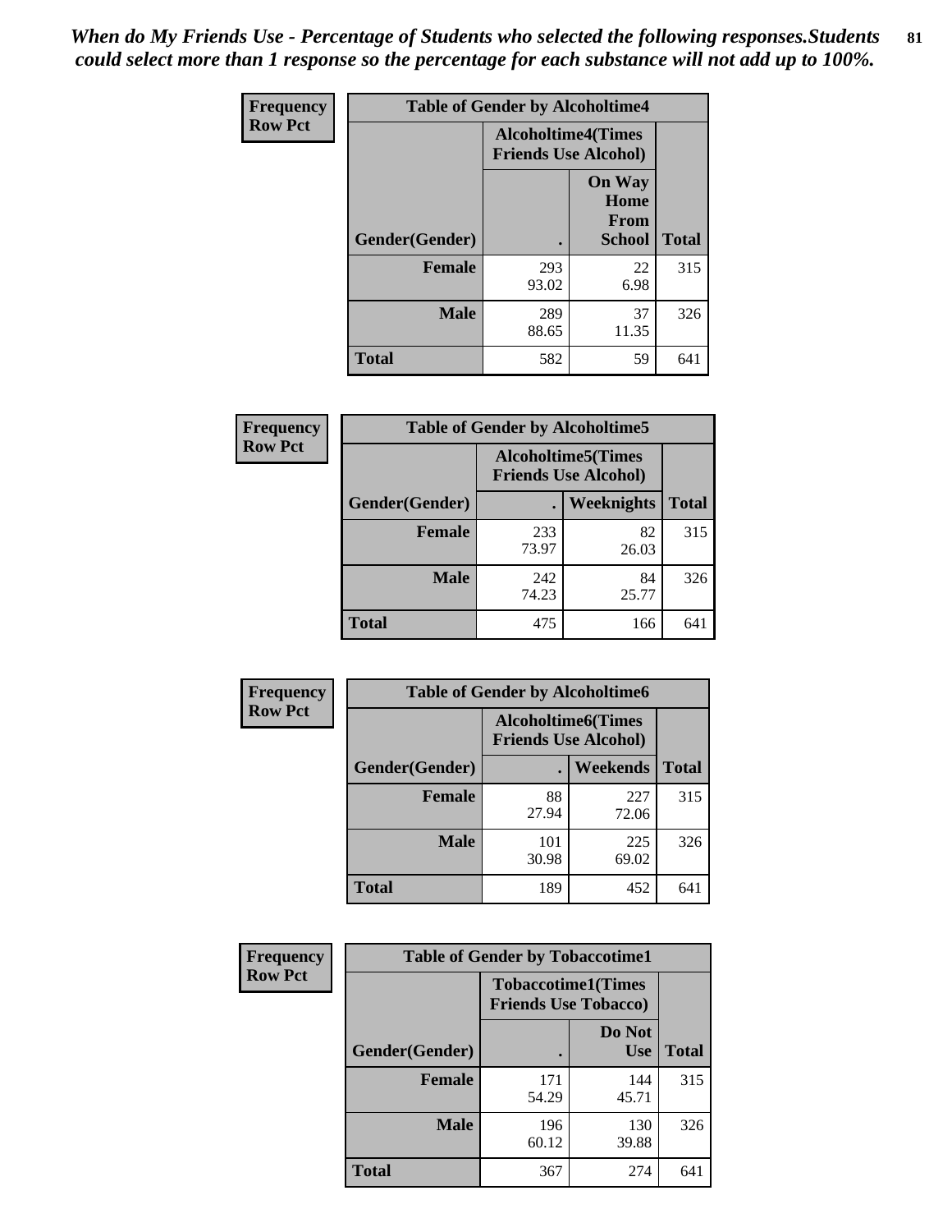*When do My Friends Use - Percentage of Students who selected the following responses.Students could select more than 1 response so the percentage for each substance will not add up to 100%.*

**Frequency Row Pct**

| Table of Gender by Alcoholtime4 | | | |
|---|---|---|---|
| | Alcoholtime4(Times Friends Use Alcohol) | | |
| Gender(Gender) | . | On Way Home From School | Total |
| **Female** | 293<br>93.02 | 22<br>6.98 | 315 |
| **Male** | 289<br>88.65 | 37<br>11.35 | 326 |
| **Total** | 582 | 59 | 641 |

**Frequency Row Pct**

| Table of Gender by Alcoholtime5 | | | |
|---|---|---|---|
| | Alcoholtime5(Times Friends Use Alcohol) | | |
| Gender(Gender) | . | Weeknights | Total |
| **Female** | 233<br>73.97 | 82<br>26.03 | 315 |
| **Male** | 242<br>74.23 | 84<br>25.77 | 326 |
| **Total** | 475 | 166 | 641 |

**Frequency Row Pct**

| Table of Gender by Alcoholtime6 | | | |
|---|---|---|---|
| | Alcoholtime6(Times Friends Use Alcohol) | | |
| Gender(Gender) | . | Weekends | Total |
| **Female** | 88<br>27.94 | 227<br>72.06 | 315 |
| **Male** | 101<br>30.98 | 225<br>69.02 | 326 |
| **Total** | 189 | 452 | 641 |

**Frequency Row Pct**

| Table of Gender by Tobaccotime1 | | | |
|---|---|---|---|
| | Tobaccotime1(Times Friends Use Tobacco) | | |
| Gender(Gender) | . | Do Not Use | Total |
| **Female** | 171<br>54.29 | 144<br>45.71 | 315 |
| **Male** | 196<br>60.12 | 130<br>39.88 | 326 |
| **Total** | 367 | 274 | 641 |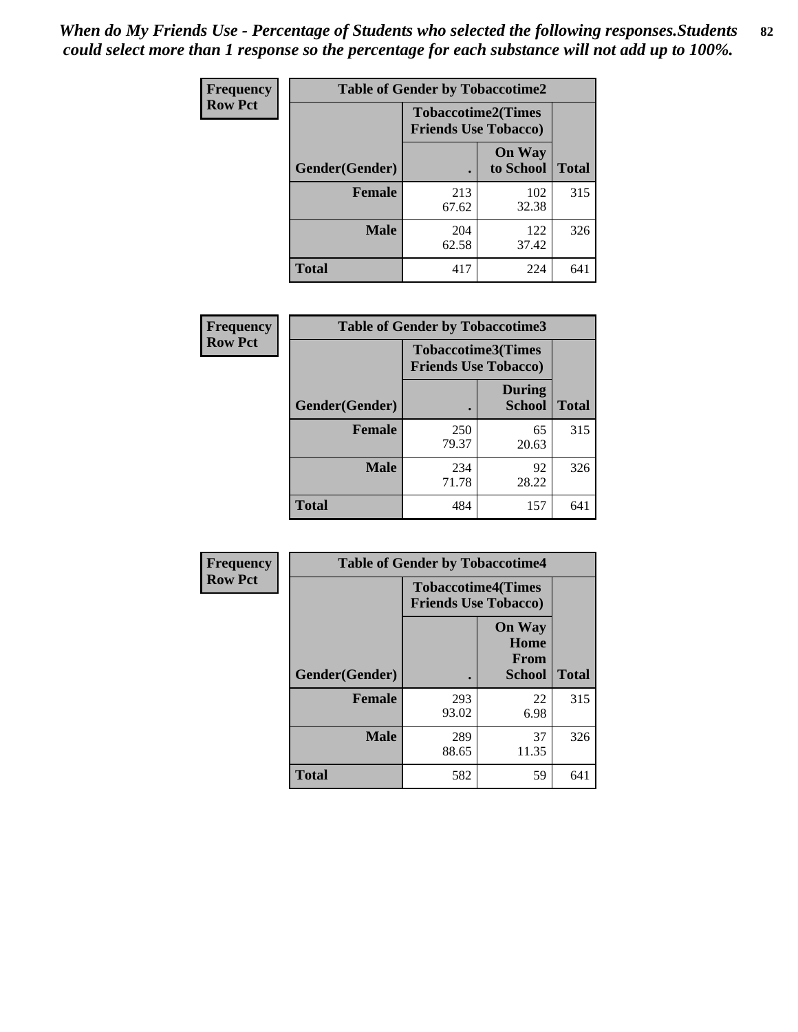*When do My Friends Use - Percentage of Students who selected the following responses.Students could select more than 1 response so the percentage for each substance will not add up to 100%.*

**Frequency**
**Row Pct**

| Table of Gender by Tobaccotime2 | | | |
|---|---|---|---|
| | Tobaccotime2(Times Friends Use Tobacco) | | |
| Gender(Gender) | . | On Way to School | Total |
| **Female** | 213<br>67.62 | 102<br>32.38 | 315 |
| **Male** | 204<br>62.58 | 122<br>37.42 | 326 |
| **Total** | 417 | 224 | 641 |

**Frequency**
**Row Pct**

| Table of Gender by Tobaccotime3 | | | |
|---|---|---|---|
| | Tobaccotime3(Times Friends Use Tobacco) | | |
| Gender(Gender) | . | During School | Total |
| **Female** | 250<br>79.37 | 65<br>20.63 | 315 |
| **Male** | 234<br>71.78 | 92<br>28.22 | 326 |
| **Total** | 484 | 157 | 641 |

**Frequency**
**Row Pct**

| Table of Gender by Tobaccotime4 | | | |
|---|---|---|---|
| | Tobaccotime4(Times Friends Use Tobacco) | | |
| Gender(Gender) | . | On Way Home From School | Total |
| **Female** | 293<br>93.02 | 22<br>6.98 | 315 |
| **Male** | 289<br>88.65 | 37<br>11.35 | 326 |
| **Total** | 582 | 59 | 641 |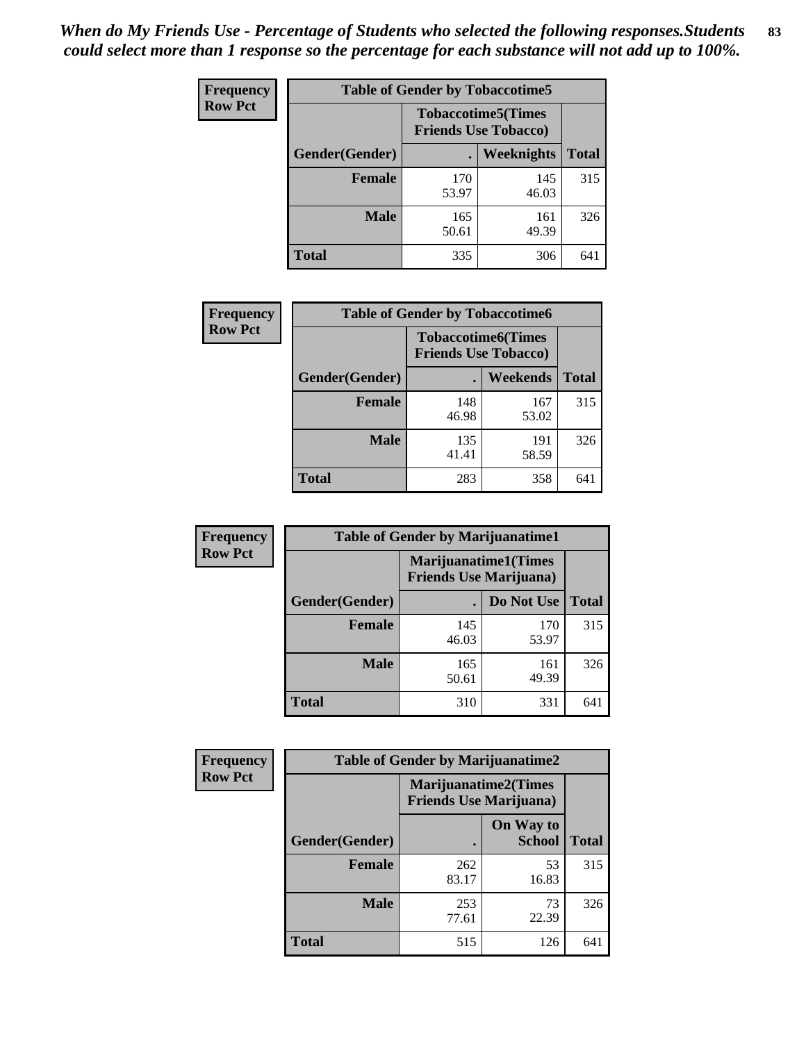*When do My Friends Use - Percentage of Students who selected the following responses.Students could select more than 1 response so the percentage for each substance will not add up to 100%.*

**Frequency Row Pct**

| Table of Gender by Tobaccotime5 | | | |
|---|---|---|---|
| | Tobaccotime5(Times Friends Use Tobacco) | | |
| Gender(Gender) | . | Weeknights | Total |
| Female | 170<br>53.97 | 145<br>46.03 | 315 |
| Male | 165<br>50.61 | 161<br>49.39 | 326 |
| Total | 335 | 306 | 641 |

**Frequency Row Pct**

| Table of Gender by Tobaccotime6 | | | |
|---|---|---|---|
| | Tobaccotime6(Times Friends Use Tobacco) | | |
| Gender(Gender) | . | Weekends | Total |
| Female | 148<br>46.98 | 167<br>53.02 | 315 |
| Male | 135<br>41.41 | 191<br>58.59 | 326 |
| Total | 283 | 358 | 641 |

**Frequency Row Pct**

| Table of Gender by Marijuanatime1 | | | |
|---|---|---|---|
| | Marijuanatime1(Times Friends Use Marijuana) | | |
| Gender(Gender) | . | Do Not Use | Total |
| Female | 145<br>46.03 | 170<br>53.97 | 315 |
| Male | 165<br>50.61 | 161<br>49.39 | 326 |
| Total | 310 | 331 | 641 |

**Frequency Row Pct**

| Table of Gender by Marijuanatime2 | | | |
|---|---|---|---|
| | Marijuanatime2(Times Friends Use Marijuana) | | |
| Gender(Gender) | . | On Way to School | Total |
| Female | 262<br>83.17 | 53<br>16.83 | 315 |
| Male | 253<br>77.61 | 73<br>22.39 | 326 |
| Total | 515 | 126 | 641 |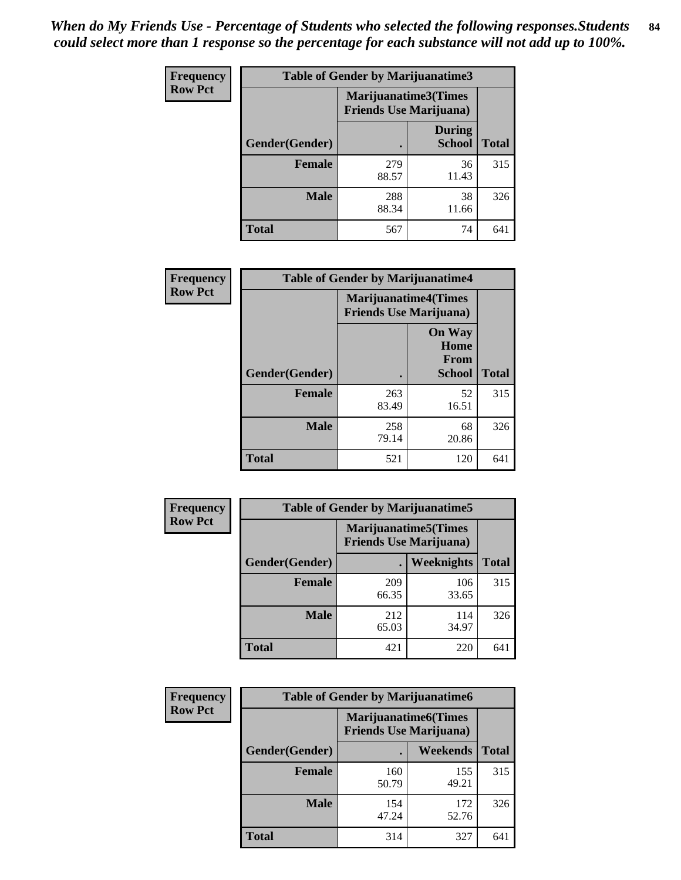*When do My Friends Use - Percentage of Students who selected the following responses.Students could select more than 1 response so the percentage for each substance will not add up to 100%.*

**Frequency**
**Row Pct**

| Table of Gender by Marijuanatime3 | | | |
|---|---|---|---|
| | Marijuanatime3(Times Friends Use Marijuana) | | |
| Gender(Gender) | . | During School | Total |
| **Female** | 279<br>88.57 | 36<br>11.43 | 315 |
| **Male** | 288<br>88.34 | 38<br>11.66 | 326 |
| **Total** | 567 | 74 | 641 |

**Frequency**
**Row Pct**

| Table of Gender by Marijuanatime4 | | | |
|---|---|---|---|
| | Marijuanatime4(Times Friends Use Marijuana) | | |
| Gender(Gender) | . | On Way Home From School | Total |
| **Female** | 263<br>83.49 | 52<br>16.51 | 315 |
| **Male** | 258<br>79.14 | 68<br>20.86 | 326 |
| **Total** | 521 | 120 | 641 |

**Frequency**
**Row Pct**

| Table of Gender by Marijuanatime5 | | | |
|---|---|---|---|
| | Marijuanatime5(Times Friends Use Marijuana) | | |
| Gender(Gender) | . | Weeknights | Total |
| **Female** | 209<br>66.35 | 106<br>33.65 | 315 |
| **Male** | 212<br>65.03 | 114<br>34.97 | 326 |
| **Total** | 421 | 220 | 641 |

**Frequency**
**Row Pct**

| Table of Gender by Marijuanatime6 | | | |
|---|---|---|---|
| | Marijuanatime6(Times Friends Use Marijuana) | | |
| Gender(Gender) | . | Weekends | Total |
| **Female** | 160<br>50.79 | 155<br>49.21 | 315 |
| **Male** | 154<br>47.24 | 172<br>52.76 | 326 |
| **Total** | 314 | 327 | 641 |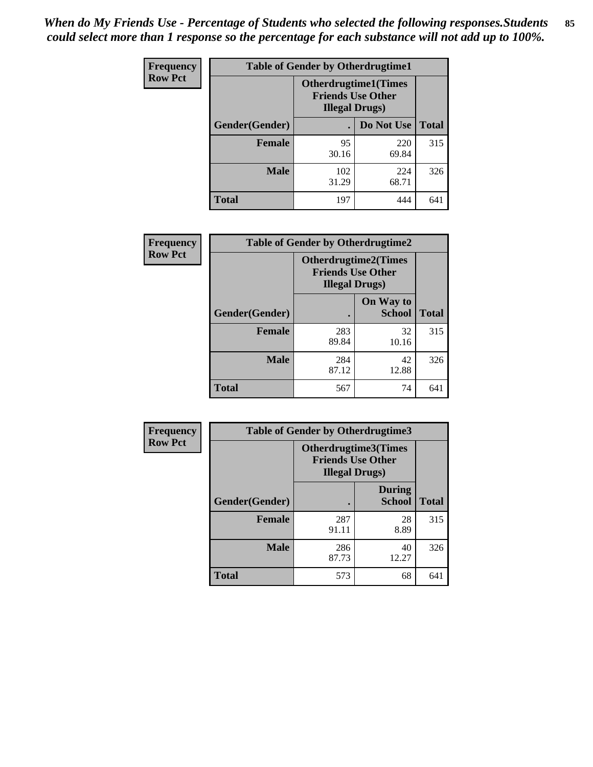*When do My Friends Use - Percentage of Students who selected the following responses.Students could select more than 1 response so the percentage for each substance will not add up to 100%.*

**Frequency**
**Row Pct**

**Table of Gender by Otherdrugtime1**

| Gender(Gender) | Otherdrugtime1(Times Friends Use Other Illegal Drugs) . | Do Not Use | Total |
|---|---|---|---|
| **Female** | 95<br>30.16 | 220<br>69.84 | 315 |
| **Male** | 102<br>31.29 | 224<br>68.71 | 326 |
| **Total** | 197 | 444 | 641 |

**Frequency**
**Row Pct**

**Table of Gender by Otherdrugtime2**

| Gender(Gender) | Otherdrugtime2(Times Friends Use Other Illegal Drugs) . | On Way to School | Total |
|---|---|---|---|
| **Female** | 283<br>89.84 | 32<br>10.16 | 315 |
| **Male** | 284<br>87.12 | 42<br>12.88 | 326 |
| **Total** | 567 | 74 | 641 |

**Frequency**
**Row Pct**

**Table of Gender by Otherdrugtime3**

| Gender(Gender) | Otherdrugtime3(Times Friends Use Other Illegal Drugs) . | During School | Total |
|---|---|---|---|
| **Female** | 287<br>91.11 | 28<br>8.89 | 315 |
| **Male** | 286<br>87.73 | 40<br>12.27 | 326 |
| **Total** | 573 | 68 | 641 |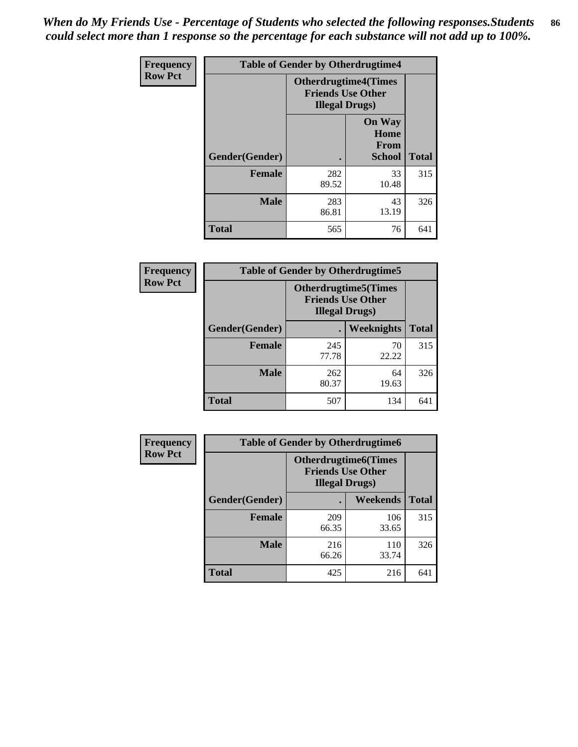*When do My Friends Use - Percentage of Students who selected the following responses.Students could select more than 1 response so the percentage for each substance will not add up to 100%.*

| Frequency Row Pct | Table of Gender by Otherdrugtime4 | | |
|---|---|---|---|
| | Otherdrugtime4(Times Friends Use Other Illegal Drugs) | | |
| Gender(Gender) | . | On Way Home From School | Total |
| Female | 282<br>89.52 | 33<br>10.48 | 315 |
| Male | 283<br>86.81 | 43<br>13.19 | 326 |
| Total | 565 | 76 | 641 |

| Frequency Row Pct | Table of Gender by Otherdrugtime5 | | |
|---|---|---|---|
| | Otherdrugtime5(Times Friends Use Other Illegal Drugs) | | |
| Gender(Gender) | . | Weeknights | Total |
| Female | 245<br>77.78 | 70<br>22.22 | 315 |
| Male | 262<br>80.37 | 64<br>19.63 | 326 |
| Total | 507 | 134 | 641 |

| Frequency Row Pct | Table of Gender by Otherdrugtime6 | | |
|---|---|---|---|
| | Otherdrugtime6(Times Friends Use Other Illegal Drugs) | | |
| Gender(Gender) | . | Weekends | Total |
| Female | 209<br>66.35 | 106<br>33.65 | 315 |
| Male | 216<br>66.26 | 110<br>33.74 | 326 |
| Total | 425 | 216 | 641 |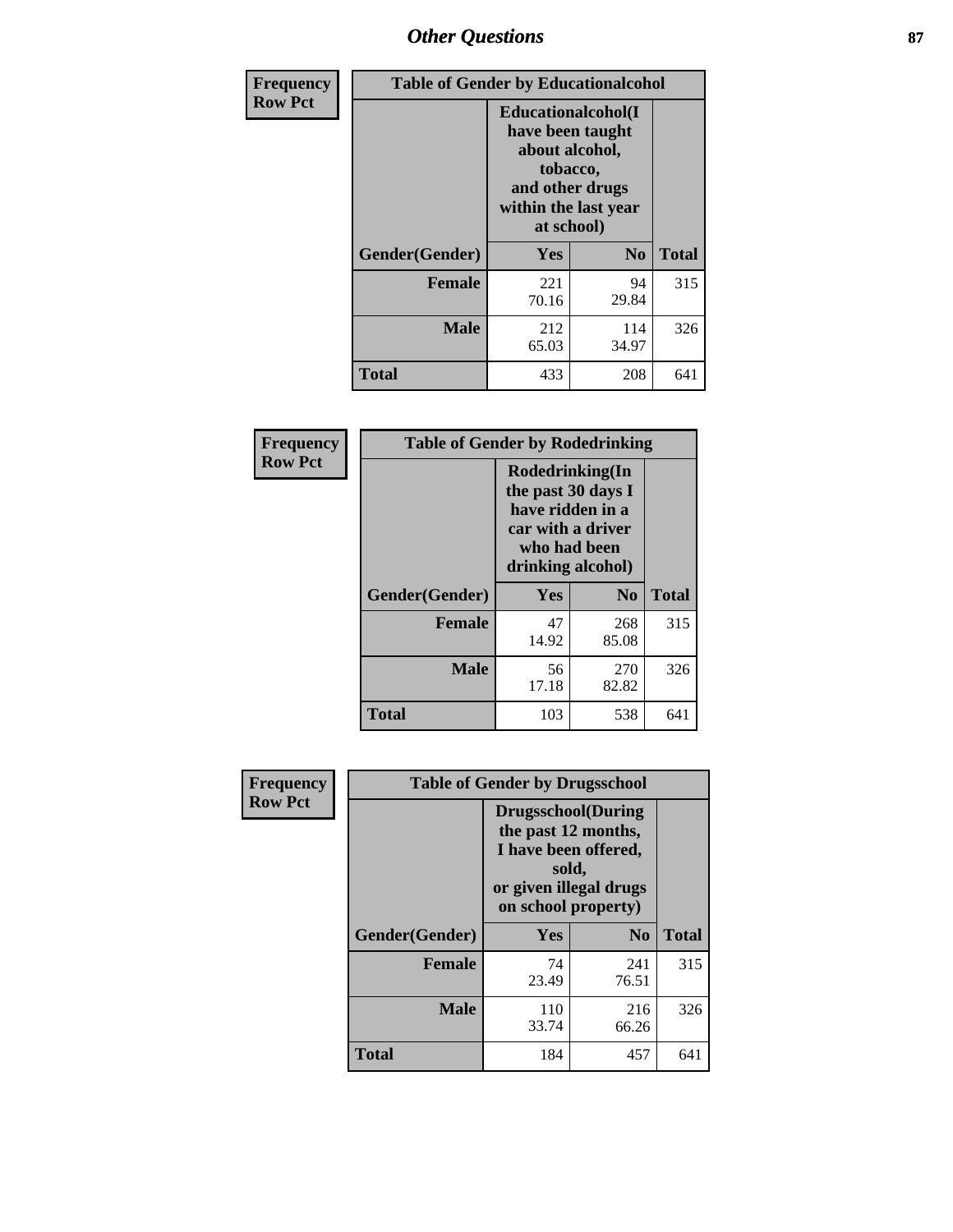# Other Questions

**Frequency**
**Row Pct**

| Table of Gender by Educationalcohol | | | |
|---|---|---|---|
| | Educationalcohol(I have been taught about alcohol, tobacco, and other drugs within the last year at school) | | |
| Gender(Gender) | Yes | No | Total |
| Female | 221<br>70.16 | 94<br>29.84 | 315 |
| Male | 212<br>65.03 | 114<br>34.97 | 326 |
| Total | 433 | 208 | 641 |

**Frequency**
**Row Pct**

| Table of Gender by Rodedrinking | | | |
|---|---|---|---|
| | Rodedrinking(In the past 30 days I have ridden in a car with a driver who had been drinking alcohol) | | |
| Gender(Gender) | Yes | No | Total |
| Female | 47<br>14.92 | 268<br>85.08 | 315 |
| Male | 56<br>17.18 | 270<br>82.82 | 326 |
| Total | 103 | 538 | 641 |

**Frequency**
**Row Pct**

| Table of Gender by Drugsschool | | | |
|---|---|---|---|
| | Drugsschool(During the past 12 months, I have been offered, sold, or given illegal drugs on school property) | | |
| Gender(Gender) | Yes | No | Total |
| Female | 74<br>23.49 | 241<br>76.51 | 315 |
| Male | 110<br>33.74 | 216<br>66.26 | 326 |
| Total | 184 | 457 | 641 |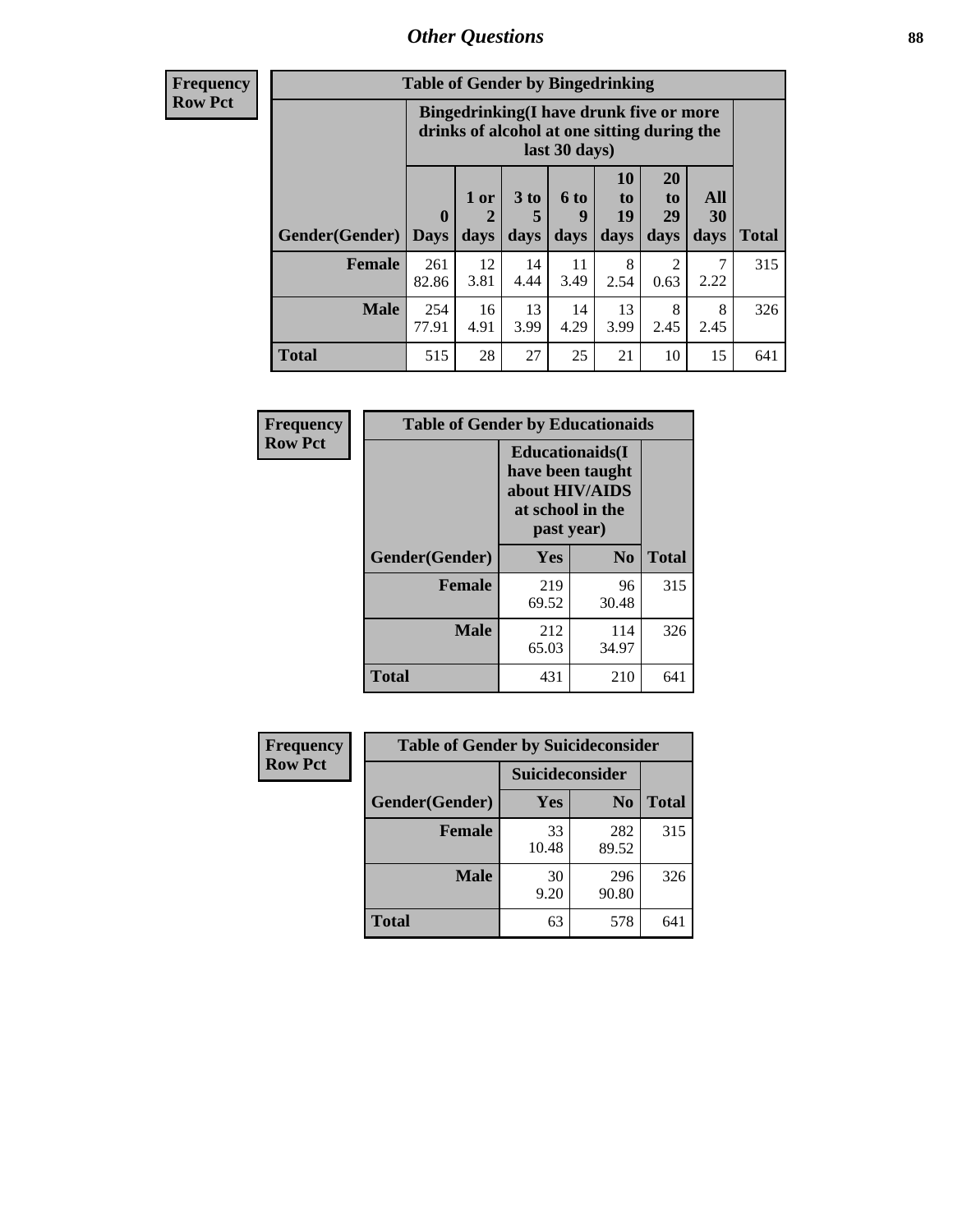## Other Questions

**Frequency / Row Pct**

| Table of Gender by Bingedrinking | | | | | | | | |
|---|---|---|---|---|---|---|---|---|
| | Bingedrinking(I have drunk five or more drinks of alcohol at one sitting during the last 30 days) | | | | | | | |
| Gender(Gender) | 0 Days | 1 or 2 days | 3 to 5 days | 6 to 9 days | 10 to 19 days | 20 to 29 days | All 30 days | Total |
| **Female** | 261<br>82.86 | 12<br>3.81 | 14<br>4.44 | 11<br>3.49 | 8<br>2.54 | 2<br>0.63 | 7<br>2.22 | 315 |
| **Male** | 254<br>77.91 | 16<br>4.91 | 13<br>3.99 | 14<br>4.29 | 13<br>3.99 | 8<br>2.45 | 8<br>2.45 | 326 |
| **Total** | 515 | 28 | 27 | 25 | 21 | 10 | 15 | 641 |

**Frequency / Row Pct**

| Table of Gender by Educationaids | | | |
|---|---|---|---|
| | Educationaids(I have been taught about HIV/AIDS at school in the past year) | | |
| Gender(Gender) | Yes | No | Total |
| **Female** | 219<br>69.52 | 96<br>30.48 | 315 |
| **Male** | 212<br>65.03 | 114<br>34.97 | 326 |
| **Total** | 431 | 210 | 641 |

**Frequency / Row Pct**

| Table of Gender by Suicideconsider | | | |
|---|---|---|---|
| | Suicideconsider | | |
| Gender(Gender) | Yes | No | Total |
| **Female** | 33<br>10.48 | 282<br>89.52 | 315 |
| **Male** | 30<br>9.20 | 296<br>90.80 | 326 |
| **Total** | 63 | 578 | 641 |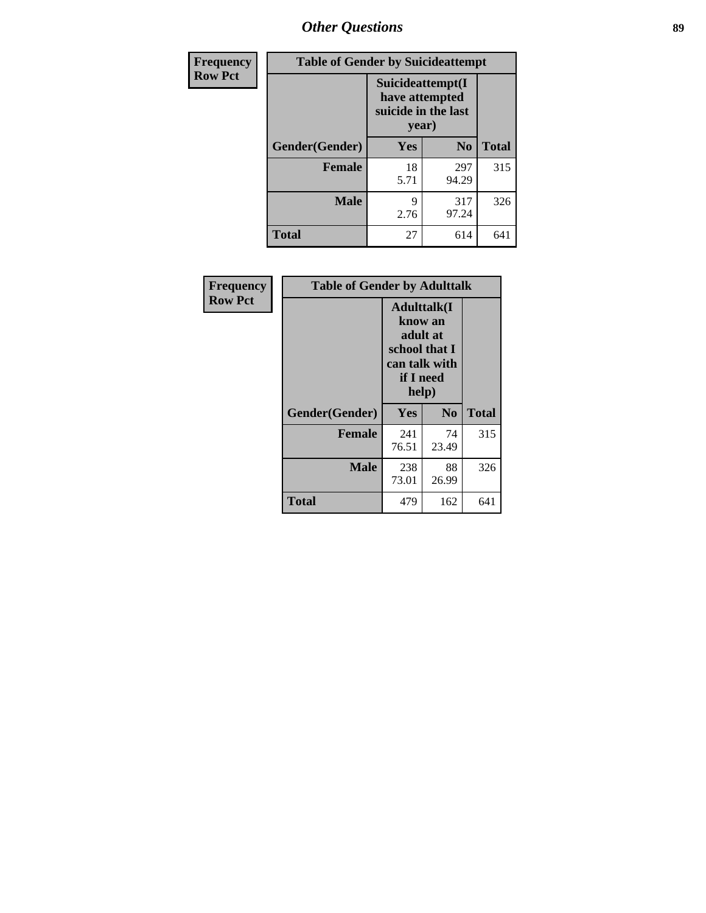| Frequency<br>Row Pct | Table of Gender by Suicideattempt | | |
|---|---|---|---|
| | Suicideattempt(I have attempted suicide in the last year) | | |
| Gender(Gender) | Yes | No | Total |
| Female | 18<br>5.71 | 297<br>94.29 | 315 |
| Male | 9<br>2.76 | 317<br>97.24 | 326 |
| Total | 27 | 614 | 641 |

| Frequency<br>Row Pct | Table of Gender by Adulttalk | | |
|---|---|---|---|
| | Adulttalk(I know an adult at school that I can talk with if I need help) | | |
| Gender(Gender) | Yes | No | Total |
| Female | 241<br>76.51 | 74<br>23.49 | 315 |
| Male | 238<br>73.01 | 88<br>26.99 | 326 |
| Total | 479 | 162 | 641 |